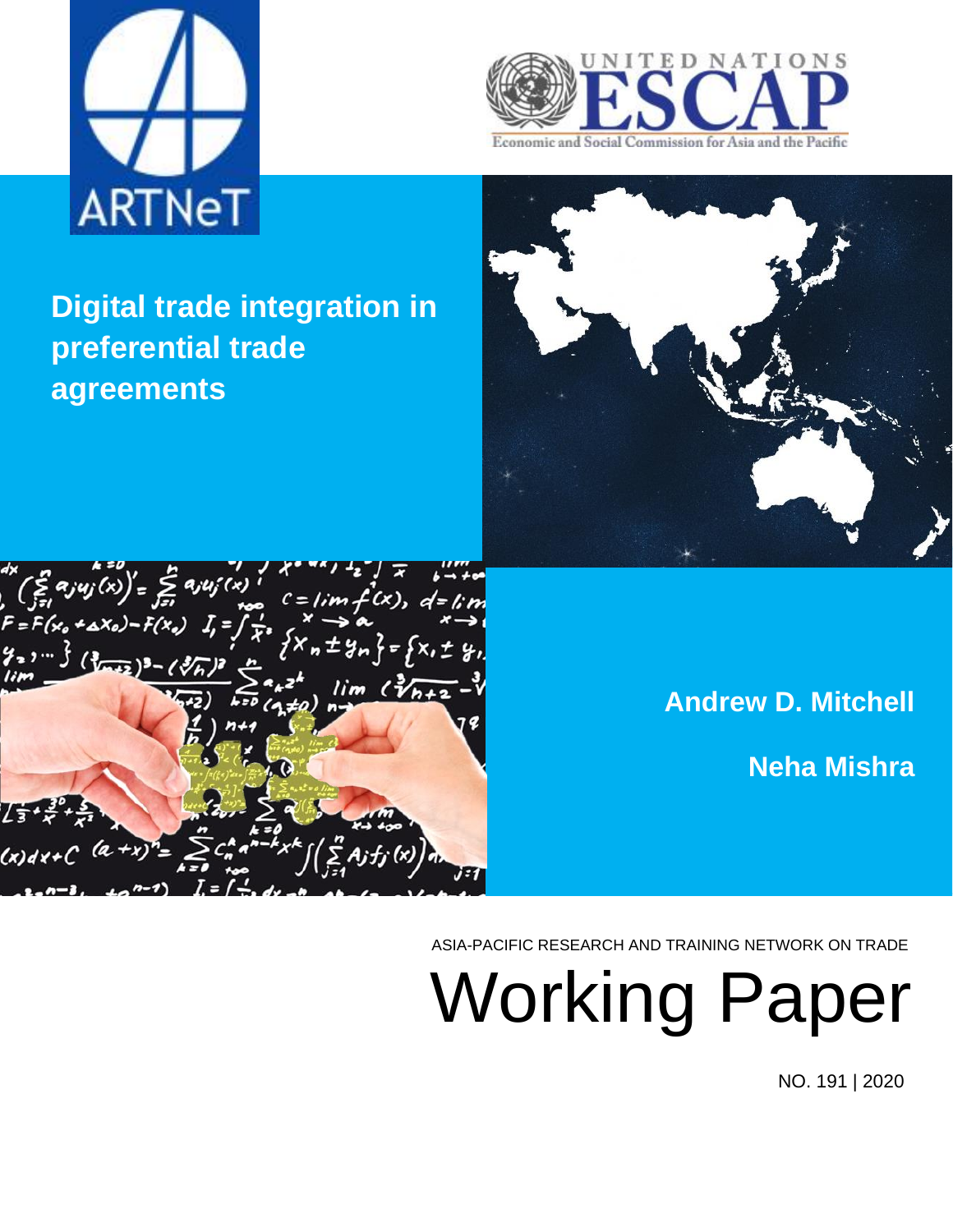ARTNeT

UNITED NATIONS ESCAP

Economic and Social Commission for Asia and the Pacific

# Digital trade integration in preferential trade agreements

**Andrew D. Mitchell**

**Neha Mishra**

ASIA-PACIFIC RESEARCH AND TRAINING NETWORK ON TRADE

# Working Paper

NO. 191 | 2020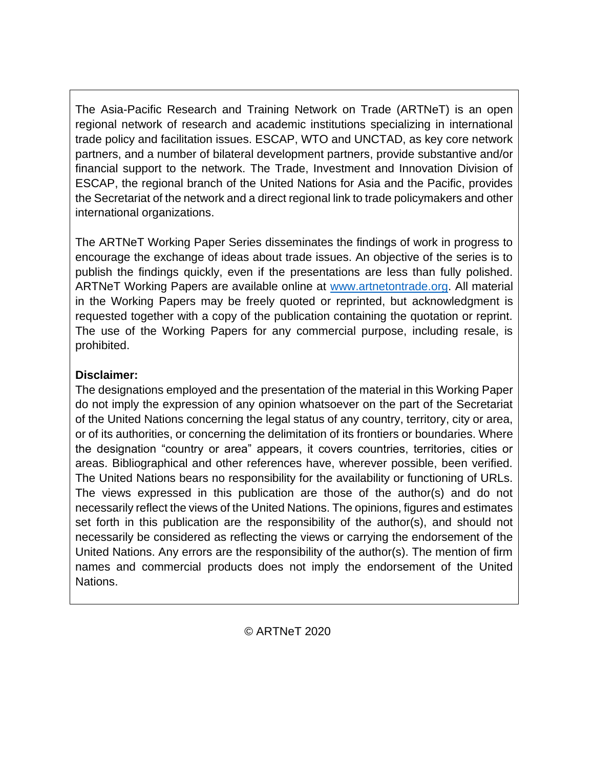The Asia-Pacific Research and Training Network on Trade (ARTNeT) is an open regional network of research and academic institutions specializing in international trade policy and facilitation issues. ESCAP, WTO and UNCTAD, as key core network partners, and a number of bilateral development partners, provide substantive and/or financial support to the network. The Trade, Investment and Innovation Division of ESCAP, the regional branch of the United Nations for Asia and the Pacific, provides the Secretariat of the network and a direct regional link to trade policymakers and other international organizations.

The ARTNeT Working Paper Series disseminates the findings of work in progress to encourage the exchange of ideas about trade issues. An objective of the series is to publish the findings quickly, even if the presentations are less than fully polished. ARTNeT Working Papers are available online at www.artnetontrade.org. All material in the Working Papers may be freely quoted or reprinted, but acknowledgment is requested together with a copy of the publication containing the quotation or reprint. The use of the Working Papers for any commercial purpose, including resale, is prohibited.

**Disclaimer:**
The designations employed and the presentation of the material in this Working Paper do not imply the expression of any opinion whatsoever on the part of the Secretariat of the United Nations concerning the legal status of any country, territory, city or area, or of its authorities, or concerning the delimitation of its frontiers or boundaries. Where the designation "country or area" appears, it covers countries, territories, cities or areas. Bibliographical and other references have, wherever possible, been verified. The United Nations bears no responsibility for the availability or functioning of URLs. The views expressed in this publication are those of the author(s) and do not necessarily reflect the views of the United Nations. The opinions, figures and estimates set forth in this publication are the responsibility of the author(s), and should not necessarily be considered as reflecting the views or carrying the endorsement of the United Nations. Any errors are the responsibility of the author(s). The mention of firm names and commercial products does not imply the endorsement of the United Nations.

© ARTNeT 2020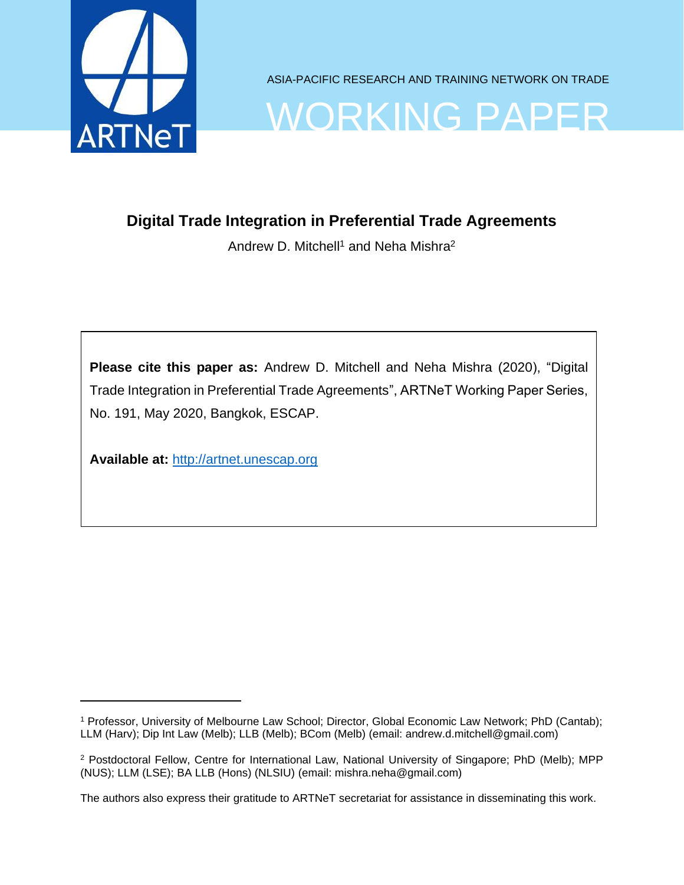ASIA-PACIFIC RESEARCH AND TRAINING NETWORK ON TRADE

WORKING PAPER

# Digital Trade Integration in Preferential Trade Agreements

Andrew D. Mitchell[1] and Neha Mishra[2]

**Please cite this paper as:** Andrew D. Mitchell and Neha Mishra (2020), "Digital Trade Integration in Preferential Trade Agreements", ARTNeT Working Paper Series, No. 191, May 2020, Bangkok, ESCAP.

**Available at:** http://artnet.unescap.org

---

[1] Professor, University of Melbourne Law School; Director, Global Economic Law Network; PhD (Cantab); LLM (Harv); Dip Int Law (Melb); LLB (Melb); BCom (Melb) (email: andrew.d.mitchell@gmail.com)

[2] Postdoctoral Fellow, Centre for International Law, National University of Singapore; PhD (Melb); MPP (NUS); LLM (LSE); BA LLB (Hons) (NLSIU) (email: mishra.neha@gmail.com)

The authors also express their gratitude to ARTNeT secretariat for assistance in disseminating this work.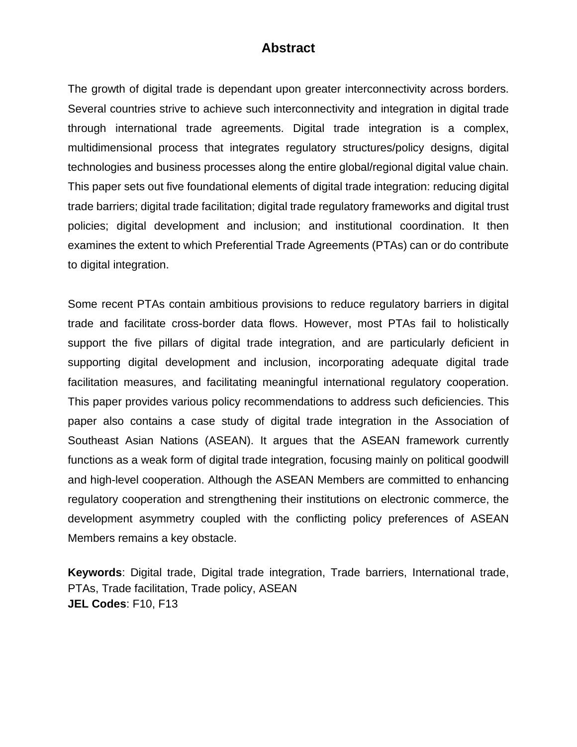# Abstract

The growth of digital trade is dependant upon greater interconnectivity across borders. Several countries strive to achieve such interconnectivity and integration in digital trade through international trade agreements. Digital trade integration is a complex, multidimensional process that integrates regulatory structures/policy designs, digital technologies and business processes along the entire global/regional digital value chain. This paper sets out five foundational elements of digital trade integration: reducing digital trade barriers; digital trade facilitation; digital trade regulatory frameworks and digital trust policies; digital development and inclusion; and institutional coordination. It then examines the extent to which Preferential Trade Agreements (PTAs) can or do contribute to digital integration.

Some recent PTAs contain ambitious provisions to reduce regulatory barriers in digital trade and facilitate cross-border data flows. However, most PTAs fail to holistically support the five pillars of digital trade integration, and are particularly deficient in supporting digital development and inclusion, incorporating adequate digital trade facilitation measures, and facilitating meaningful international regulatory cooperation. This paper provides various policy recommendations to address such deficiencies. This paper also contains a case study of digital trade integration in the Association of Southeast Asian Nations (ASEAN). It argues that the ASEAN framework currently functions as a weak form of digital trade integration, focusing mainly on political goodwill and high-level cooperation. Although the ASEAN Members are committed to enhancing regulatory cooperation and strengthening their institutions on electronic commerce, the development asymmetry coupled with the conflicting policy preferences of ASEAN Members remains a key obstacle.

**Keywords**: Digital trade, Digital trade integration, Trade barriers, International trade, PTAs, Trade facilitation, Trade policy, ASEAN
**JEL Codes**: F10, F13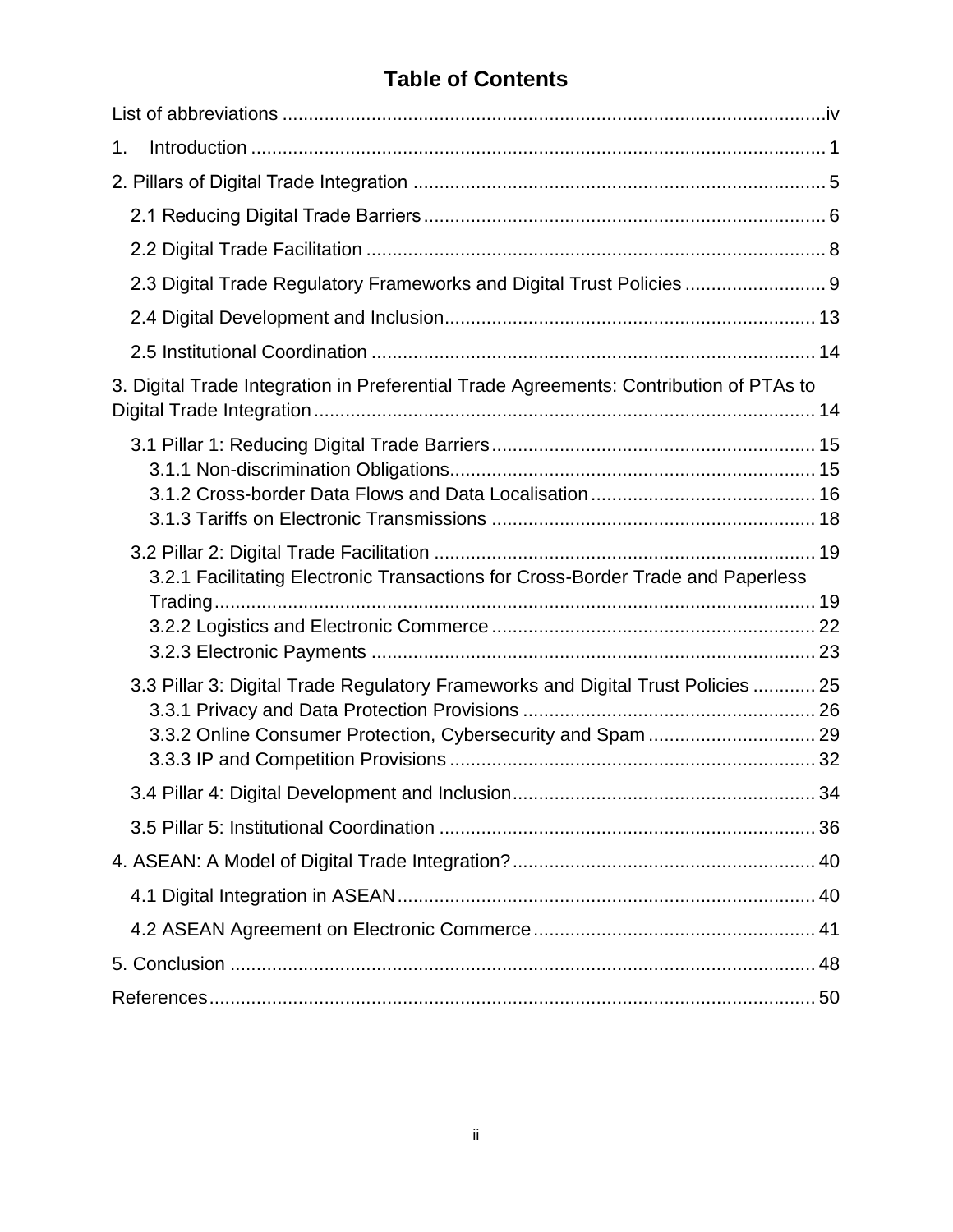# Table of Contents

List of abbreviations .....iv

1. Introduction ..... 1

2. Pillars of Digital Trade Integration ..... 5

- 2.1 Reducing Digital Trade Barriers ..... 6
- 2.2 Digital Trade Facilitation ..... 8
- 2.3 Digital Trade Regulatory Frameworks and Digital Trust Policies ..... 9
- 2.4 Digital Development and Inclusion ..... 13
- 2.5 Institutional Coordination ..... 14

3. Digital Trade Integration in Preferential Trade Agreements: Contribution of PTAs to Digital Trade Integration ..... 14

- 3.1 Pillar 1: Reducing Digital Trade Barriers ..... 15
  - 3.1.1 Non-discrimination Obligations ..... 15
  - 3.1.2 Cross-border Data Flows and Data Localisation ..... 16
  - 3.1.3 Tariffs on Electronic Transmissions ..... 18
- 3.2 Pillar 2: Digital Trade Facilitation ..... 19
  - 3.2.1 Facilitating Electronic Transactions for Cross-Border Trade and Paperless Trading ..... 19
  - 3.2.2 Logistics and Electronic Commerce ..... 22
  - 3.2.3 Electronic Payments ..... 23
- 3.3 Pillar 3: Digital Trade Regulatory Frameworks and Digital Trust Policies ..... 25
  - 3.3.1 Privacy and Data Protection Provisions ..... 26
  - 3.3.2 Online Consumer Protection, Cybersecurity and Spam ..... 29
  - 3.3.3 IP and Competition Provisions ..... 32
- 3.4 Pillar 4: Digital Development and Inclusion ..... 34
- 3.5 Pillar 5: Institutional Coordination ..... 36

4. ASEAN: A Model of Digital Trade Integration? ..... 40

- 4.1 Digital Integration in ASEAN ..... 40
- 4.2 ASEAN Agreement on Electronic Commerce ..... 41

5. Conclusion ..... 48

References ..... 50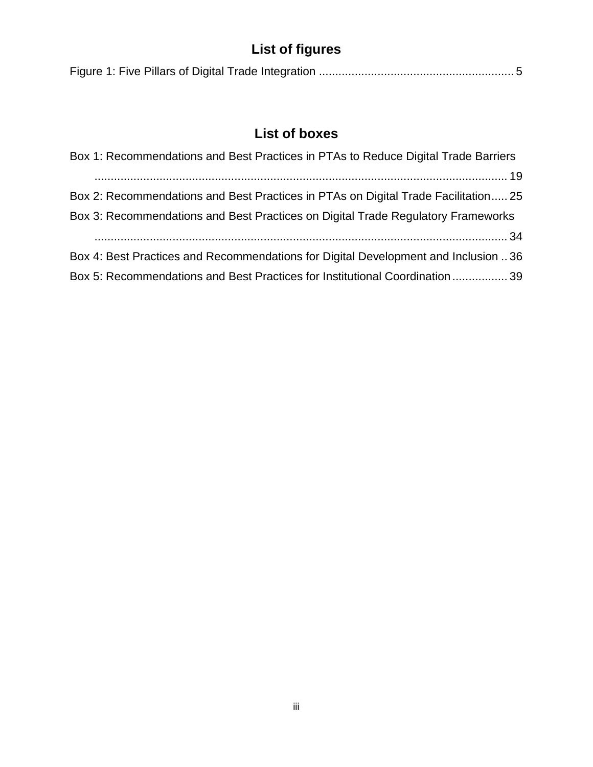## List of figures

Figure 1: Five Pillars of Digital Trade Integration ............................................................ 5

## List of boxes

Box 1: Recommendations and Best Practices in PTAs to Reduce Digital Trade Barriers ................................................................................................................ 19

Box 2: Recommendations and Best Practices in PTAs on Digital Trade Facilitation..... 25

Box 3: Recommendations and Best Practices on Digital Trade Regulatory Frameworks ................................................................................................................ 34

Box 4: Best Practices and Recommendations for Digital Development and Inclusion .. 36

Box 5: Recommendations and Best Practices for Institutional Coordination................. 39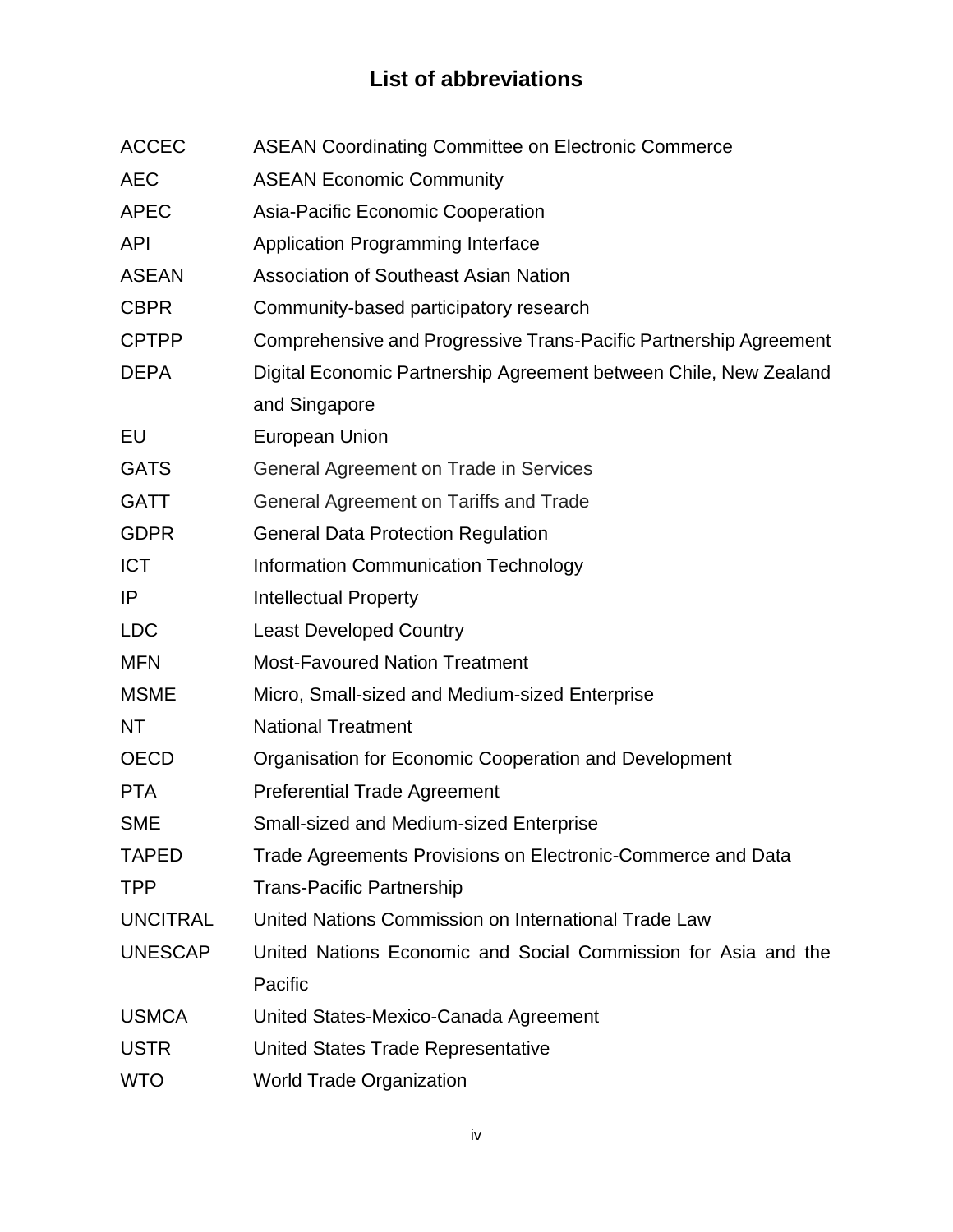# List of abbreviations

| | |
|---|---|
| ACCEC | ASEAN Coordinating Committee on Electronic Commerce |
| AEC | ASEAN Economic Community |
| APEC | Asia-Pacific Economic Cooperation |
| API | Application Programming Interface |
| ASEAN | Association of Southeast Asian Nation |
| CBPR | Community-based participatory research |
| CPTPP | Comprehensive and Progressive Trans-Pacific Partnership Agreement |
| DEPA | Digital Economic Partnership Agreement between Chile, New Zealand and Singapore |
| EU | European Union |
| GATS | General Agreement on Trade in Services |
| GATT | General Agreement on Tariffs and Trade |
| GDPR | General Data Protection Regulation |
| ICT | Information Communication Technology |
| IP | Intellectual Property |
| LDC | Least Developed Country |
| MFN | Most-Favoured Nation Treatment |
| MSME | Micro, Small-sized and Medium-sized Enterprise |
| NT | National Treatment |
| OECD | Organisation for Economic Cooperation and Development |
| PTA | Preferential Trade Agreement |
| SME | Small-sized and Medium-sized Enterprise |
| TAPED | Trade Agreements Provisions on Electronic-Commerce and Data |
| TPP | Trans-Pacific Partnership |
| UNCITRAL | United Nations Commission on International Trade Law |
| UNESCAP | United Nations Economic and Social Commission for Asia and the Pacific |
| USMCA | United States-Mexico-Canada Agreement |
| USTR | United States Trade Representative |
| WTO | World Trade Organization |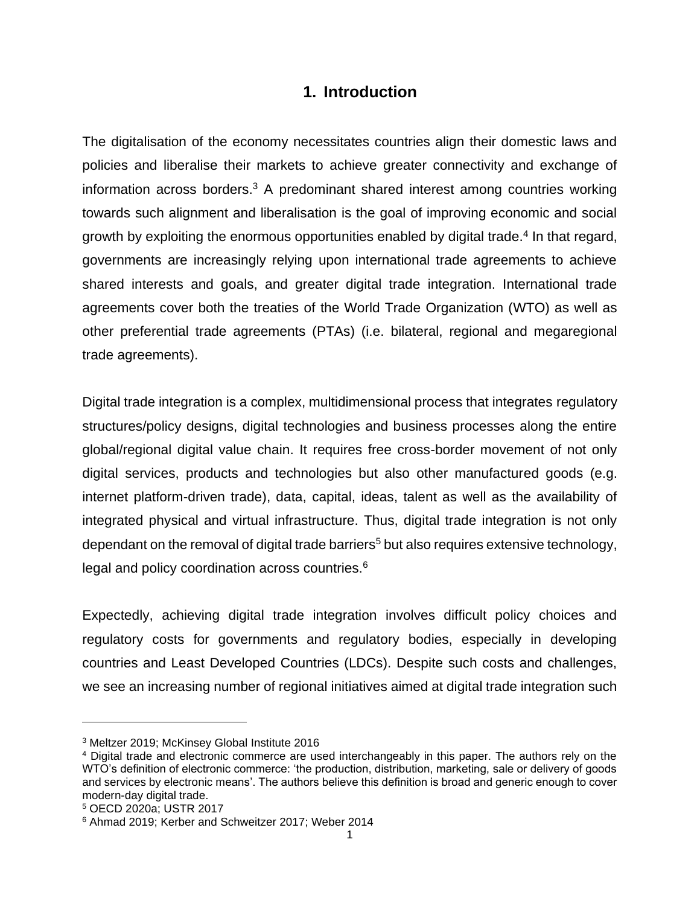# 1. Introduction

The digitalisation of the economy necessitates countries align their domestic laws and policies and liberalise their markets to achieve greater connectivity and exchange of information across borders.[3] A predominant shared interest among countries working towards such alignment and liberalisation is the goal of improving economic and social growth by exploiting the enormous opportunities enabled by digital trade.[4] In that regard, governments are increasingly relying upon international trade agreements to achieve shared interests and goals, and greater digital trade integration. International trade agreements cover both the treaties of the World Trade Organization (WTO) as well as other preferential trade agreements (PTAs) (i.e. bilateral, regional and megaregional trade agreements).

Digital trade integration is a complex, multidimensional process that integrates regulatory structures/policy designs, digital technologies and business processes along the entire global/regional digital value chain. It requires free cross-border movement of not only digital services, products and technologies but also other manufactured goods (e.g. internet platform-driven trade), data, capital, ideas, talent as well as the availability of integrated physical and virtual infrastructure. Thus, digital trade integration is not only dependant on the removal of digital trade barriers[5] but also requires extensive technology, legal and policy coordination across countries.[6]

Expectedly, achieving digital trade integration involves difficult policy choices and regulatory costs for governments and regulatory bodies, especially in developing countries and Least Developed Countries (LDCs). Despite such costs and challenges, we see an increasing number of regional initiatives aimed at digital trade integration such

---

[3] Meltzer 2019; McKinsey Global Institute 2016

[4] Digital trade and electronic commerce are used interchangeably in this paper. The authors rely on the WTO's definition of electronic commerce: 'the production, distribution, marketing, sale or delivery of goods and services by electronic means'. The authors believe this definition is broad and generic enough to cover modern-day digital trade.

[5] OECD 2020a; USTR 2017

[6] Ahmad 2019; Kerber and Schweitzer 2017; Weber 2014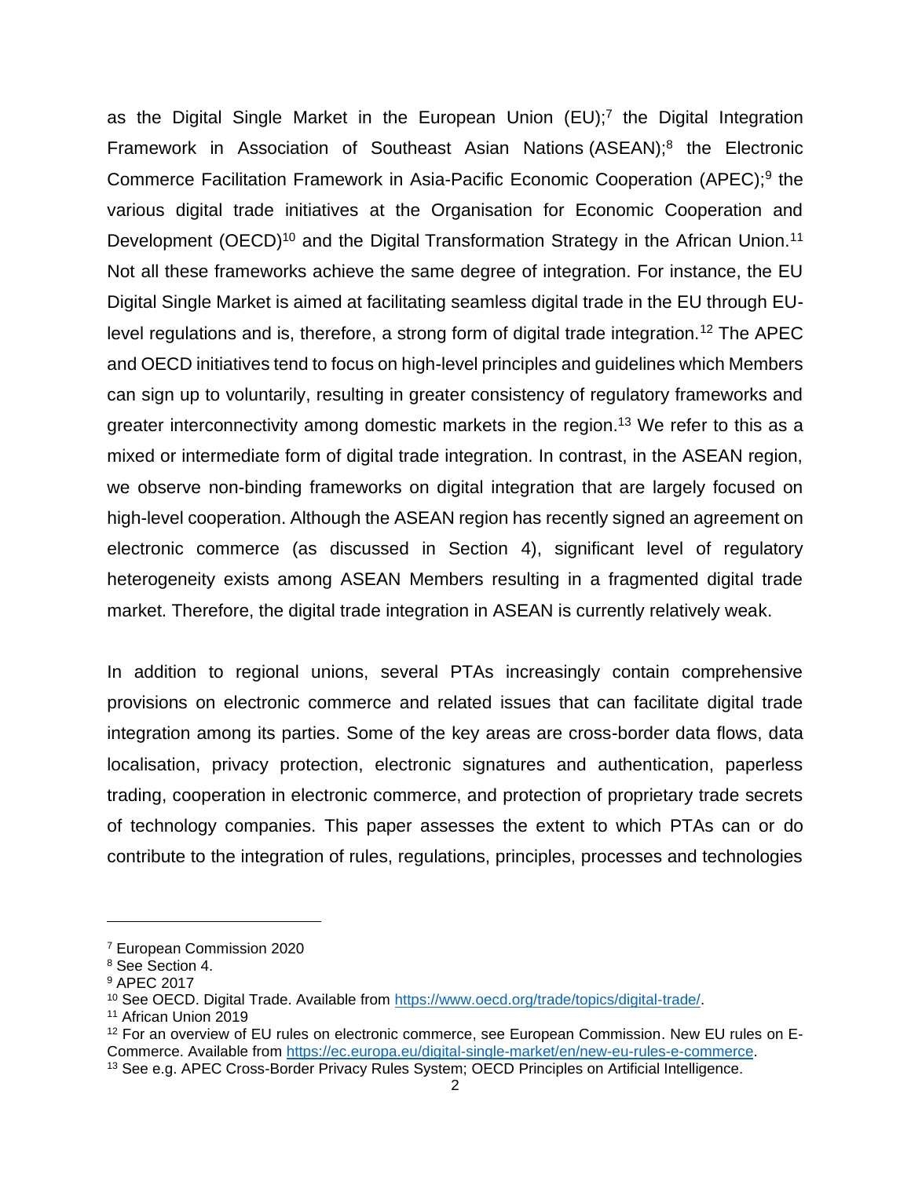as the Digital Single Market in the European Union (EU);[7] the Digital Integration Framework in Association of Southeast Asian Nations (ASEAN);[8] the Electronic Commerce Facilitation Framework in Asia-Pacific Economic Cooperation (APEC);[9] the various digital trade initiatives at the Organisation for Economic Cooperation and Development (OECD)[10] and the Digital Transformation Strategy in the African Union.[11] Not all these frameworks achieve the same degree of integration. For instance, the EU Digital Single Market is aimed at facilitating seamless digital trade in the EU through EU-level regulations and is, therefore, a strong form of digital trade integration.[12] The APEC and OECD initiatives tend to focus on high-level principles and guidelines which Members can sign up to voluntarily, resulting in greater consistency of regulatory frameworks and greater interconnectivity among domestic markets in the region.[13] We refer to this as a mixed or intermediate form of digital trade integration. In contrast, in the ASEAN region, we observe non-binding frameworks on digital integration that are largely focused on high-level cooperation. Although the ASEAN region has recently signed an agreement on electronic commerce (as discussed in Section 4), significant level of regulatory heterogeneity exists among ASEAN Members resulting in a fragmented digital trade market. Therefore, the digital trade integration in ASEAN is currently relatively weak.

In addition to regional unions, several PTAs increasingly contain comprehensive provisions on electronic commerce and related issues that can facilitate digital trade integration among its parties. Some of the key areas are cross-border data flows, data localisation, privacy protection, electronic signatures and authentication, paperless trading, cooperation in electronic commerce, and protection of proprietary trade secrets of technology companies. This paper assesses the extent to which PTAs can or do contribute to the integration of rules, regulations, principles, processes and technologies

---

[7] European Commission 2020

[8] See Section 4.

[9] APEC 2017

[10] See OECD. Digital Trade. Available from https://www.oecd.org/trade/topics/digital-trade/.

[11] African Union 2019

[12] For an overview of EU rules on electronic commerce, see European Commission. New EU rules on E-Commerce. Available from https://ec.europa.eu/digital-single-market/en/new-eu-rules-e-commerce.

[13] See e.g. APEC Cross-Border Privacy Rules System; OECD Principles on Artificial Intelligence.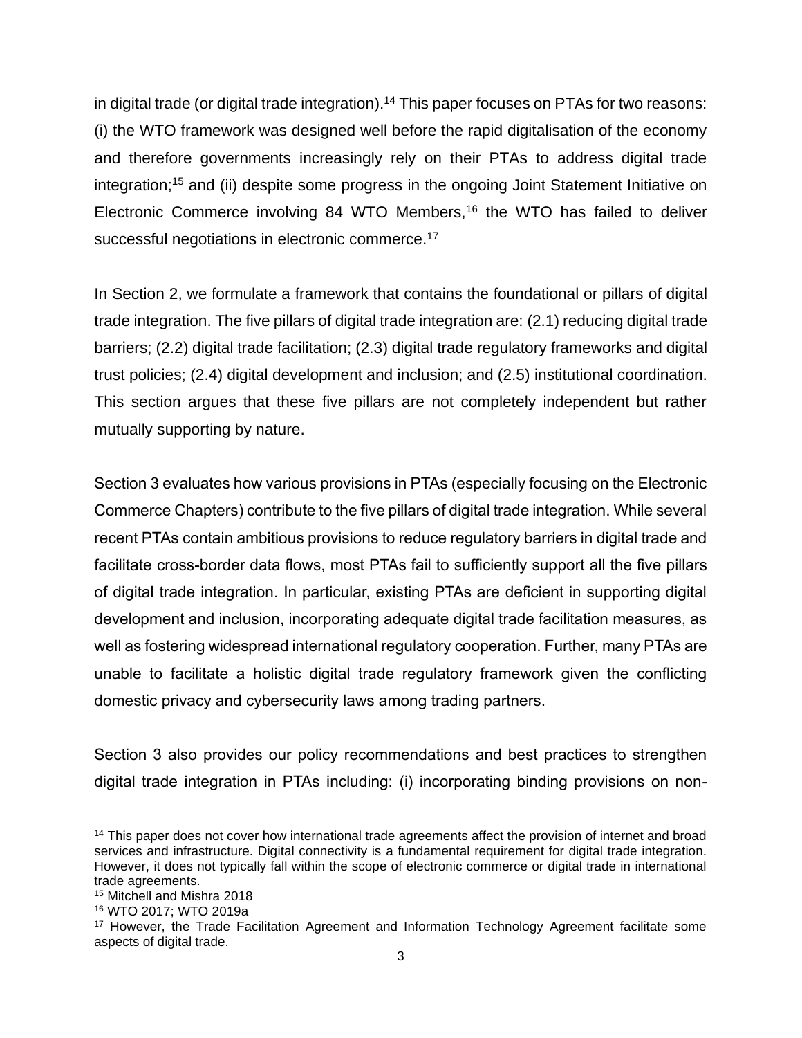in digital trade (or digital trade integration).[14] This paper focuses on PTAs for two reasons: (i) the WTO framework was designed well before the rapid digitalisation of the economy and therefore governments increasingly rely on their PTAs to address digital trade integration;[15] and (ii) despite some progress in the ongoing Joint Statement Initiative on Electronic Commerce involving 84 WTO Members,[16] the WTO has failed to deliver successful negotiations in electronic commerce.[17]

In Section 2, we formulate a framework that contains the foundational or pillars of digital trade integration. The five pillars of digital trade integration are: (2.1) reducing digital trade barriers; (2.2) digital trade facilitation; (2.3) digital trade regulatory frameworks and digital trust policies; (2.4) digital development and inclusion; and (2.5) institutional coordination. This section argues that these five pillars are not completely independent but rather mutually supporting by nature.

Section 3 evaluates how various provisions in PTAs (especially focusing on the Electronic Commerce Chapters) contribute to the five pillars of digital trade integration. While several recent PTAs contain ambitious provisions to reduce regulatory barriers in digital trade and facilitate cross-border data flows, most PTAs fail to sufficiently support all the five pillars of digital trade integration. In particular, existing PTAs are deficient in supporting digital development and inclusion, incorporating adequate digital trade facilitation measures, as well as fostering widespread international regulatory cooperation. Further, many PTAs are unable to facilitate a holistic digital trade regulatory framework given the conflicting domestic privacy and cybersecurity laws among trading partners.

Section 3 also provides our policy recommendations and best practices to strengthen digital trade integration in PTAs including: (i) incorporating binding provisions on non-

---

[14] This paper does not cover how international trade agreements affect the provision of internet and broad services and infrastructure. Digital connectivity is a fundamental requirement for digital trade integration. However, it does not typically fall within the scope of electronic commerce or digital trade in international trade agreements.

[15] Mitchell and Mishra 2018

[16] WTO 2017; WTO 2019a

[17] However, the Trade Facilitation Agreement and Information Technology Agreement facilitate some aspects of digital trade.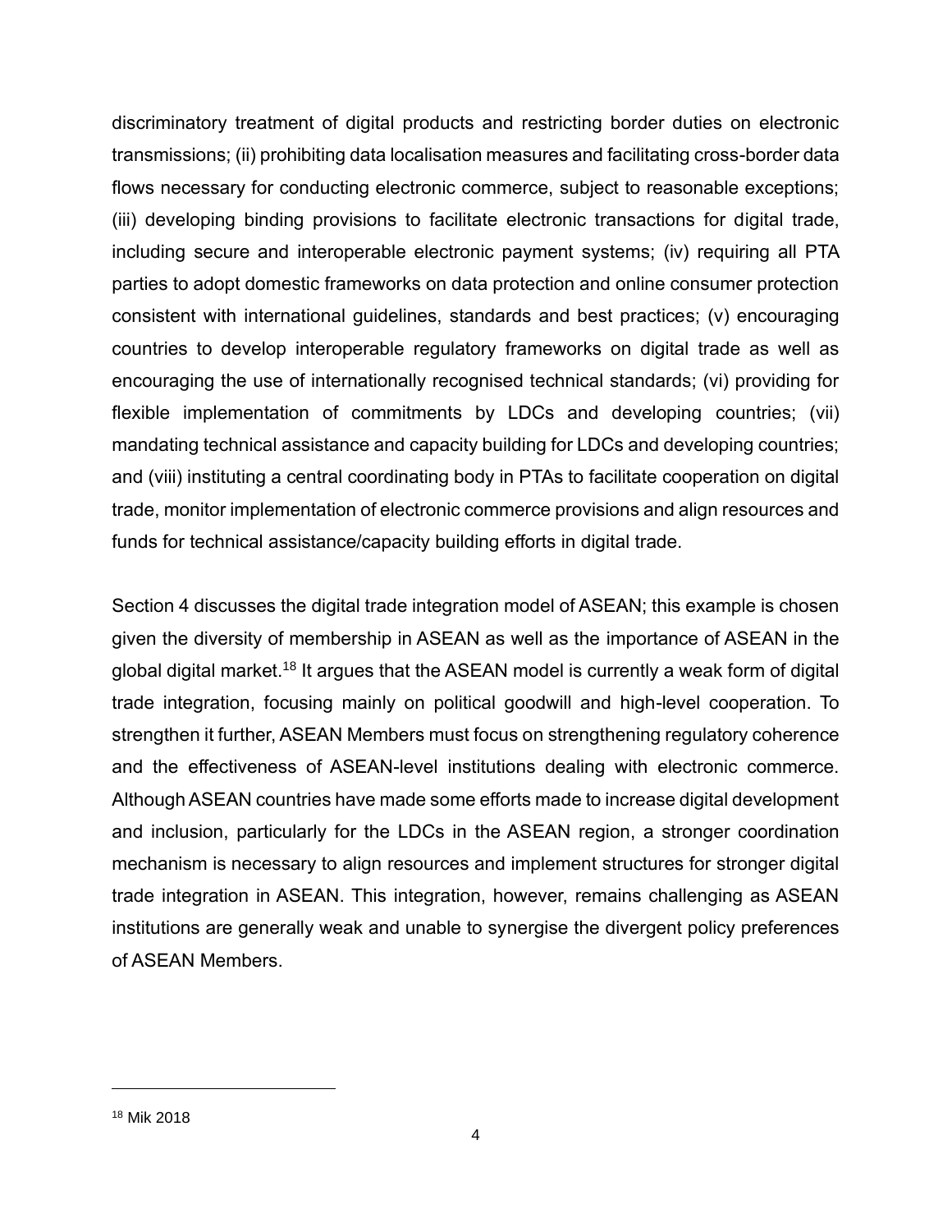discriminatory treatment of digital products and restricting border duties on electronic transmissions; (ii) prohibiting data localisation measures and facilitating cross-border data flows necessary for conducting electronic commerce, subject to reasonable exceptions; (iii) developing binding provisions to facilitate electronic transactions for digital trade, including secure and interoperable electronic payment systems; (iv) requiring all PTA parties to adopt domestic frameworks on data protection and online consumer protection consistent with international guidelines, standards and best practices; (v) encouraging countries to develop interoperable regulatory frameworks on digital trade as well as encouraging the use of internationally recognised technical standards; (vi) providing for flexible implementation of commitments by LDCs and developing countries; (vii) mandating technical assistance and capacity building for LDCs and developing countries; and (viii) instituting a central coordinating body in PTAs to facilitate cooperation on digital trade, monitor implementation of electronic commerce provisions and align resources and funds for technical assistance/capacity building efforts in digital trade.

Section 4 discusses the digital trade integration model of ASEAN; this example is chosen given the diversity of membership in ASEAN as well as the importance of ASEAN in the global digital market.[18] It argues that the ASEAN model is currently a weak form of digital trade integration, focusing mainly on political goodwill and high-level cooperation. To strengthen it further, ASEAN Members must focus on strengthening regulatory coherence and the effectiveness of ASEAN-level institutions dealing with electronic commerce. Although ASEAN countries have made some efforts made to increase digital development and inclusion, particularly for the LDCs in the ASEAN region, a stronger coordination mechanism is necessary to align resources and implement structures for stronger digital trade integration in ASEAN. This integration, however, remains challenging as ASEAN institutions are generally weak and unable to synergise the divergent policy preferences of ASEAN Members.

[18] Mik 2018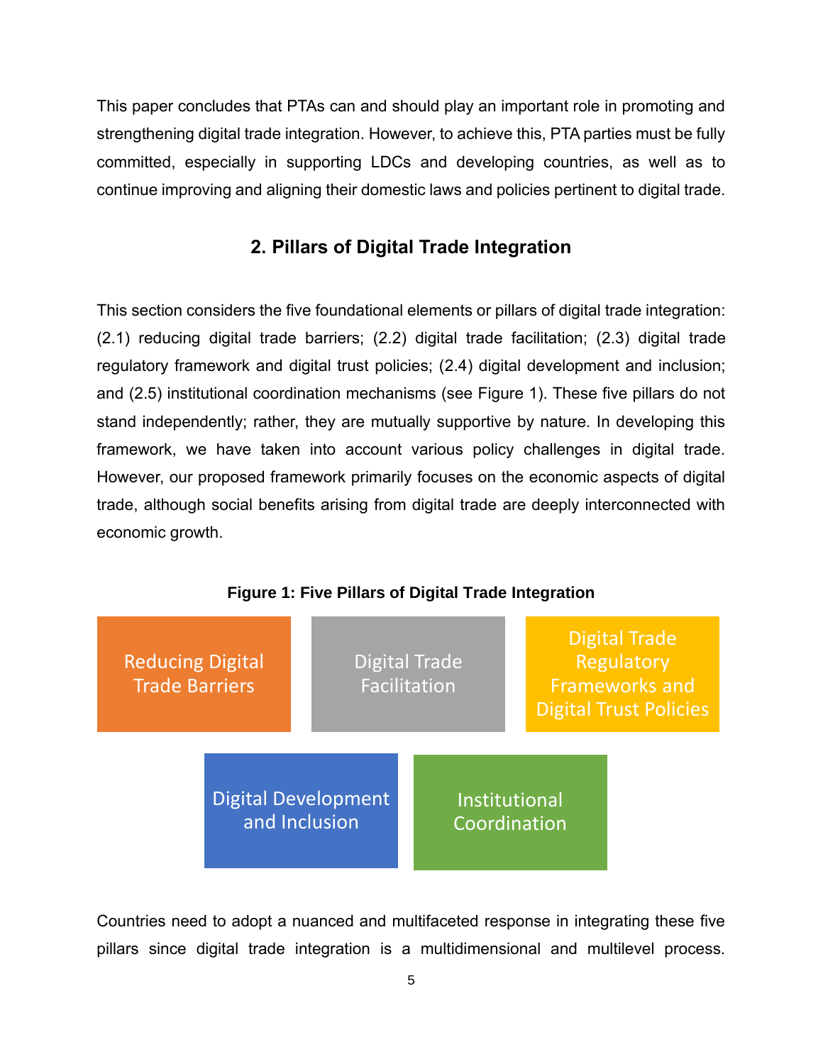This paper concludes that PTAs can and should play an important role in promoting and strengthening digital trade integration. However, to achieve this, PTA parties must be fully committed, especially in supporting LDCs and developing countries, as well as to continue improving and aligning their domestic laws and policies pertinent to digital trade.

## 2. Pillars of Digital Trade Integration

This section considers the five foundational elements or pillars of digital trade integration: (2.1) reducing digital trade barriers; (2.2) digital trade facilitation; (2.3) digital trade regulatory framework and digital trust policies; (2.4) digital development and inclusion; and (2.5) institutional coordination mechanisms (see Figure 1). These five pillars do not stand independently; rather, they are mutually supportive by nature. In developing this framework, we have taken into account various policy challenges in digital trade. However, our proposed framework primarily focuses on the economic aspects of digital trade, although social benefits arising from digital trade are deeply interconnected with economic growth.

**Figure 1: Five Pillars of Digital Trade Integration**

- Reducing Digital Trade Barriers
- Digital Trade Facilitation
- Digital Trade Regulatory Frameworks and Digital Trust Policies
- Digital Development and Inclusion
- Institutional Coordination

Countries need to adopt a nuanced and multifaceted response in integrating these five pillars since digital trade integration is a multidimensional and multilevel process.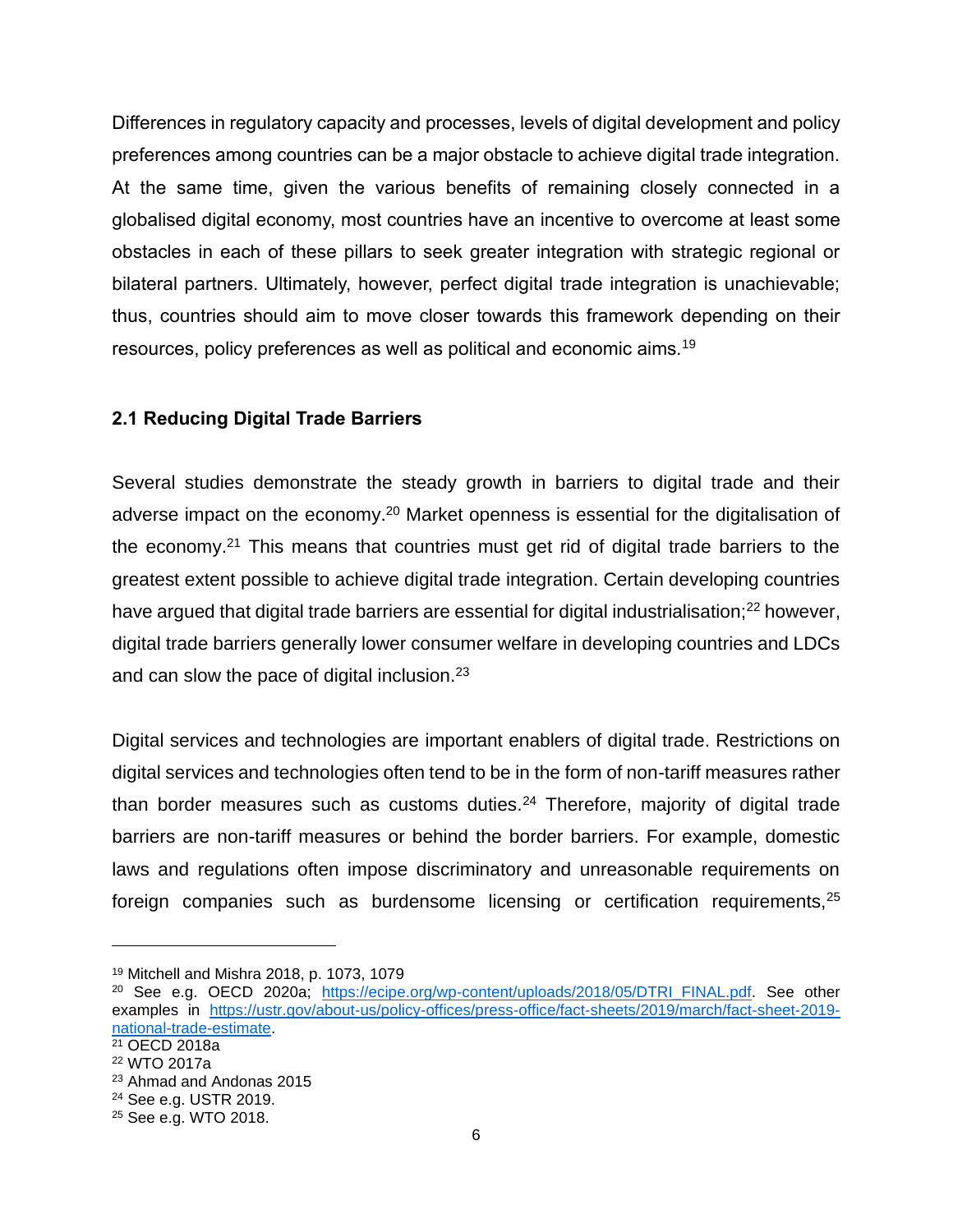Differences in regulatory capacity and processes, levels of digital development and policy preferences among countries can be a major obstacle to achieve digital trade integration. At the same time, given the various benefits of remaining closely connected in a globalised digital economy, most countries have an incentive to overcome at least some obstacles in each of these pillars to seek greater integration with strategic regional or bilateral partners. Ultimately, however, perfect digital trade integration is unachievable; thus, countries should aim to move closer towards this framework depending on their resources, policy preferences as well as political and economic aims.[19]

### 2.1 Reducing Digital Trade Barriers

Several studies demonstrate the steady growth in barriers to digital trade and their adverse impact on the economy.[20] Market openness is essential for the digitalisation of the economy.[21] This means that countries must get rid of digital trade barriers to the greatest extent possible to achieve digital trade integration. Certain developing countries have argued that digital trade barriers are essential for digital industrialisation;[22] however, digital trade barriers generally lower consumer welfare in developing countries and LDCs and can slow the pace of digital inclusion.[23]

Digital services and technologies are important enablers of digital trade. Restrictions on digital services and technologies often tend to be in the form of non-tariff measures rather than border measures such as customs duties.[24] Therefore, majority of digital trade barriers are non-tariff measures or behind the border barriers. For example, domestic laws and regulations often impose discriminatory and unreasonable requirements on foreign companies such as burdensome licensing or certification requirements,[25]

---

[19] Mitchell and Mishra 2018, p. 1073, 1079

[20] See e.g. OECD 2020a; https://ecipe.org/wp-content/uploads/2018/05/DTRI_FINAL.pdf. See other examples in https://ustr.gov/about-us/policy-offices/press-office/fact-sheets/2019/march/fact-sheet-2019-national-trade-estimate.

[21] OECD 2018a

[22] WTO 2017a

[23] Ahmad and Andonas 2015

[24] See e.g. USTR 2019.

[25] See e.g. WTO 2018.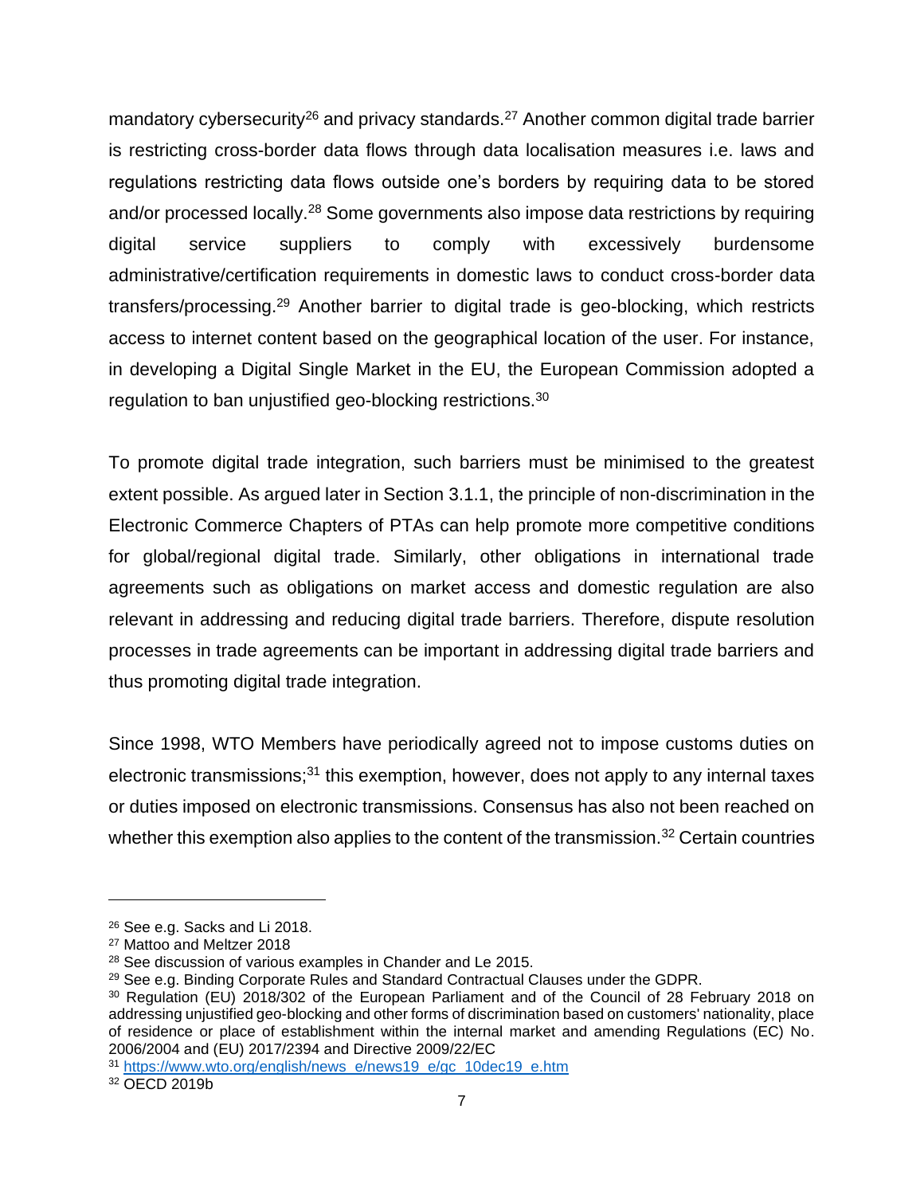mandatory cybersecurity[26] and privacy standards.[27] Another common digital trade barrier is restricting cross-border data flows through data localisation measures i.e. laws and regulations restricting data flows outside one's borders by requiring data to be stored and/or processed locally.[28] Some governments also impose data restrictions by requiring digital service suppliers to comply with excessively burdensome administrative/certification requirements in domestic laws to conduct cross-border data transfers/processing.[29] Another barrier to digital trade is geo-blocking, which restricts access to internet content based on the geographical location of the user. For instance, in developing a Digital Single Market in the EU, the European Commission adopted a regulation to ban unjustified geo-blocking restrictions.[30]

To promote digital trade integration, such barriers must be minimised to the greatest extent possible. As argued later in Section 3.1.1, the principle of non-discrimination in the Electronic Commerce Chapters of PTAs can help promote more competitive conditions for global/regional digital trade. Similarly, other obligations in international trade agreements such as obligations on market access and domestic regulation are also relevant in addressing and reducing digital trade barriers. Therefore, dispute resolution processes in trade agreements can be important in addressing digital trade barriers and thus promoting digital trade integration.

Since 1998, WTO Members have periodically agreed not to impose customs duties on electronic transmissions;[31] this exemption, however, does not apply to any internal taxes or duties imposed on electronic transmissions. Consensus has also not been reached on whether this exemption also applies to the content of the transmission.[32] Certain countries

---

[26] See e.g. Sacks and Li 2018.

[27] Mattoo and Meltzer 2018

[28] See discussion of various examples in Chander and Le 2015.

[29] See e.g. Binding Corporate Rules and Standard Contractual Clauses under the GDPR.

[30] Regulation (EU) 2018/302 of the European Parliament and of the Council of 28 February 2018 on addressing unjustified geo-blocking and other forms of discrimination based on customers' nationality, place of residence or place of establishment within the internal market and amending Regulations (EC) No. 2006/2004 and (EU) 2017/2394 and Directive 2009/22/EC

[31] https://www.wto.org/english/news_e/news19_e/gc_10dec19_e.htm

[32] OECD 2019b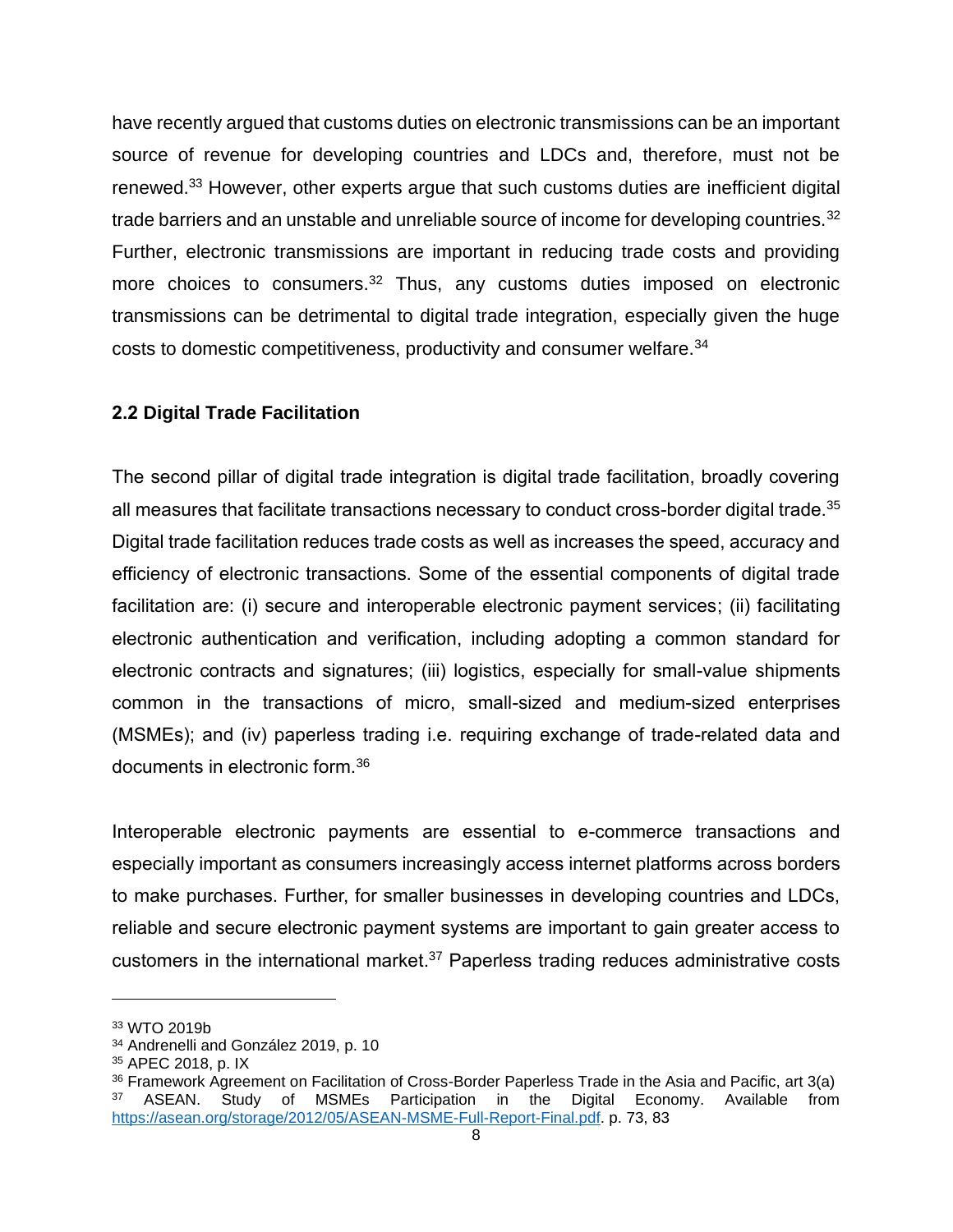have recently argued that customs duties on electronic transmissions can be an important source of revenue for developing countries and LDCs and, therefore, must not be renewed.[33] However, other experts argue that such customs duties are inefficient digital trade barriers and an unstable and unreliable source of income for developing countries.[32] Further, electronic transmissions are important in reducing trade costs and providing more choices to consumers.[32] Thus, any customs duties imposed on electronic transmissions can be detrimental to digital trade integration, especially given the huge costs to domestic competitiveness, productivity and consumer welfare.[34]

### 2.2 Digital Trade Facilitation

The second pillar of digital trade integration is digital trade facilitation, broadly covering all measures that facilitate transactions necessary to conduct cross-border digital trade.[35] Digital trade facilitation reduces trade costs as well as increases the speed, accuracy and efficiency of electronic transactions. Some of the essential components of digital trade facilitation are: (i) secure and interoperable electronic payment services; (ii) facilitating electronic authentication and verification, including adopting a common standard for electronic contracts and signatures; (iii) logistics, especially for small-value shipments common in the transactions of micro, small-sized and medium-sized enterprises (MSMEs); and (iv) paperless trading i.e. requiring exchange of trade-related data and documents in electronic form.[36]

Interoperable electronic payments are essential to e-commerce transactions and especially important as consumers increasingly access internet platforms across borders to make purchases. Further, for smaller businesses in developing countries and LDCs, reliable and secure electronic payment systems are important to gain greater access to customers in the international market.[37] Paperless trading reduces administrative costs

---

[33] WTO 2019b

[34] Andrenelli and González 2019, p. 10

[35] APEC 2018, p. IX

[36] Framework Agreement on Facilitation of Cross-Border Paperless Trade in the Asia and Pacific, art 3(a)

[37] ASEAN. Study of MSMEs Participation in the Digital Economy. Available from https://asean.org/storage/2012/05/ASEAN-MSME-Full-Report-Final.pdf. p. 73, 83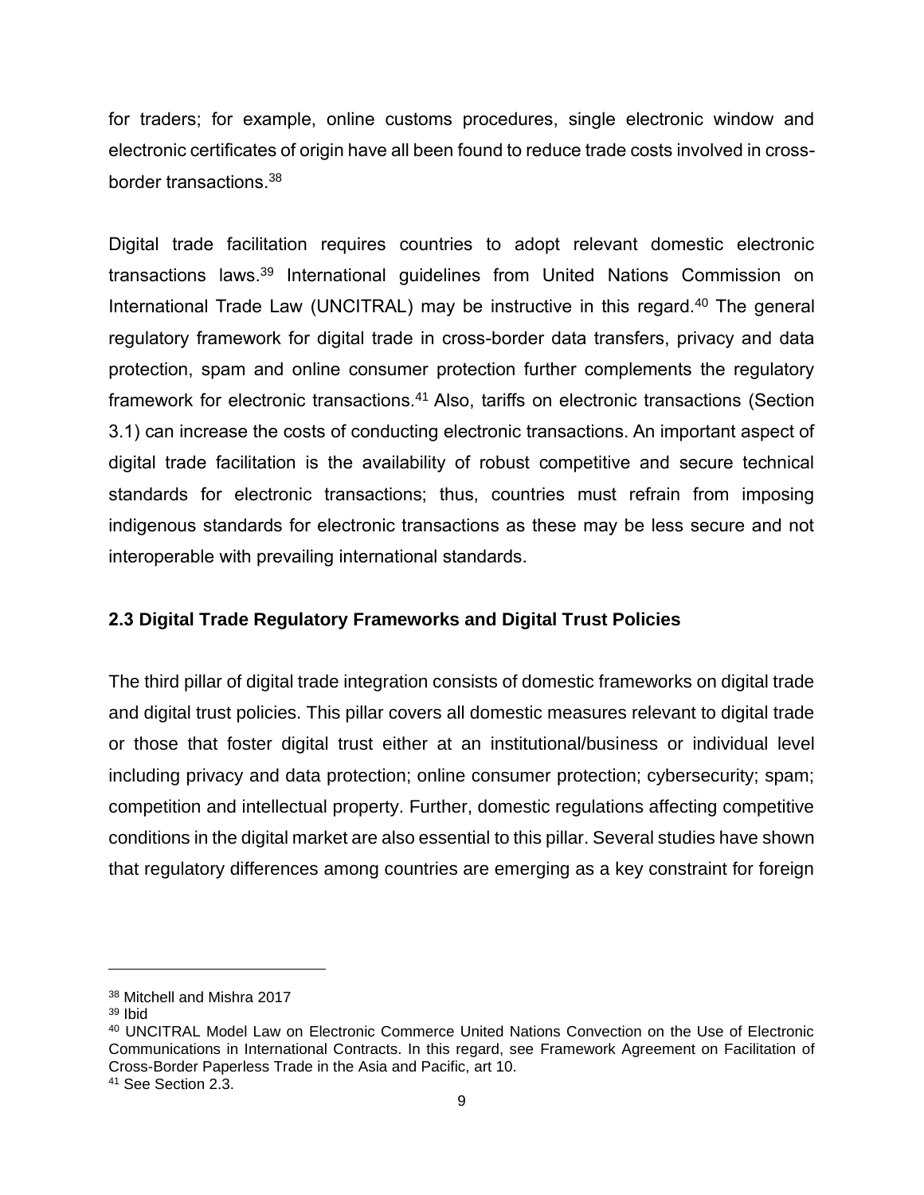for traders; for example, online customs procedures, single electronic window and electronic certificates of origin have all been found to reduce trade costs involved in cross-border transactions.[38]

Digital trade facilitation requires countries to adopt relevant domestic electronic transactions laws.[39] International guidelines from United Nations Commission on International Trade Law (UNCITRAL) may be instructive in this regard.[40] The general regulatory framework for digital trade in cross-border data transfers, privacy and data protection, spam and online consumer protection further complements the regulatory framework for electronic transactions.[41] Also, tariffs on electronic transactions (Section 3.1) can increase the costs of conducting electronic transactions. An important aspect of digital trade facilitation is the availability of robust competitive and secure technical standards for electronic transactions; thus, countries must refrain from imposing indigenous standards for electronic transactions as these may be less secure and not interoperable with prevailing international standards.

### 2.3 Digital Trade Regulatory Frameworks and Digital Trust Policies

The third pillar of digital trade integration consists of domestic frameworks on digital trade and digital trust policies. This pillar covers all domestic measures relevant to digital trade or those that foster digital trust either at an institutional/business or individual level including privacy and data protection; online consumer protection; cybersecurity; spam; competition and intellectual property. Further, domestic regulations affecting competitive conditions in the digital market are also essential to this pillar. Several studies have shown that regulatory differences among countries are emerging as a key constraint for foreign

---

[38] Mitchell and Mishra 2017

[39] Ibid

[40] UNCITRAL Model Law on Electronic Commerce United Nations Convection on the Use of Electronic Communications in International Contracts. In this regard, see Framework Agreement on Facilitation of Cross-Border Paperless Trade in the Asia and Pacific, art 10.

[41] See Section 2.3.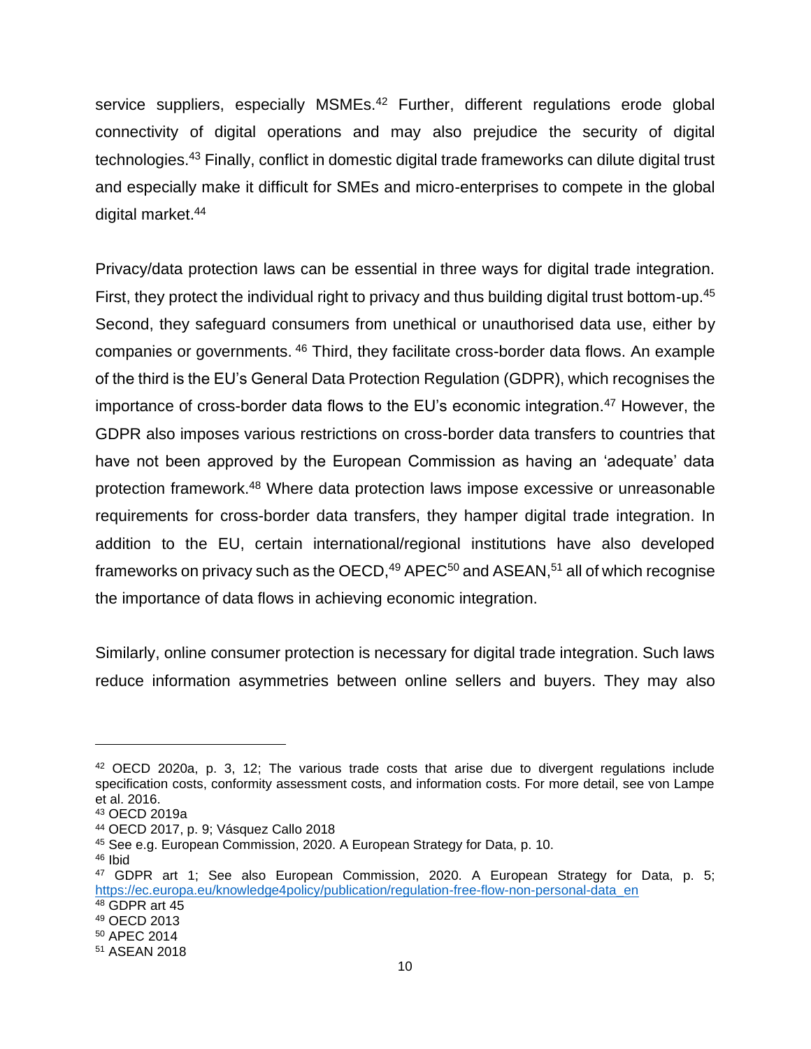service suppliers, especially MSMEs.[42] Further, different regulations erode global connectivity of digital operations and may also prejudice the security of digital technologies.[43] Finally, conflict in domestic digital trade frameworks can dilute digital trust and especially make it difficult for SMEs and micro-enterprises to compete in the global digital market.[44]

Privacy/data protection laws can be essential in three ways for digital trade integration. First, they protect the individual right to privacy and thus building digital trust bottom-up.[45] Second, they safeguard consumers from unethical or unauthorised data use, either by companies or governments. [46] Third, they facilitate cross-border data flows. An example of the third is the EU's General Data Protection Regulation (GDPR), which recognises the importance of cross-border data flows to the EU's economic integration.[47] However, the GDPR also imposes various restrictions on cross-border data transfers to countries that have not been approved by the European Commission as having an 'adequate' data protection framework.[48] Where data protection laws impose excessive or unreasonable requirements for cross-border data transfers, they hamper digital trade integration. In addition to the EU, certain international/regional institutions have also developed frameworks on privacy such as the OECD,[49] APEC[50] and ASEAN,[51] all of which recognise the importance of data flows in achieving economic integration.

Similarly, online consumer protection is necessary for digital trade integration. Such laws reduce information asymmetries between online sellers and buyers. They may also

---

[42] OECD 2020a, p. 3, 12; The various trade costs that arise due to divergent regulations include specification costs, conformity assessment costs, and information costs. For more detail, see von Lampe et al. 2016.

[43] OECD 2019a

[44] OECD 2017, p. 9; Vásquez Callo 2018

[45] See e.g. European Commission, 2020. A European Strategy for Data, p. 10.

[46] Ibid

[47] GDPR art 1; See also European Commission, 2020. A European Strategy for Data, p. 5; https://ec.europa.eu/knowledge4policy/publication/regulation-free-flow-non-personal-data_en

[48] GDPR art 45

[49] OECD 2013

[50] APEC 2014

[51] ASEAN 2018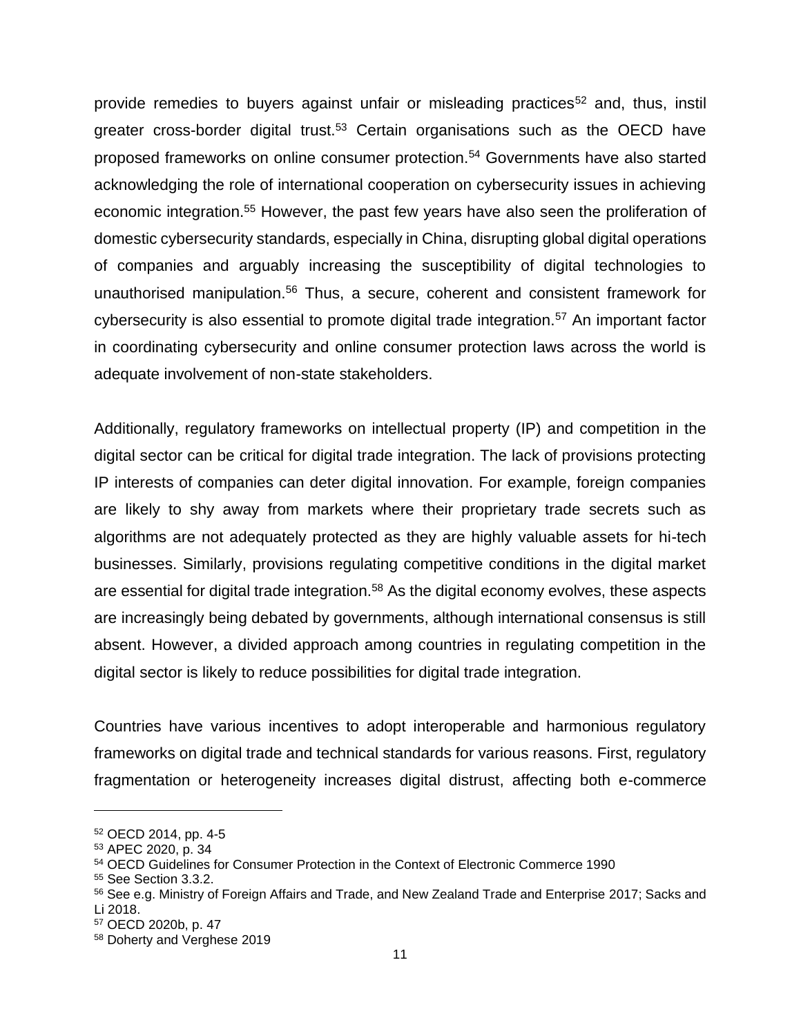provide remedies to buyers against unfair or misleading practices[52] and, thus, instil greater cross-border digital trust.[53] Certain organisations such as the OECD have proposed frameworks on online consumer protection.[54] Governments have also started acknowledging the role of international cooperation on cybersecurity issues in achieving economic integration.[55] However, the past few years have also seen the proliferation of domestic cybersecurity standards, especially in China, disrupting global digital operations of companies and arguably increasing the susceptibility of digital technologies to unauthorised manipulation.[56] Thus, a secure, coherent and consistent framework for cybersecurity is also essential to promote digital trade integration.[57] An important factor in coordinating cybersecurity and online consumer protection laws across the world is adequate involvement of non-state stakeholders.

Additionally, regulatory frameworks on intellectual property (IP) and competition in the digital sector can be critical for digital trade integration. The lack of provisions protecting IP interests of companies can deter digital innovation. For example, foreign companies are likely to shy away from markets where their proprietary trade secrets such as algorithms are not adequately protected as they are highly valuable assets for hi-tech businesses. Similarly, provisions regulating competitive conditions in the digital market are essential for digital trade integration.[58] As the digital economy evolves, these aspects are increasingly being debated by governments, although international consensus is still absent. However, a divided approach among countries in regulating competition in the digital sector is likely to reduce possibilities for digital trade integration.

Countries have various incentives to adopt interoperable and harmonious regulatory frameworks on digital trade and technical standards for various reasons. First, regulatory fragmentation or heterogeneity increases digital distrust, affecting both e-commerce

---

[52] OECD 2014, pp. 4-5

[53] APEC 2020, p. 34

[54] OECD Guidelines for Consumer Protection in the Context of Electronic Commerce 1990

[55] See Section 3.3.2.

[56] See e.g. Ministry of Foreign Affairs and Trade, and New Zealand Trade and Enterprise 2017; Sacks and Li 2018.

[57] OECD 2020b, p. 47

[58] Doherty and Verghese 2019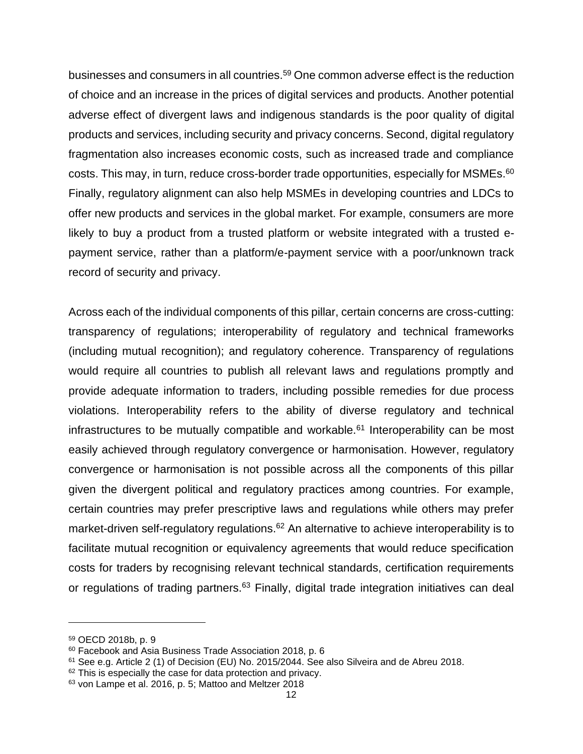businesses and consumers in all countries.[59] One common adverse effect is the reduction of choice and an increase in the prices of digital services and products. Another potential adverse effect of divergent laws and indigenous standards is the poor quality of digital products and services, including security and privacy concerns. Second, digital regulatory fragmentation also increases economic costs, such as increased trade and compliance costs. This may, in turn, reduce cross-border trade opportunities, especially for MSMEs.[60] Finally, regulatory alignment can also help MSMEs in developing countries and LDCs to offer new products and services in the global market. For example, consumers are more likely to buy a product from a trusted platform or website integrated with a trusted e-payment service, rather than a platform/e-payment service with a poor/unknown track record of security and privacy.

Across each of the individual components of this pillar, certain concerns are cross-cutting: transparency of regulations; interoperability of regulatory and technical frameworks (including mutual recognition); and regulatory coherence. Transparency of regulations would require all countries to publish all relevant laws and regulations promptly and provide adequate information to traders, including possible remedies for due process violations. Interoperability refers to the ability of diverse regulatory and technical infrastructures to be mutually compatible and workable.[61] Interoperability can be most easily achieved through regulatory convergence or harmonisation. However, regulatory convergence or harmonisation is not possible across all the components of this pillar given the divergent political and regulatory practices among countries. For example, certain countries may prefer prescriptive laws and regulations while others may prefer market-driven self-regulatory regulations.[62] An alternative to achieve interoperability is to facilitate mutual recognition or equivalency agreements that would reduce specification costs for traders by recognising relevant technical standards, certification requirements or regulations of trading partners.[63] Finally, digital trade integration initiatives can deal

---

[59] OECD 2018b, p. 9

[60] Facebook and Asia Business Trade Association 2018, p. 6

[61] See e.g. Article 2 (1) of Decision (EU) No. 2015/2044. See also Silveira and de Abreu 2018.

[62] This is especially the case for data protection and privacy.

[63] von Lampe et al. 2016, p. 5; Mattoo and Meltzer 2018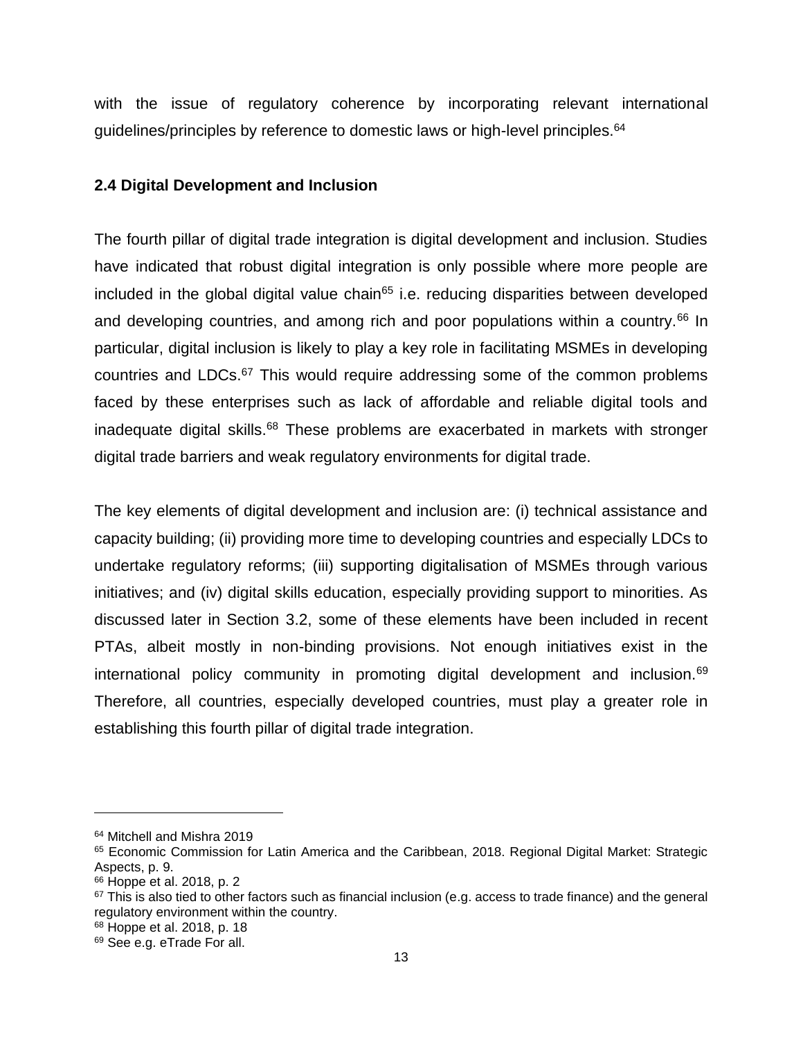with the issue of regulatory coherence by incorporating relevant international guidelines/principles by reference to domestic laws or high-level principles.[64]

### 2.4 Digital Development and Inclusion

The fourth pillar of digital trade integration is digital development and inclusion. Studies have indicated that robust digital integration is only possible where more people are included in the global digital value chain[65] i.e. reducing disparities between developed and developing countries, and among rich and poor populations within a country.[66] In particular, digital inclusion is likely to play a key role in facilitating MSMEs in developing countries and LDCs.[67] This would require addressing some of the common problems faced by these enterprises such as lack of affordable and reliable digital tools and inadequate digital skills.[68] These problems are exacerbated in markets with stronger digital trade barriers and weak regulatory environments for digital trade.

The key elements of digital development and inclusion are: (i) technical assistance and capacity building; (ii) providing more time to developing countries and especially LDCs to undertake regulatory reforms; (iii) supporting digitalisation of MSMEs through various initiatives; and (iv) digital skills education, especially providing support to minorities. As discussed later in Section 3.2, some of these elements have been included in recent PTAs, albeit mostly in non-binding provisions. Not enough initiatives exist in the international policy community in promoting digital development and inclusion.[69] Therefore, all countries, especially developed countries, must play a greater role in establishing this fourth pillar of digital trade integration.

---

[64] Mitchell and Mishra 2019

[65] Economic Commission for Latin America and the Caribbean, 2018. Regional Digital Market: Strategic Aspects, p. 9.

[66] Hoppe et al. 2018, p. 2

[67] This is also tied to other factors such as financial inclusion (e.g. access to trade finance) and the general regulatory environment within the country.

[68] Hoppe et al. 2018, p. 18

[69] See e.g. eTrade For all.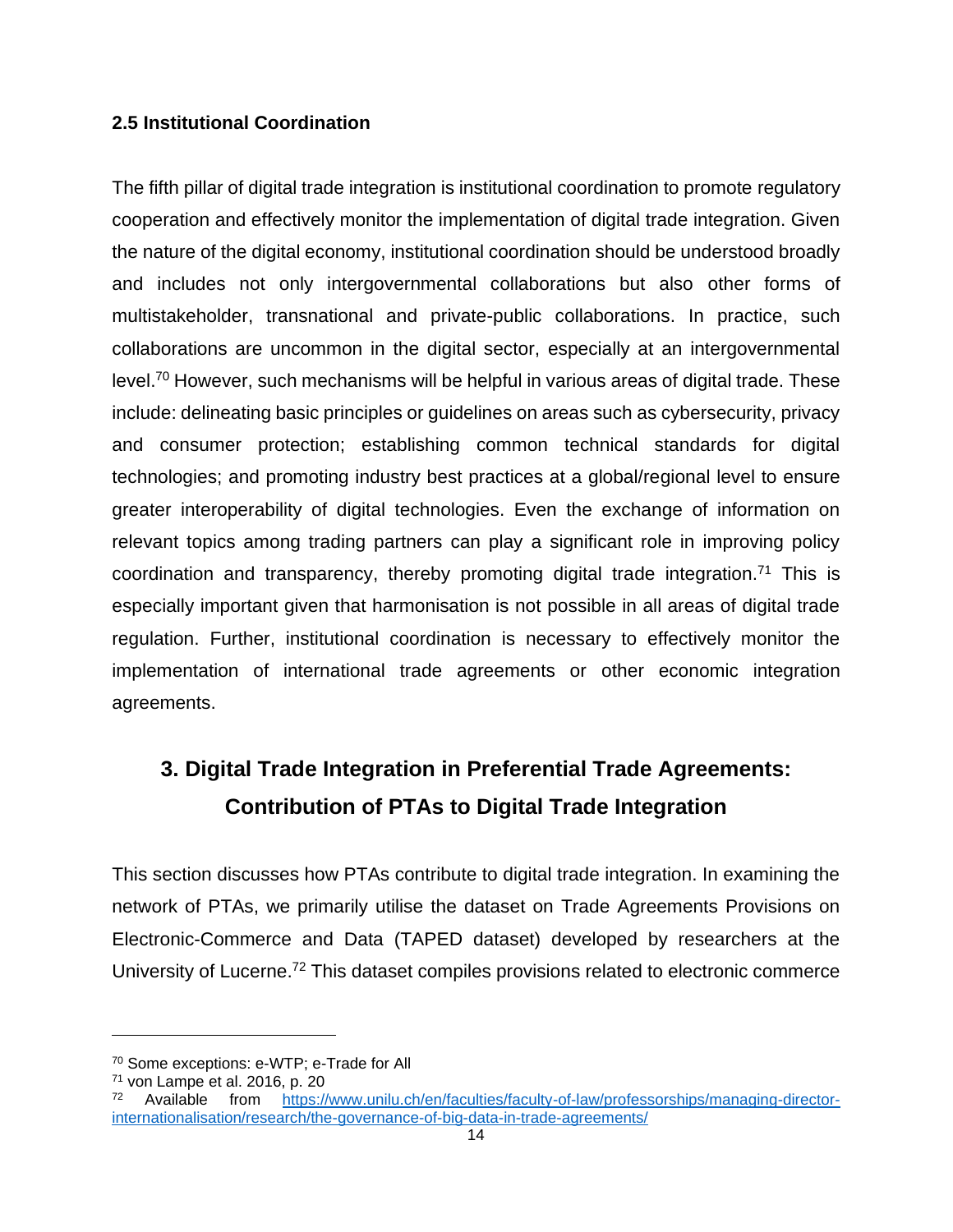### 2.5 Institutional Coordination

The fifth pillar of digital trade integration is institutional coordination to promote regulatory cooperation and effectively monitor the implementation of digital trade integration. Given the nature of the digital economy, institutional coordination should be understood broadly and includes not only intergovernmental collaborations but also other forms of multistakeholder, transnational and private-public collaborations. In practice, such collaborations are uncommon in the digital sector, especially at an intergovernmental level.[70] However, such mechanisms will be helpful in various areas of digital trade. These include: delineating basic principles or guidelines on areas such as cybersecurity, privacy and consumer protection; establishing common technical standards for digital technologies; and promoting industry best practices at a global/regional level to ensure greater interoperability of digital technologies. Even the exchange of information on relevant topics among trading partners can play a significant role in improving policy coordination and transparency, thereby promoting digital trade integration.[71] This is especially important given that harmonisation is not possible in all areas of digital trade regulation. Further, institutional coordination is necessary to effectively monitor the implementation of international trade agreements or other economic integration agreements.

## 3. Digital Trade Integration in Preferential Trade Agreements: Contribution of PTAs to Digital Trade Integration

This section discusses how PTAs contribute to digital trade integration. In examining the network of PTAs, we primarily utilise the dataset on Trade Agreements Provisions on Electronic-Commerce and Data (TAPED dataset) developed by researchers at the University of Lucerne.[72] This dataset compiles provisions related to electronic commerce

---

[70] Some exceptions: e-WTP; e-Trade for All

[71] von Lampe et al. 2016, p. 20

[72] Available from https://www.unilu.ch/en/faculties/faculty-of-law/professorships/managing-director-internationalisation/research/the-governance-of-big-data-in-trade-agreements/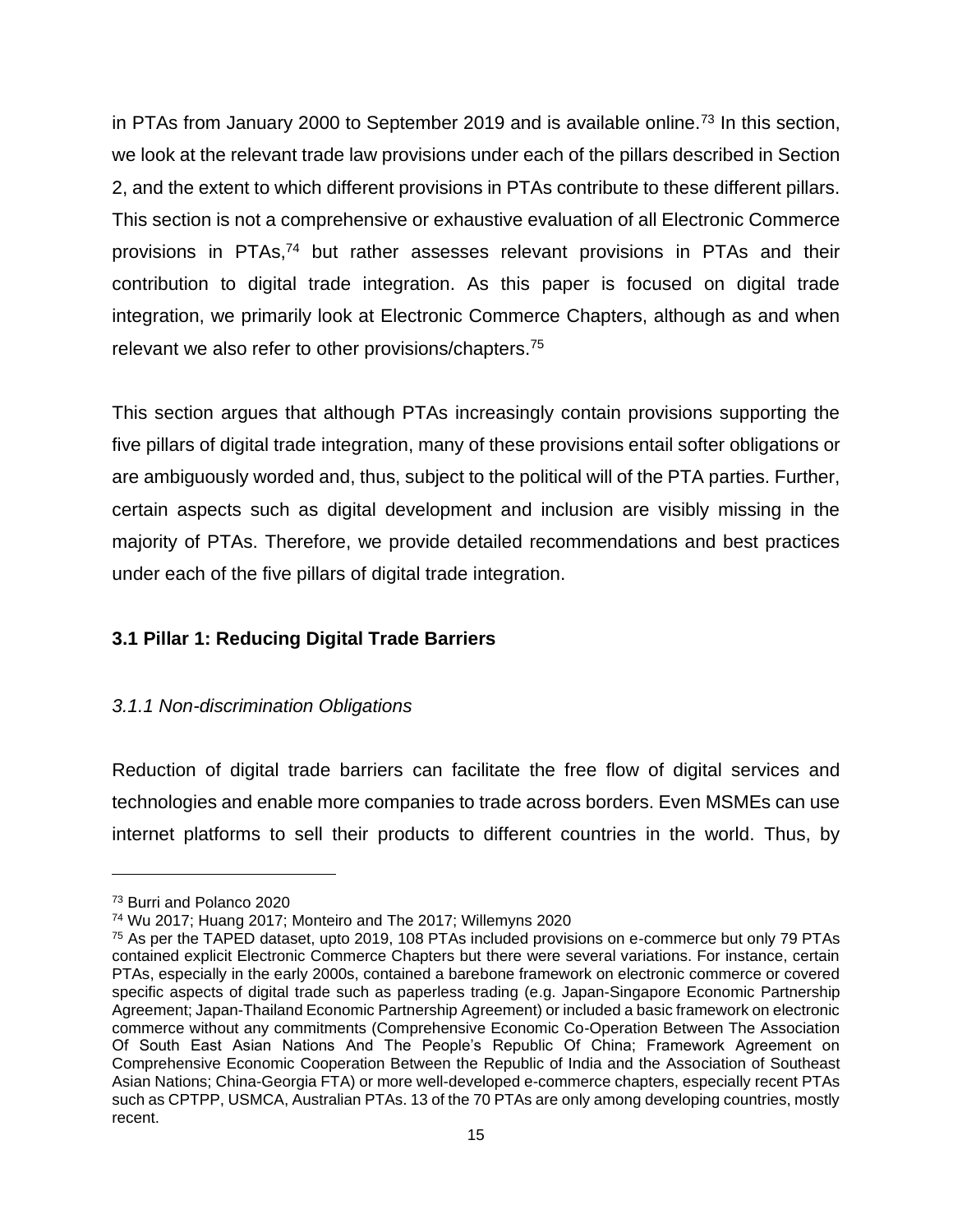in PTAs from January 2000 to September 2019 and is available online.[73] In this section, we look at the relevant trade law provisions under each of the pillars described in Section 2, and the extent to which different provisions in PTAs contribute to these different pillars. This section is not a comprehensive or exhaustive evaluation of all Electronic Commerce provisions in PTAs,[74] but rather assesses relevant provisions in PTAs and their contribution to digital trade integration. As this paper is focused on digital trade integration, we primarily look at Electronic Commerce Chapters, although as and when relevant we also refer to other provisions/chapters.[75]

This section argues that although PTAs increasingly contain provisions supporting the five pillars of digital trade integration, many of these provisions entail softer obligations or are ambiguously worded and, thus, subject to the political will of the PTA parties. Further, certain aspects such as digital development and inclusion are visibly missing in the majority of PTAs. Therefore, we provide detailed recommendations and best practices under each of the five pillars of digital trade integration.

### 3.1 Pillar 1: Reducing Digital Trade Barriers

#### *3.1.1 Non-discrimination Obligations*

Reduction of digital trade barriers can facilitate the free flow of digital services and technologies and enable more companies to trade across borders. Even MSMEs can use internet platforms to sell their products to different countries in the world. Thus, by

---

[73] Burri and Polanco 2020

[74] Wu 2017; Huang 2017; Monteiro and The 2017; Willemyns 2020

[75] As per the TAPED dataset, upto 2019, 108 PTAs included provisions on e-commerce but only 79 PTAs contained explicit Electronic Commerce Chapters but there were several variations. For instance, certain PTAs, especially in the early 2000s, contained a barebone framework on electronic commerce or covered specific aspects of digital trade such as paperless trading (e.g. Japan-Singapore Economic Partnership Agreement; Japan-Thailand Economic Partnership Agreement) or included a basic framework on electronic commerce without any commitments (Comprehensive Economic Co-Operation Between The Association Of South East Asian Nations And The People's Republic Of China; Framework Agreement on Comprehensive Economic Cooperation Between the Republic of India and the Association of Southeast Asian Nations; China-Georgia FTA) or more well-developed e-commerce chapters, especially recent PTAs such as CPTPP, USMCA, Australian PTAs. 13 of the 70 PTAs are only among developing countries, mostly recent.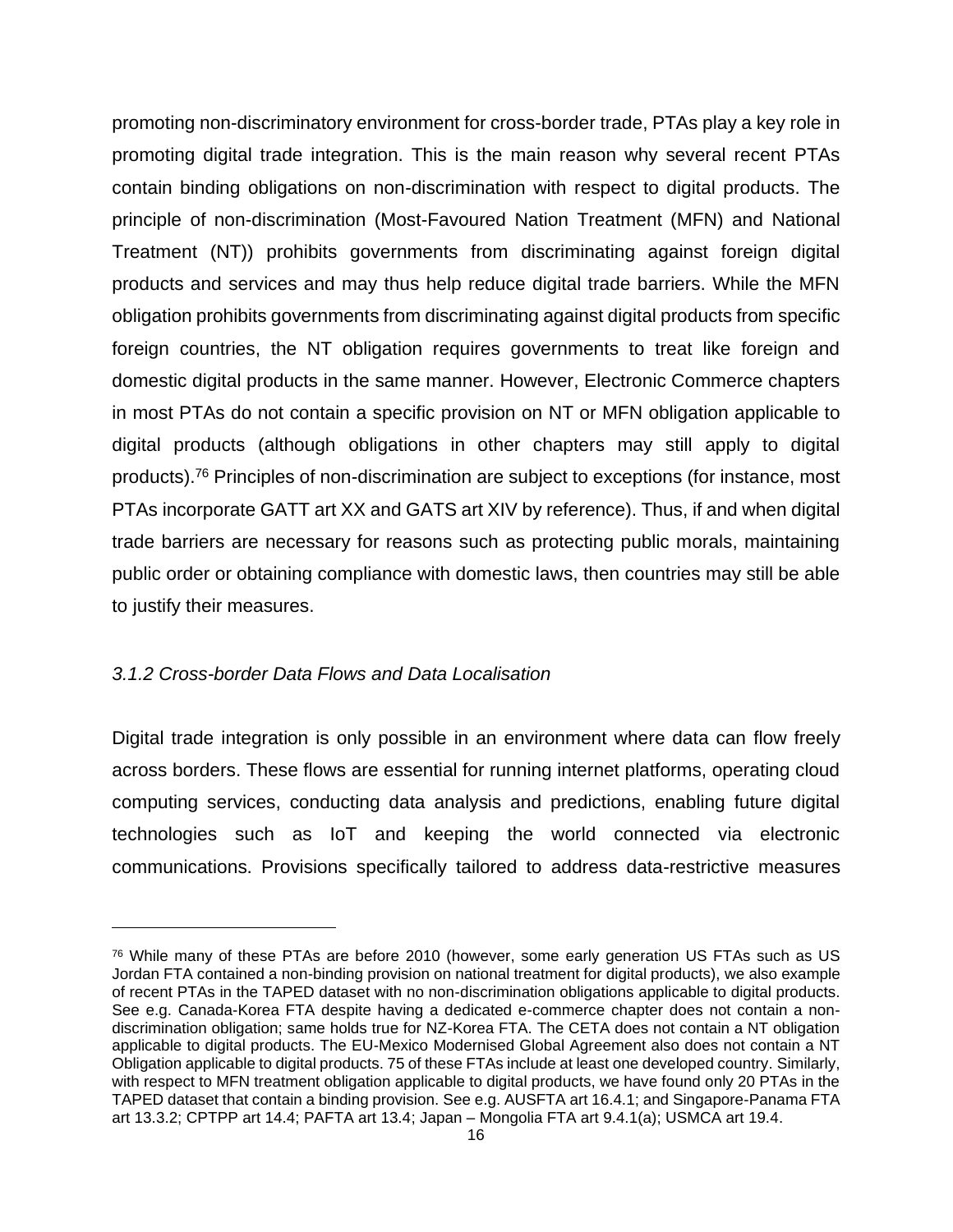promoting non-discriminatory environment for cross-border trade, PTAs play a key role in promoting digital trade integration. This is the main reason why several recent PTAs contain binding obligations on non-discrimination with respect to digital products. The principle of non-discrimination (Most-Favoured Nation Treatment (MFN) and National Treatment (NT)) prohibits governments from discriminating against foreign digital products and services and may thus help reduce digital trade barriers. While the MFN obligation prohibits governments from discriminating against digital products from specific foreign countries, the NT obligation requires governments to treat like foreign and domestic digital products in the same manner. However, Electronic Commerce chapters in most PTAs do not contain a specific provision on NT or MFN obligation applicable to digital products (although obligations in other chapters may still apply to digital products).[76] Principles of non-discrimination are subject to exceptions (for instance, most PTAs incorporate GATT art XX and GATS art XIV by reference). Thus, if and when digital trade barriers are necessary for reasons such as protecting public morals, maintaining public order or obtaining compliance with domestic laws, then countries may still be able to justify their measures.

### *3.1.2 Cross-border Data Flows and Data Localisation*

Digital trade integration is only possible in an environment where data can flow freely across borders. These flows are essential for running internet platforms, operating cloud computing services, conducting data analysis and predictions, enabling future digital technologies such as IoT and keeping the world connected via electronic communications. Provisions specifically tailored to address data-restrictive measures

---

[76] While many of these PTAs are before 2010 (however, some early generation US FTAs such as US Jordan FTA contained a non-binding provision on national treatment for digital products), we also example of recent PTAs in the TAPED dataset with no non-discrimination obligations applicable to digital products. See e.g. Canada-Korea FTA despite having a dedicated e-commerce chapter does not contain a non-discrimination obligation; same holds true for NZ-Korea FTA. The CETA does not contain a NT obligation applicable to digital products. The EU-Mexico Modernised Global Agreement also does not contain a NT Obligation applicable to digital products. 75 of these FTAs include at least one developed country. Similarly, with respect to MFN treatment obligation applicable to digital products, we have found only 20 PTAs in the TAPED dataset that contain a binding provision. See e.g. AUSFTA art 16.4.1; and Singapore-Panama FTA art 13.3.2; CPTPP art 14.4; PAFTA art 13.4; Japan – Mongolia FTA art 9.4.1(a); USMCA art 19.4.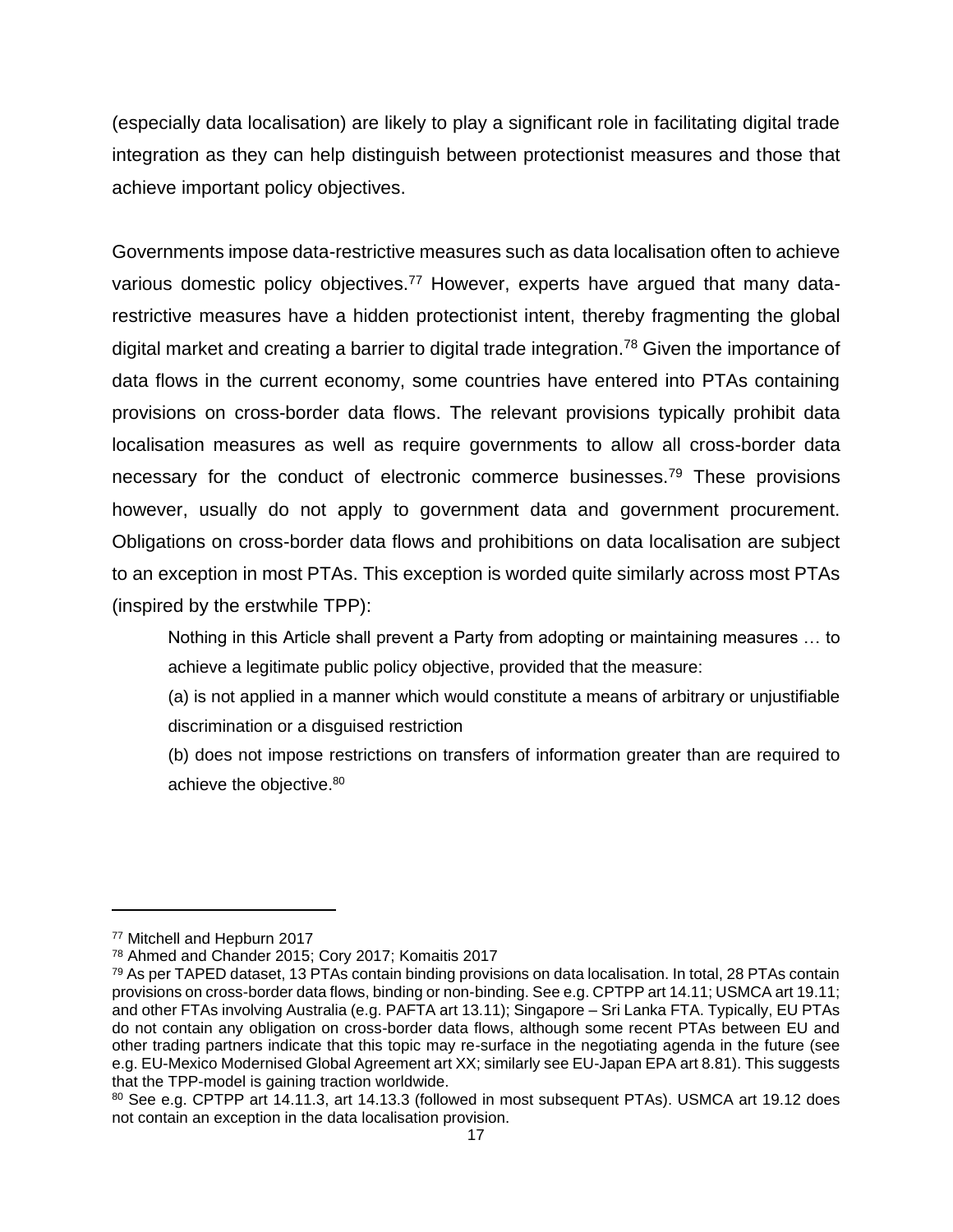(especially data localisation) are likely to play a significant role in facilitating digital trade integration as they can help distinguish between protectionist measures and those that achieve important policy objectives.

Governments impose data-restrictive measures such as data localisation often to achieve various domestic policy objectives.[77] However, experts have argued that many data-restrictive measures have a hidden protectionist intent, thereby fragmenting the global digital market and creating a barrier to digital trade integration.[78] Given the importance of data flows in the current economy, some countries have entered into PTAs containing provisions on cross-border data flows. The relevant provisions typically prohibit data localisation measures as well as require governments to allow all cross-border data necessary for the conduct of electronic commerce businesses.[79] These provisions however, usually do not apply to government data and government procurement. Obligations on cross-border data flows and prohibitions on data localisation are subject to an exception in most PTAs. This exception is worded quite similarly across most PTAs (inspired by the erstwhile TPP):

> Nothing in this Article shall prevent a Party from adopting or maintaining measures … to achieve a legitimate public policy objective, provided that the measure:
>
> (a) is not applied in a manner which would constitute a means of arbitrary or unjustifiable discrimination or a disguised restriction
>
> (b) does not impose restrictions on transfers of information greater than are required to achieve the objective.[80]

---

[77] Mitchell and Hepburn 2017

[78] Ahmed and Chander 2015; Cory 2017; Komaitis 2017

[79] As per TAPED dataset, 13 PTAs contain binding provisions on data localisation. In total, 28 PTAs contain provisions on cross-border data flows, binding or non-binding. See e.g. CPTPP art 14.11; USMCA art 19.11; and other FTAs involving Australia (e.g. PAFTA art 13.11); Singapore – Sri Lanka FTA. Typically, EU PTAs do not contain any obligation on cross-border data flows, although some recent PTAs between EU and other trading partners indicate that this topic may re-surface in the negotiating agenda in the future (see e.g. EU-Mexico Modernised Global Agreement art XX; similarly see EU-Japan EPA art 8.81). This suggests that the TPP-model is gaining traction worldwide.

[80] See e.g. CPTPP art 14.11.3, art 14.13.3 (followed in most subsequent PTAs). USMCA art 19.12 does not contain an exception in the data localisation provision.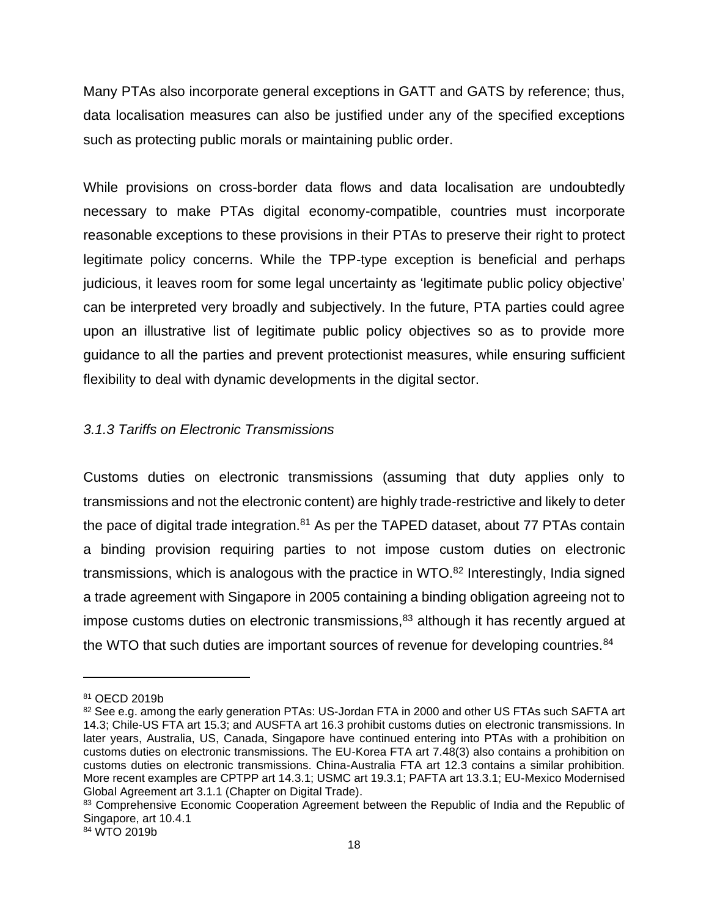Many PTAs also incorporate general exceptions in GATT and GATS by reference; thus, data localisation measures can also be justified under any of the specified exceptions such as protecting public morals or maintaining public order.

While provisions on cross-border data flows and data localisation are undoubtedly necessary to make PTAs digital economy-compatible, countries must incorporate reasonable exceptions to these provisions in their PTAs to preserve their right to protect legitimate policy concerns. While the TPP-type exception is beneficial and perhaps judicious, it leaves room for some legal uncertainty as 'legitimate public policy objective' can be interpreted very broadly and subjectively. In the future, PTA parties could agree upon an illustrative list of legitimate public policy objectives so as to provide more guidance to all the parties and prevent protectionist measures, while ensuring sufficient flexibility to deal with dynamic developments in the digital sector.

### *3.1.3 Tariffs on Electronic Transmissions*

Customs duties on electronic transmissions (assuming that duty applies only to transmissions and not the electronic content) are highly trade-restrictive and likely to deter the pace of digital trade integration.[81] As per the TAPED dataset, about 77 PTAs contain a binding provision requiring parties to not impose custom duties on electronic transmissions, which is analogous with the practice in WTO.[82] Interestingly, India signed a trade agreement with Singapore in 2005 containing a binding obligation agreeing not to impose customs duties on electronic transmissions,[83] although it has recently argued at the WTO that such duties are important sources of revenue for developing countries.[84]

---

[81] OECD 2019b

[82] See e.g. among the early generation PTAs: US-Jordan FTA in 2000 and other US FTAs such SAFTA art 14.3; Chile-US FTA art 15.3; and AUSFTA art 16.3 prohibit customs duties on electronic transmissions. In later years, Australia, US, Canada, Singapore have continued entering into PTAs with a prohibition on customs duties on electronic transmissions. The EU-Korea FTA art 7.48(3) also contains a prohibition on customs duties on electronic transmissions. China-Australia FTA art 12.3 contains a similar prohibition. More recent examples are CPTPP art 14.3.1; USMC art 19.3.1; PAFTA art 13.3.1; EU-Mexico Modernised Global Agreement art 3.1.1 (Chapter on Digital Trade).

[83] Comprehensive Economic Cooperation Agreement between the Republic of India and the Republic of Singapore, art 10.4.1

[84] WTO 2019b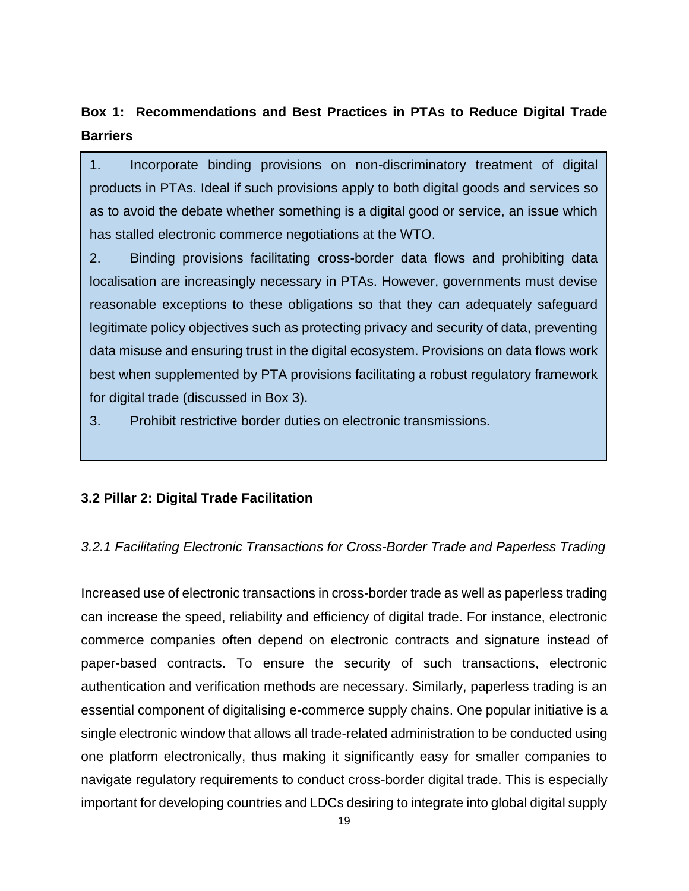**Box 1: Recommendations and Best Practices in PTAs to Reduce Digital Trade Barriers**

1. Incorporate binding provisions on non-discriminatory treatment of digital products in PTAs. Ideal if such provisions apply to both digital goods and services so as to avoid the debate whether something is a digital good or service, an issue which has stalled electronic commerce negotiations at the WTO.
2. Binding provisions facilitating cross-border data flows and prohibiting data localisation are increasingly necessary in PTAs. However, governments must devise reasonable exceptions to these obligations so that they can adequately safeguard legitimate policy objectives such as protecting privacy and security of data, preventing data misuse and ensuring trust in the digital ecosystem. Provisions on data flows work best when supplemented by PTA provisions facilitating a robust regulatory framework for digital trade (discussed in Box 3).
3. Prohibit restrictive border duties on electronic transmissions.

### 3.2 Pillar 2: Digital Trade Facilitation

#### *3.2.1 Facilitating Electronic Transactions for Cross-Border Trade and Paperless Trading*

Increased use of electronic transactions in cross-border trade as well as paperless trading can increase the speed, reliability and efficiency of digital trade. For instance, electronic commerce companies often depend on electronic contracts and signature instead of paper-based contracts. To ensure the security of such transactions, electronic authentication and verification methods are necessary. Similarly, paperless trading is an essential component of digitalising e-commerce supply chains. One popular initiative is a single electronic window that allows all trade-related administration to be conducted using one platform electronically, thus making it significantly easy for smaller companies to navigate regulatory requirements to conduct cross-border digital trade. This is especially important for developing countries and LDCs desiring to integrate into global digital supply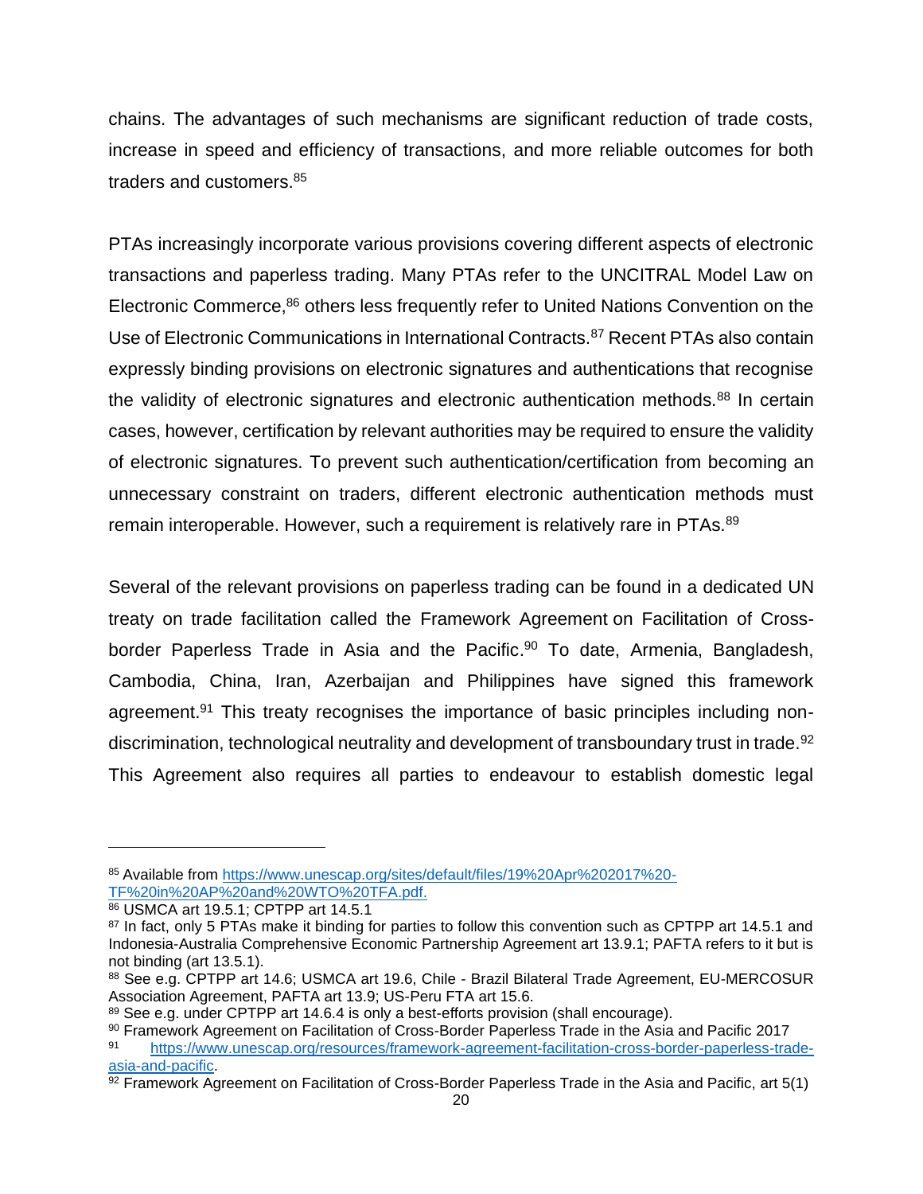chains. The advantages of such mechanisms are significant reduction of trade costs, increase in speed and efficiency of transactions, and more reliable outcomes for both traders and customers.[85]

PTAs increasingly incorporate various provisions covering different aspects of electronic transactions and paperless trading. Many PTAs refer to the UNCITRAL Model Law on Electronic Commerce,[86] others less frequently refer to United Nations Convention on the Use of Electronic Communications in International Contracts.[87] Recent PTAs also contain expressly binding provisions on electronic signatures and authentications that recognise the validity of electronic signatures and electronic authentication methods.[88] In certain cases, however, certification by relevant authorities may be required to ensure the validity of electronic signatures. To prevent such authentication/certification from becoming an unnecessary constraint on traders, different electronic authentication methods must remain interoperable. However, such a requirement is relatively rare in PTAs.[89]

Several of the relevant provisions on paperless trading can be found in a dedicated UN treaty on trade facilitation called the Framework Agreement on Facilitation of Cross-border Paperless Trade in Asia and the Pacific.[90] To date, Armenia, Bangladesh, Cambodia, China, Iran, Azerbaijan and Philippines have signed this framework agreement.[91] This treaty recognises the importance of basic principles including non-discrimination, technological neutrality and development of transboundary trust in trade.[92] This Agreement also requires all parties to endeavour to establish domestic legal

---

[85] Available from https://www.unescap.org/sites/default/files/19%20Apr%202017%20-TF%20in%20AP%20and%20WTO%20TFA.pdf.

[86] USMCA art 19.5.1; CPTPP art 14.5.1

[87] In fact, only 5 PTAs make it binding for parties to follow this convention such as CPTPP art 14.5.1 and Indonesia-Australia Comprehensive Economic Partnership Agreement art 13.9.1; PAFTA refers to it but is not binding (art 13.5.1).

[88] See e.g. CPTPP art 14.6; USMCA art 19.6, Chile - Brazil Bilateral Trade Agreement, EU-MERCOSUR Association Agreement, PAFTA art 13.9; US-Peru FTA art 15.6.

[89] See e.g. under CPTPP art 14.6.4 is only a best-efforts provision (shall encourage).

[90] Framework Agreement on Facilitation of Cross-Border Paperless Trade in the Asia and Pacific 2017

[91] https://www.unescap.org/resources/framework-agreement-facilitation-cross-border-paperless-trade-asia-and-pacific.

[92] Framework Agreement on Facilitation of Cross-Border Paperless Trade in the Asia and Pacific, art 5(1)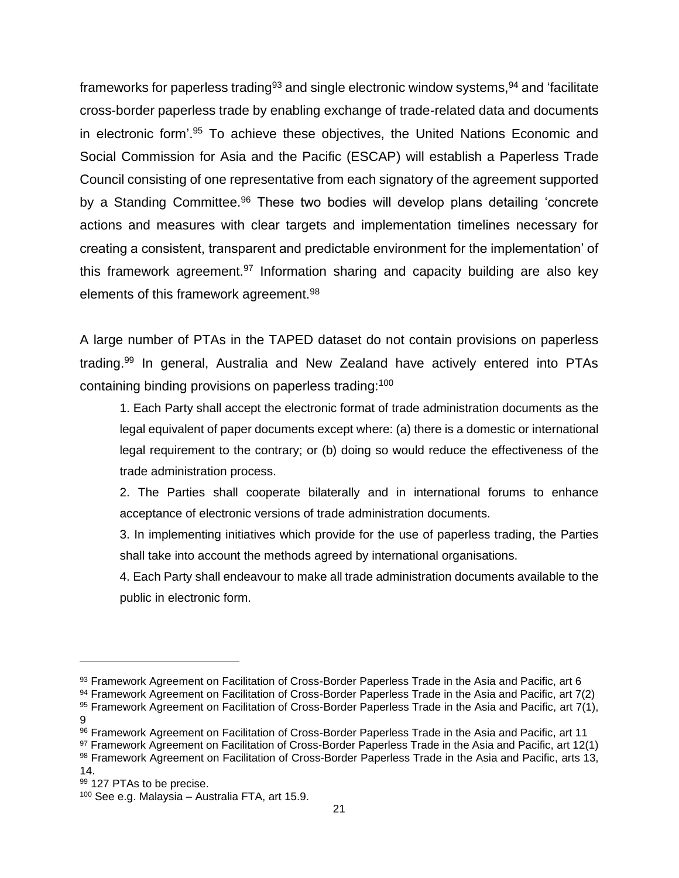frameworks for paperless trading[93] and single electronic window systems,[94] and 'facilitate cross-border paperless trade by enabling exchange of trade-related data and documents in electronic form'.[95] To achieve these objectives, the United Nations Economic and Social Commission for Asia and the Pacific (ESCAP) will establish a Paperless Trade Council consisting of one representative from each signatory of the agreement supported by a Standing Committee.[96] These two bodies will develop plans detailing 'concrete actions and measures with clear targets and implementation timelines necessary for creating a consistent, transparent and predictable environment for the implementation' of this framework agreement.[97] Information sharing and capacity building are also key elements of this framework agreement.[98]

A large number of PTAs in the TAPED dataset do not contain provisions on paperless trading.[99] In general, Australia and New Zealand have actively entered into PTAs containing binding provisions on paperless trading:[100]

> 1. Each Party shall accept the electronic format of trade administration documents as the legal equivalent of paper documents except where: (a) there is a domestic or international legal requirement to the contrary; or (b) doing so would reduce the effectiveness of the trade administration process.
>
> 2. The Parties shall cooperate bilaterally and in international forums to enhance acceptance of electronic versions of trade administration documents.
>
> 3. In implementing initiatives which provide for the use of paperless trading, the Parties shall take into account the methods agreed by international organisations.
>
> 4. Each Party shall endeavour to make all trade administration documents available to the public in electronic form.

---

[93] Framework Agreement on Facilitation of Cross-Border Paperless Trade in the Asia and Pacific, art 6

[94] Framework Agreement on Facilitation of Cross-Border Paperless Trade in the Asia and Pacific, art 7(2)

[95] Framework Agreement on Facilitation of Cross-Border Paperless Trade in the Asia and Pacific, art 7(1), 9

[96] Framework Agreement on Facilitation of Cross-Border Paperless Trade in the Asia and Pacific, art 11

[97] Framework Agreement on Facilitation of Cross-Border Paperless Trade in the Asia and Pacific, art 12(1)

[98] Framework Agreement on Facilitation of Cross-Border Paperless Trade in the Asia and Pacific, arts 13, 14.

[99] 127 PTAs to be precise.

[100] See e.g. Malaysia – Australia FTA, art 15.9.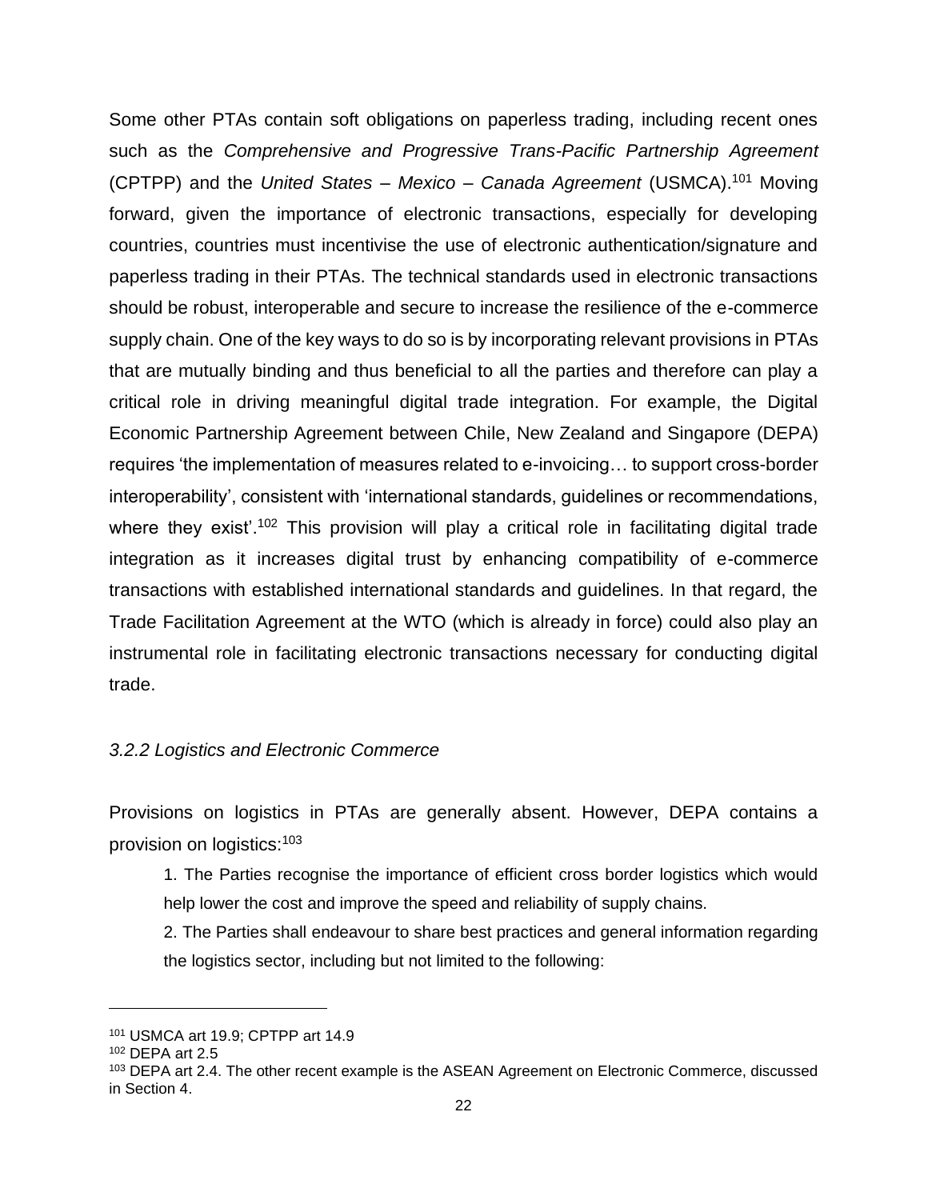Some other PTAs contain soft obligations on paperless trading, including recent ones such as the *Comprehensive and Progressive Trans-Pacific Partnership Agreement* (CPTPP) and the *United States – Mexico – Canada Agreement* (USMCA).[101] Moving forward, given the importance of electronic transactions, especially for developing countries, countries must incentivise the use of electronic authentication/signature and paperless trading in their PTAs. The technical standards used in electronic transactions should be robust, interoperable and secure to increase the resilience of the e-commerce supply chain. One of the key ways to do so is by incorporating relevant provisions in PTAs that are mutually binding and thus beneficial to all the parties and therefore can play a critical role in driving meaningful digital trade integration. For example, the Digital Economic Partnership Agreement between Chile, New Zealand and Singapore (DEPA) requires 'the implementation of measures related to e-invoicing… to support cross-border interoperability', consistent with 'international standards, guidelines or recommendations, where they exist'.[102] This provision will play a critical role in facilitating digital trade integration as it increases digital trust by enhancing compatibility of e-commerce transactions with established international standards and guidelines. In that regard, the Trade Facilitation Agreement at the WTO (which is already in force) could also play an instrumental role in facilitating electronic transactions necessary for conducting digital trade.

### *3.2.2 Logistics and Electronic Commerce*

Provisions on logistics in PTAs are generally absent. However, DEPA contains a provision on logistics:[103]

> 1. The Parties recognise the importance of efficient cross border logistics which would help lower the cost and improve the speed and reliability of supply chains.
>
> 2. The Parties shall endeavour to share best practices and general information regarding the logistics sector, including but not limited to the following:

---

[101] USMCA art 19.9; CPTPP art 14.9

[102] DEPA art 2.5

[103] DEPA art 2.4. The other recent example is the ASEAN Agreement on Electronic Commerce, discussed in Section 4.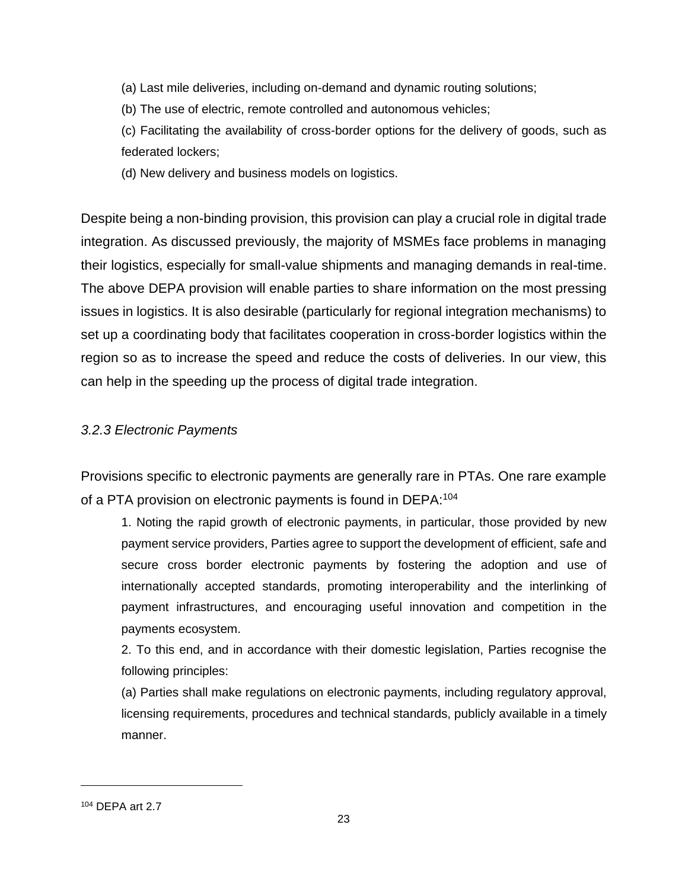(a) Last mile deliveries, including on-demand and dynamic routing solutions;

(b) The use of electric, remote controlled and autonomous vehicles;

(c) Facilitating the availability of cross-border options for the delivery of goods, such as federated lockers;

(d) New delivery and business models on logistics.

Despite being a non-binding provision, this provision can play a crucial role in digital trade integration. As discussed previously, the majority of MSMEs face problems in managing their logistics, especially for small-value shipments and managing demands in real-time. The above DEPA provision will enable parties to share information on the most pressing issues in logistics. It is also desirable (particularly for regional integration mechanisms) to set up a coordinating body that facilitates cooperation in cross-border logistics within the region so as to increase the speed and reduce the costs of deliveries. In our view, this can help in the speeding up the process of digital trade integration.

### *3.2.3 Electronic Payments*

Provisions specific to electronic payments are generally rare in PTAs. One rare example of a PTA provision on electronic payments is found in DEPA:[104]

> 1. Noting the rapid growth of electronic payments, in particular, those provided by new payment service providers, Parties agree to support the development of efficient, safe and secure cross border electronic payments by fostering the adoption and use of internationally accepted standards, promoting interoperability and the interlinking of payment infrastructures, and encouraging useful innovation and competition in the payments ecosystem.
>
> 2. To this end, and in accordance with their domestic legislation, Parties recognise the following principles:
>
> (a) Parties shall make regulations on electronic payments, including regulatory approval, licensing requirements, procedures and technical standards, publicly available in a timely manner.

---

[104] DEPA art 2.7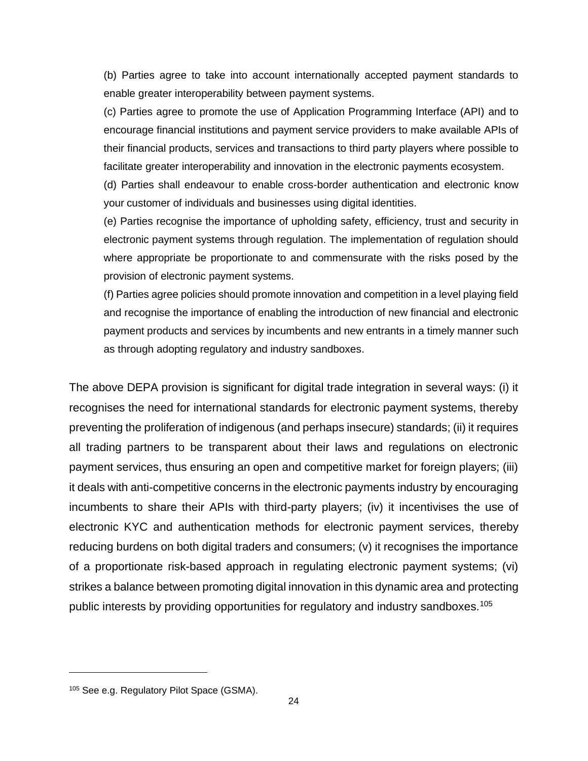(b) Parties agree to take into account internationally accepted payment standards to enable greater interoperability between payment systems.

(c) Parties agree to promote the use of Application Programming Interface (API) and to encourage financial institutions and payment service providers to make available APIs of their financial products, services and transactions to third party players where possible to facilitate greater interoperability and innovation in the electronic payments ecosystem.

(d) Parties shall endeavour to enable cross-border authentication and electronic know your customer of individuals and businesses using digital identities.

(e) Parties recognise the importance of upholding safety, efficiency, trust and security in electronic payment systems through regulation. The implementation of regulation should where appropriate be proportionate to and commensurate with the risks posed by the provision of electronic payment systems.

(f) Parties agree policies should promote innovation and competition in a level playing field and recognise the importance of enabling the introduction of new financial and electronic payment products and services by incumbents and new entrants in a timely manner such as through adopting regulatory and industry sandboxes.

The above DEPA provision is significant for digital trade integration in several ways: (i) it recognises the need for international standards for electronic payment systems, thereby preventing the proliferation of indigenous (and perhaps insecure) standards; (ii) it requires all trading partners to be transparent about their laws and regulations on electronic payment services, thus ensuring an open and competitive market for foreign players; (iii) it deals with anti-competitive concerns in the electronic payments industry by encouraging incumbents to share their APIs with third-party players; (iv) it incentivises the use of electronic KYC and authentication methods for electronic payment services, thereby reducing burdens on both digital traders and consumers; (v) it recognises the importance of a proportionate risk-based approach in regulating electronic payment systems; (vi) strikes a balance between promoting digital innovation in this dynamic area and protecting public interests by providing opportunities for regulatory and industry sandboxes.[105]

[105] See e.g. Regulatory Pilot Space (GSMA).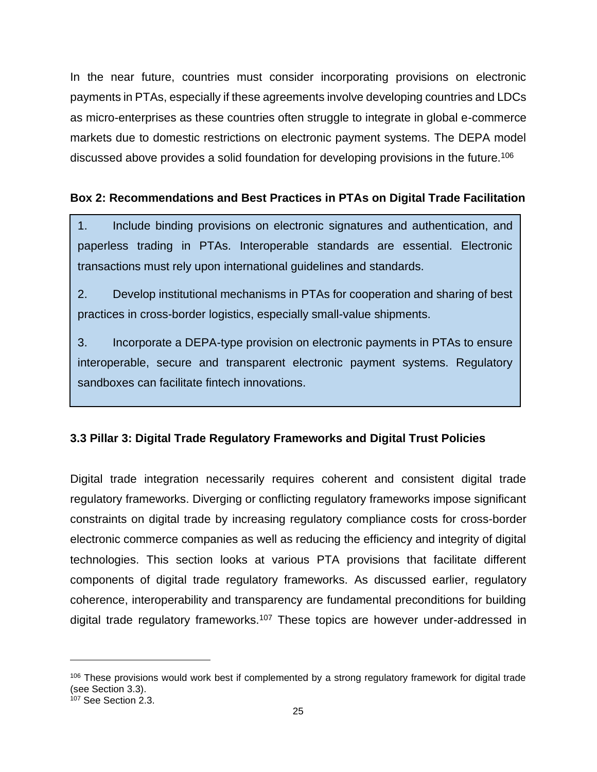In the near future, countries must consider incorporating provisions on electronic payments in PTAs, especially if these agreements involve developing countries and LDCs as micro-enterprises as these countries often struggle to integrate in global e-commerce markets due to domestic restrictions on electronic payment systems. The DEPA model discussed above provides a solid foundation for developing provisions in the future.[106]

**Box 2: Recommendations and Best Practices in PTAs on Digital Trade Facilitation**

1. Include binding provisions on electronic signatures and authentication, and paperless trading in PTAs. Interoperable standards are essential. Electronic transactions must rely upon international guidelines and standards.

2. Develop institutional mechanisms in PTAs for cooperation and sharing of best practices in cross-border logistics, especially small-value shipments.

3. Incorporate a DEPA-type provision on electronic payments in PTAs to ensure interoperable, secure and transparent electronic payment systems. Regulatory sandboxes can facilitate fintech innovations.

### 3.3 Pillar 3: Digital Trade Regulatory Frameworks and Digital Trust Policies

Digital trade integration necessarily requires coherent and consistent digital trade regulatory frameworks. Diverging or conflicting regulatory frameworks impose significant constraints on digital trade by increasing regulatory compliance costs for cross-border electronic commerce companies as well as reducing the efficiency and integrity of digital technologies. This section looks at various PTA provisions that facilitate different components of digital trade regulatory frameworks. As discussed earlier, regulatory coherence, interoperability and transparency are fundamental preconditions for building digital trade regulatory frameworks.[107] These topics are however under-addressed in

---

[106] These provisions would work best if complemented by a strong regulatory framework for digital trade (see Section 3.3).

[107] See Section 2.3.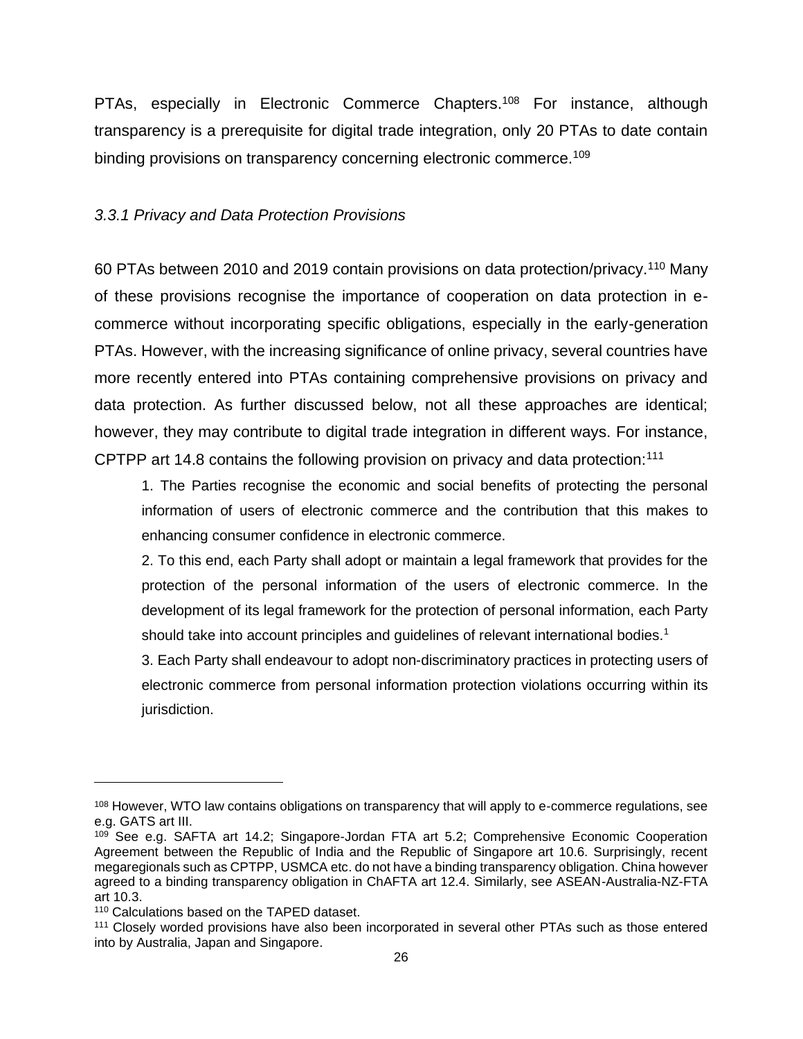PTAs, especially in Electronic Commerce Chapters.[108] For instance, although transparency is a prerequisite for digital trade integration, only 20 PTAs to date contain binding provisions on transparency concerning electronic commerce.[109]

### *3.3.1 Privacy and Data Protection Provisions*

60 PTAs between 2010 and 2019 contain provisions on data protection/privacy.[110] Many of these provisions recognise the importance of cooperation on data protection in e-commerce without incorporating specific obligations, especially in the early-generation PTAs. However, with the increasing significance of online privacy, several countries have more recently entered into PTAs containing comprehensive provisions on privacy and data protection. As further discussed below, not all these approaches are identical; however, they may contribute to digital trade integration in different ways. For instance, CPTPP art 14.8 contains the following provision on privacy and data protection:[111]

> 1. The Parties recognise the economic and social benefits of protecting the personal information of users of electronic commerce and the contribution that this makes to enhancing consumer confidence in electronic commerce.
>
> 2. To this end, each Party shall adopt or maintain a legal framework that provides for the protection of the personal information of the users of electronic commerce. In the development of its legal framework for the protection of personal information, each Party should take into account principles and guidelines of relevant international bodies.[1]
>
> 3. Each Party shall endeavour to adopt non-discriminatory practices in protecting users of electronic commerce from personal information protection violations occurring within its jurisdiction.

---

[108] However, WTO law contains obligations on transparency that will apply to e-commerce regulations, see e.g. GATS art III.

[109] See e.g. SAFTA art 14.2; Singapore-Jordan FTA art 5.2; Comprehensive Economic Cooperation Agreement between the Republic of India and the Republic of Singapore art 10.6. Surprisingly, recent megaregionals such as CPTPP, USMCA etc. do not have a binding transparency obligation. China however agreed to a binding transparency obligation in ChAFTA art 12.4. Similarly, see ASEAN-Australia-NZ-FTA art 10.3.

[110] Calculations based on the TAPED dataset.

[111] Closely worded provisions have also been incorporated in several other PTAs such as those entered into by Australia, Japan and Singapore.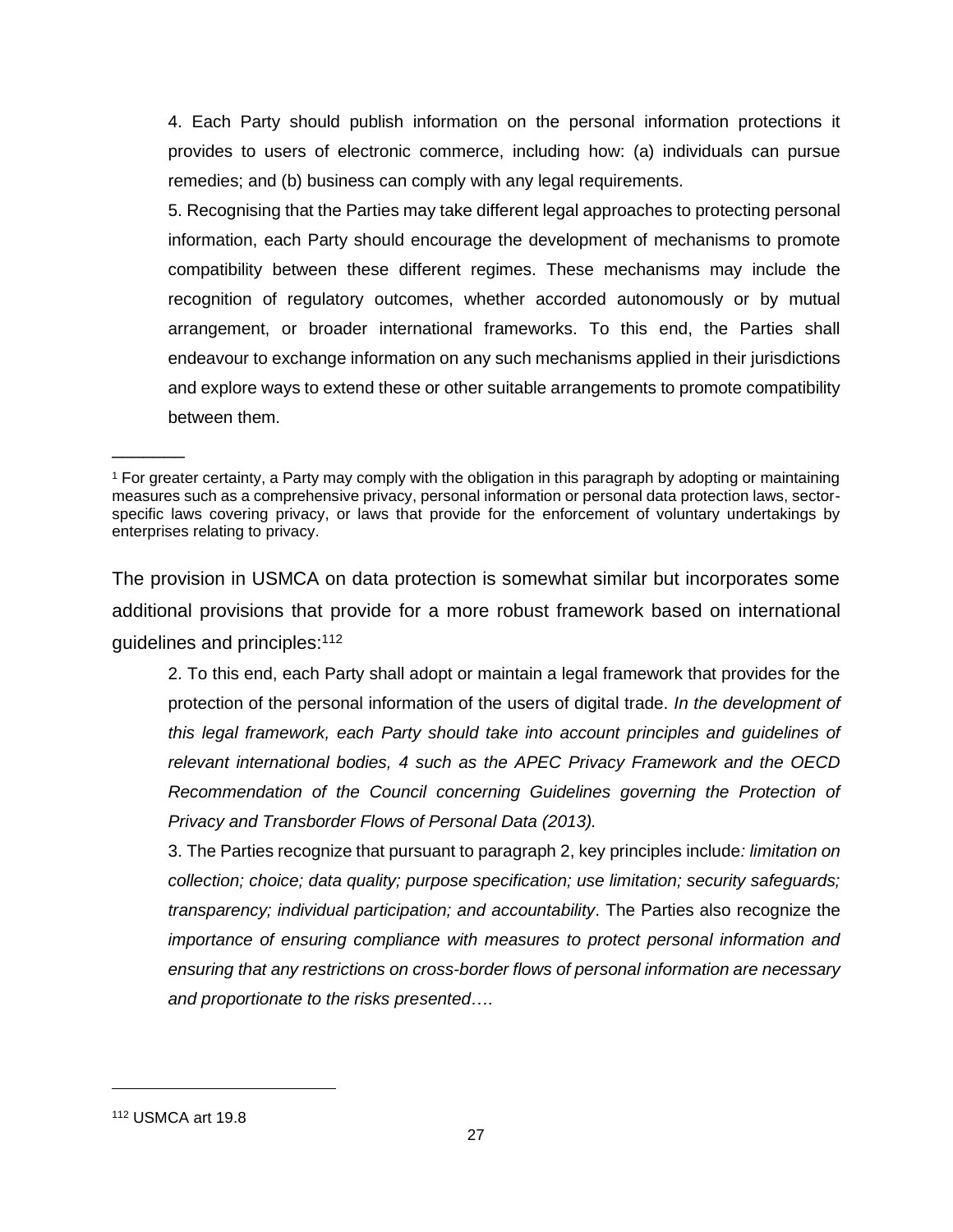4. Each Party should publish information on the personal information protections it provides to users of electronic commerce, including how: (a) individuals can pursue remedies; and (b) business can comply with any legal requirements.

5. Recognising that the Parties may take different legal approaches to protecting personal information, each Party should encourage the development of mechanisms to promote compatibility between these different regimes. These mechanisms may include the recognition of regulatory outcomes, whether accorded autonomously or by mutual arrangement, or broader international frameworks. To this end, the Parties shall endeavour to exchange information on any such mechanisms applied in their jurisdictions and explore ways to extend these or other suitable arrangements to promote compatibility between them.

________

[1] For greater certainty, a Party may comply with the obligation in this paragraph by adopting or maintaining measures such as a comprehensive privacy, personal information or personal data protection laws, sector-specific laws covering privacy, or laws that provide for the enforcement of voluntary undertakings by enterprises relating to privacy.

The provision in USMCA on data protection is somewhat similar but incorporates some additional provisions that provide for a more robust framework based on international guidelines and principles:[112]

2. To this end, each Party shall adopt or maintain a legal framework that provides for the protection of the personal information of the users of digital trade. *In the development of this legal framework, each Party should take into account principles and guidelines of relevant international bodies, 4 such as the APEC Privacy Framework and the OECD Recommendation of the Council concerning Guidelines governing the Protection of Privacy and Transborder Flows of Personal Data (2013).*

3. The Parties recognize that pursuant to paragraph 2, key principles include*: limitation on collection; choice; data quality; purpose specification; use limitation; security safeguards; transparency; individual participation; and accountability*. The Parties also recognize the *importance of ensuring compliance with measures to protect personal information and ensuring that any restrictions on cross-border flows of personal information are necessary and proportionate to the risks presented*….

[112] USMCA art 19.8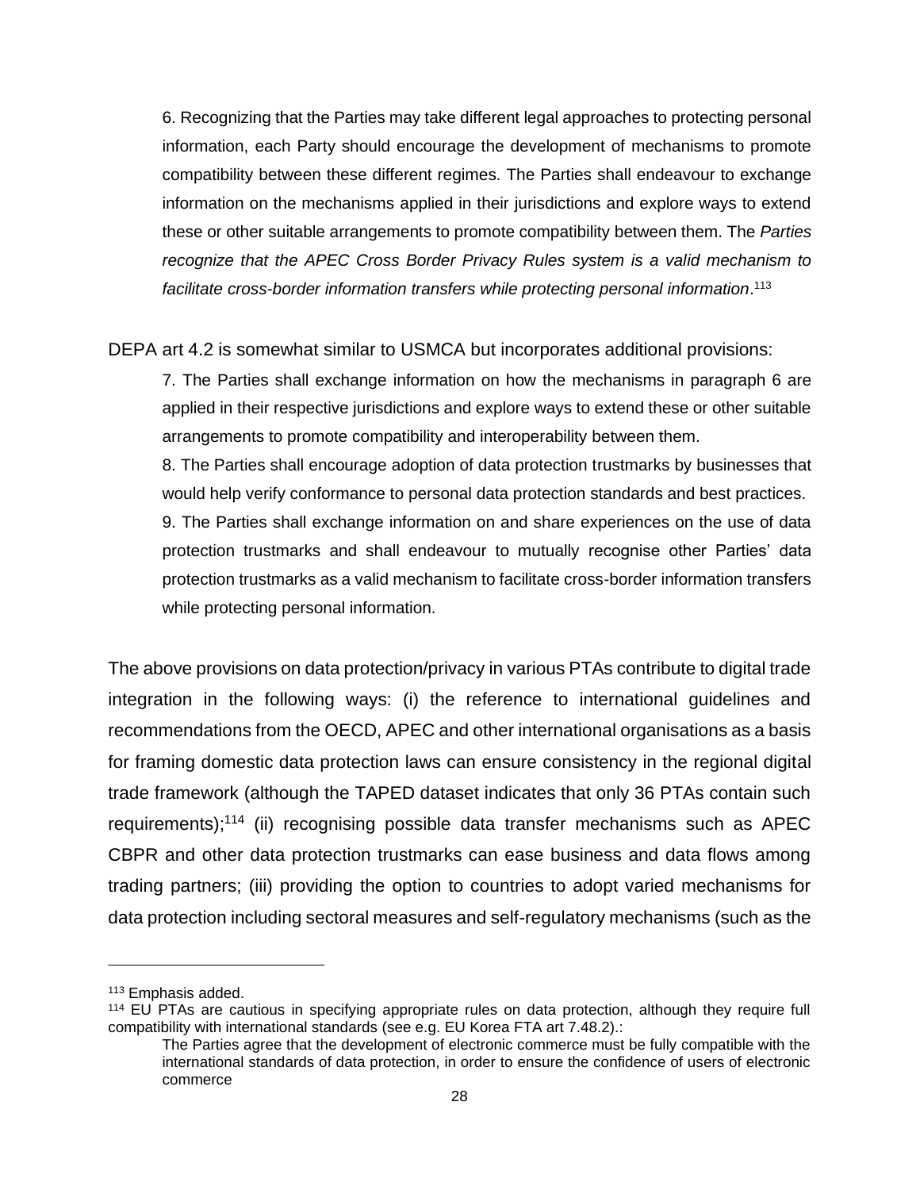> 6. Recognizing that the Parties may take different legal approaches to protecting personal information, each Party should encourage the development of mechanisms to promote compatibility between these different regimes. The Parties shall endeavour to exchange information on the mechanisms applied in their jurisdictions and explore ways to extend these or other suitable arrangements to promote compatibility between them. The *Parties recognize that the APEC Cross Border Privacy Rules system is a valid mechanism to facilitate cross-border information transfers while protecting personal information*.[113]

DEPA art 4.2 is somewhat similar to USMCA but incorporates additional provisions:

> 7. The Parties shall exchange information on how the mechanisms in paragraph 6 are applied in their respective jurisdictions and explore ways to extend these or other suitable arrangements to promote compatibility and interoperability between them.
>
> 8. The Parties shall encourage adoption of data protection trustmarks by businesses that would help verify conformance to personal data protection standards and best practices.
>
> 9. The Parties shall exchange information on and share experiences on the use of data protection trustmarks and shall endeavour to mutually recognise other Parties' data protection trustmarks as a valid mechanism to facilitate cross-border information transfers while protecting personal information.

The above provisions on data protection/privacy in various PTAs contribute to digital trade integration in the following ways: (i) the reference to international guidelines and recommendations from the OECD, APEC and other international organisations as a basis for framing domestic data protection laws can ensure consistency in the regional digital trade framework (although the TAPED dataset indicates that only 36 PTAs contain such requirements);[114] (ii) recognising possible data transfer mechanisms such as APEC CBPR and other data protection trustmarks can ease business and data flows among trading partners; (iii) providing the option to countries to adopt varied mechanisms for data protection including sectoral measures and self-regulatory mechanisms (such as the

---

[113] Emphasis added.

[114] EU PTAs are cautious in specifying appropriate rules on data protection, although they require full compatibility with international standards (see e.g. EU Korea FTA art 7.48.2).:

> The Parties agree that the development of electronic commerce must be fully compatible with the international standards of data protection, in order to ensure the confidence of users of electronic commerce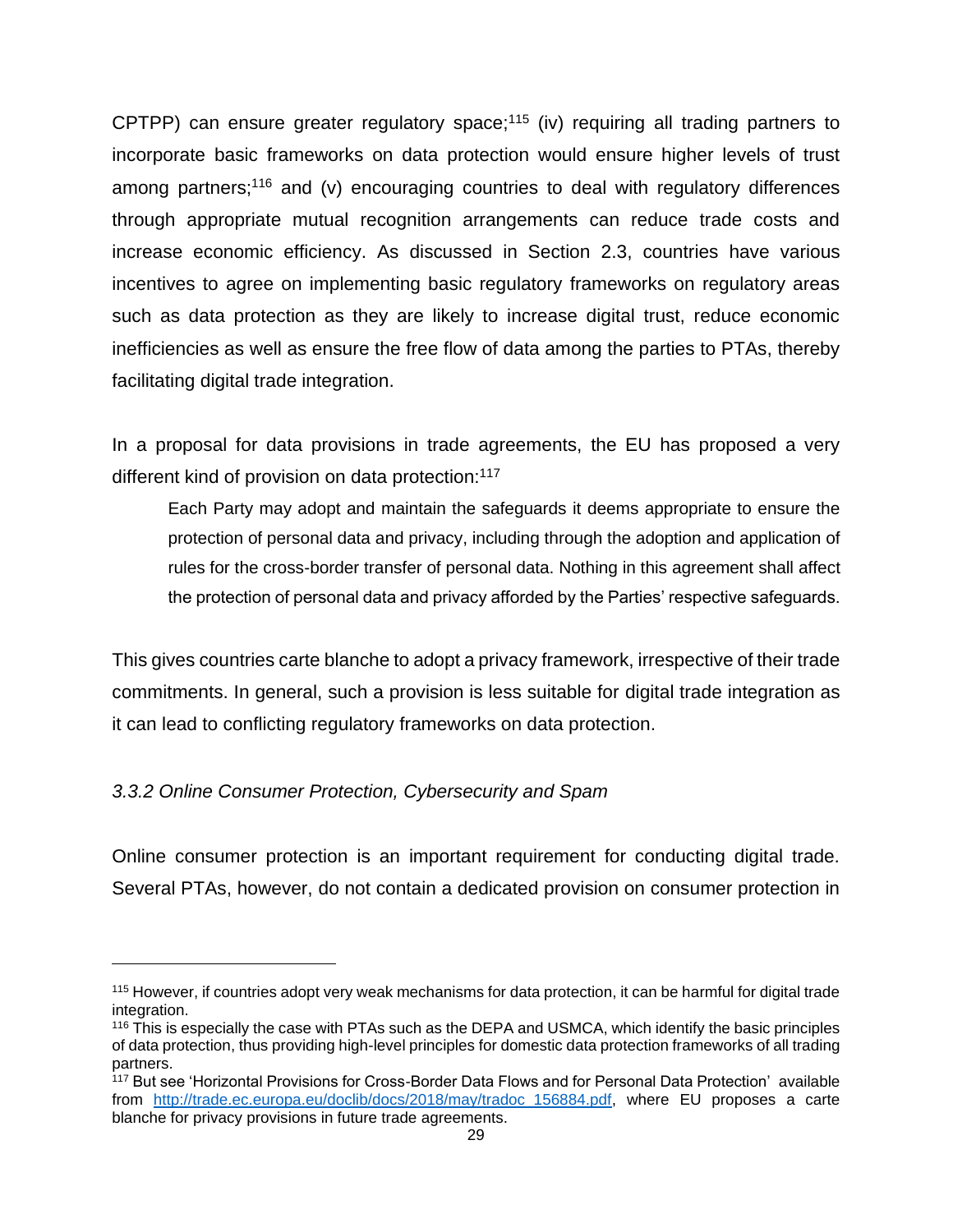CPTPP) can ensure greater regulatory space;[115] (iv) requiring all trading partners to incorporate basic frameworks on data protection would ensure higher levels of trust among partners;[116] and (v) encouraging countries to deal with regulatory differences through appropriate mutual recognition arrangements can reduce trade costs and increase economic efficiency. As discussed in Section 2.3, countries have various incentives to agree on implementing basic regulatory frameworks on regulatory areas such as data protection as they are likely to increase digital trust, reduce economic inefficiencies as well as ensure the free flow of data among the parties to PTAs, thereby facilitating digital trade integration.

In a proposal for data provisions in trade agreements, the EU has proposed a very different kind of provision on data protection:[117]

> Each Party may adopt and maintain the safeguards it deems appropriate to ensure the protection of personal data and privacy, including through the adoption and application of rules for the cross-border transfer of personal data. Nothing in this agreement shall affect the protection of personal data and privacy afforded by the Parties' respective safeguards.

This gives countries carte blanche to adopt a privacy framework, irrespective of their trade commitments. In general, such a provision is less suitable for digital trade integration as it can lead to conflicting regulatory frameworks on data protection.

### *3.3.2 Online Consumer Protection, Cybersecurity and Spam*

Online consumer protection is an important requirement for conducting digital trade. Several PTAs, however, do not contain a dedicated provision on consumer protection in

---

[115] However, if countries adopt very weak mechanisms for data protection, it can be harmful for digital trade integration.

[116] This is especially the case with PTAs such as the DEPA and USMCA, which identify the basic principles of data protection, thus providing high-level principles for domestic data protection frameworks of all trading partners.

[117] But see 'Horizontal Provisions for Cross-Border Data Flows and for Personal Data Protection' available from http://trade.ec.europa.eu/doclib/docs/2018/may/tradoc_156884.pdf, where EU proposes a carte blanche for privacy provisions in future trade agreements.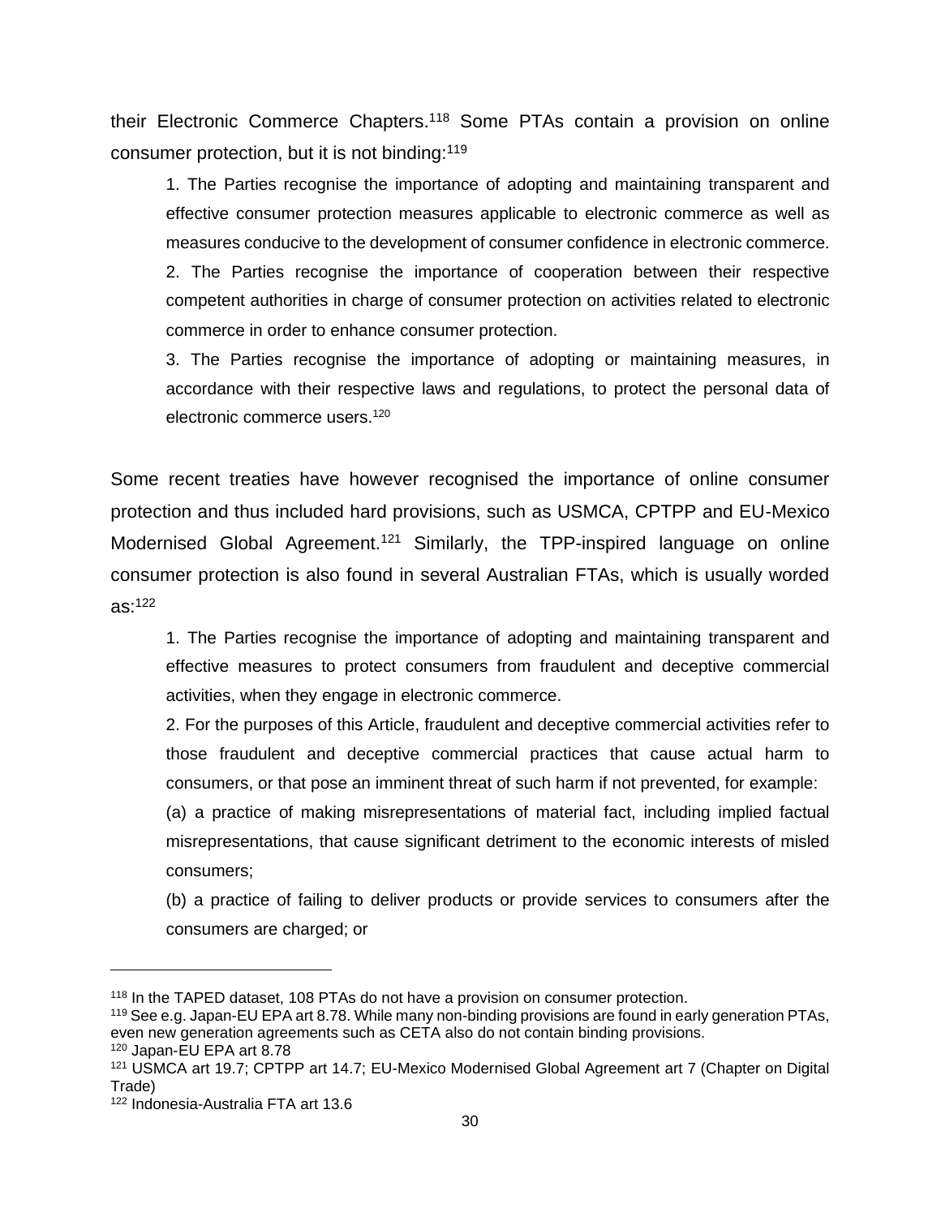their Electronic Commerce Chapters.[118] Some PTAs contain a provision on online consumer protection, but it is not binding:[119]

> 1. The Parties recognise the importance of adopting and maintaining transparent and effective consumer protection measures applicable to electronic commerce as well as measures conducive to the development of consumer confidence in electronic commerce.
>
> 2. The Parties recognise the importance of cooperation between their respective competent authorities in charge of consumer protection on activities related to electronic commerce in order to enhance consumer protection.
>
> 3. The Parties recognise the importance of adopting or maintaining measures, in accordance with their respective laws and regulations, to protect the personal data of electronic commerce users.[120]

Some recent treaties have however recognised the importance of online consumer protection and thus included hard provisions, such as USMCA, CPTPP and EU-Mexico Modernised Global Agreement.[121] Similarly, the TPP-inspired language on online consumer protection is also found in several Australian FTAs, which is usually worded as:[122]

> 1. The Parties recognise the importance of adopting and maintaining transparent and effective measures to protect consumers from fraudulent and deceptive commercial activities, when they engage in electronic commerce.
>
> 2. For the purposes of this Article, fraudulent and deceptive commercial activities refer to those fraudulent and deceptive commercial practices that cause actual harm to consumers, or that pose an imminent threat of such harm if not prevented, for example:
>
> (a) a practice of making misrepresentations of material fact, including implied factual misrepresentations, that cause significant detriment to the economic interests of misled consumers;
>
> (b) a practice of failing to deliver products or provide services to consumers after the consumers are charged; or

---

[118] In the TAPED dataset, 108 PTAs do not have a provision on consumer protection.

[119] See e.g. Japan-EU EPA art 8.78. While many non-binding provisions are found in early generation PTAs, even new generation agreements such as CETA also do not contain binding provisions.

[120] Japan-EU EPA art 8.78

[121] USMCA art 19.7; CPTPP art 14.7; EU-Mexico Modernised Global Agreement art 7 (Chapter on Digital Trade)

[122] Indonesia-Australia FTA art 13.6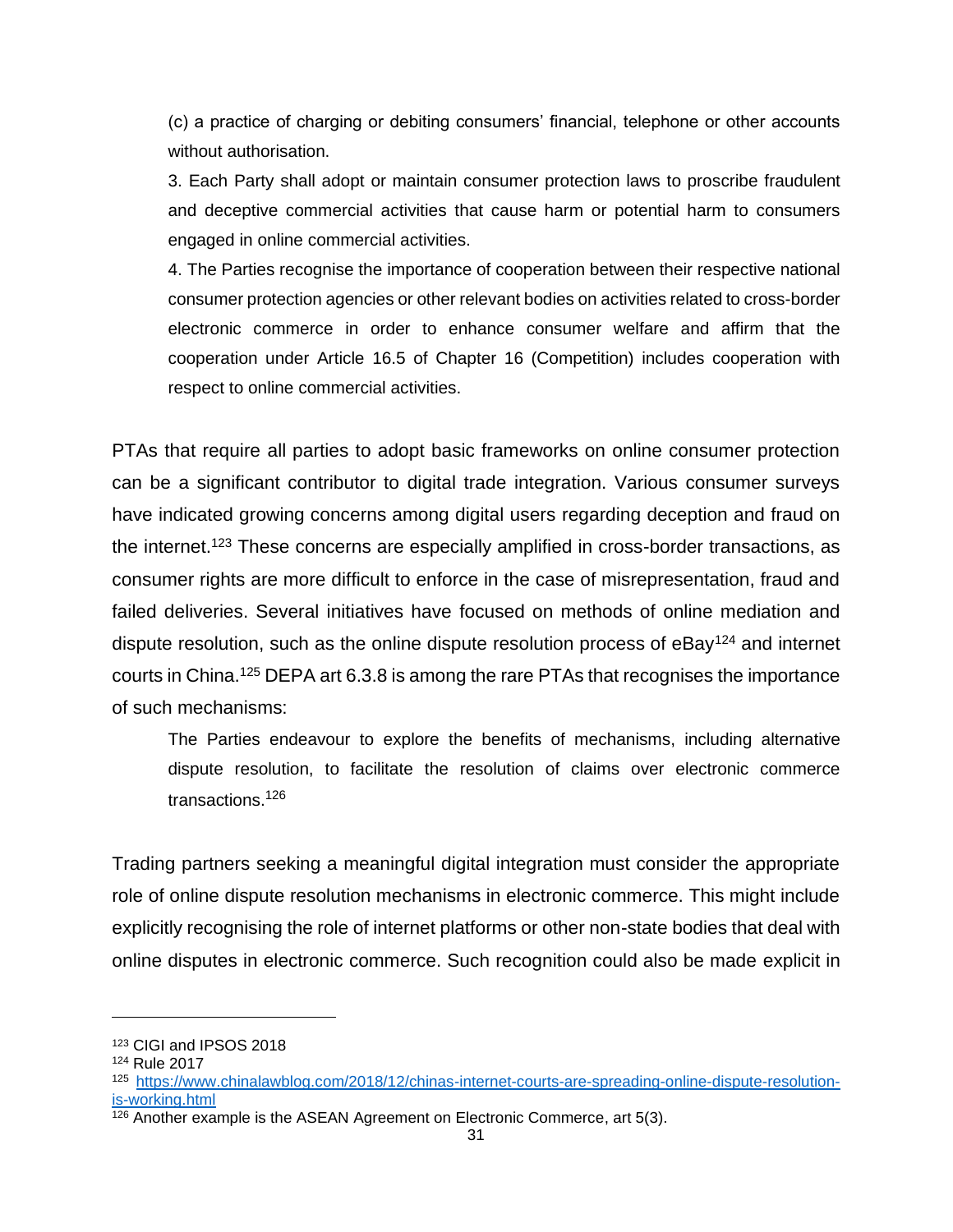> (c) a practice of charging or debiting consumers' financial, telephone or other accounts without authorisation.
>
> 3. Each Party shall adopt or maintain consumer protection laws to proscribe fraudulent and deceptive commercial activities that cause harm or potential harm to consumers engaged in online commercial activities.
>
> 4. The Parties recognise the importance of cooperation between their respective national consumer protection agencies or other relevant bodies on activities related to cross-border electronic commerce in order to enhance consumer welfare and affirm that the cooperation under Article 16.5 of Chapter 16 (Competition) includes cooperation with respect to online commercial activities.

PTAs that require all parties to adopt basic frameworks on online consumer protection can be a significant contributor to digital trade integration. Various consumer surveys have indicated growing concerns among digital users regarding deception and fraud on the internet.[123] These concerns are especially amplified in cross-border transactions, as consumer rights are more difficult to enforce in the case of misrepresentation, fraud and failed deliveries. Several initiatives have focused on methods of online mediation and dispute resolution, such as the online dispute resolution process of eBay[124] and internet courts in China.[125] DEPA art 6.3.8 is among the rare PTAs that recognises the importance of such mechanisms:

> The Parties endeavour to explore the benefits of mechanisms, including alternative dispute resolution, to facilitate the resolution of claims over electronic commerce transactions.[126]

Trading partners seeking a meaningful digital integration must consider the appropriate role of online dispute resolution mechanisms in electronic commerce. This might include explicitly recognising the role of internet platforms or other non-state bodies that deal with online disputes in electronic commerce. Such recognition could also be made explicit in

---

[123] CIGI and IPSOS 2018

[124] Rule 2017

[125] https://www.chinalawblog.com/2018/12/chinas-internet-courts-are-spreading-online-dispute-resolution-is-working.html

[126] Another example is the ASEAN Agreement on Electronic Commerce, art 5(3).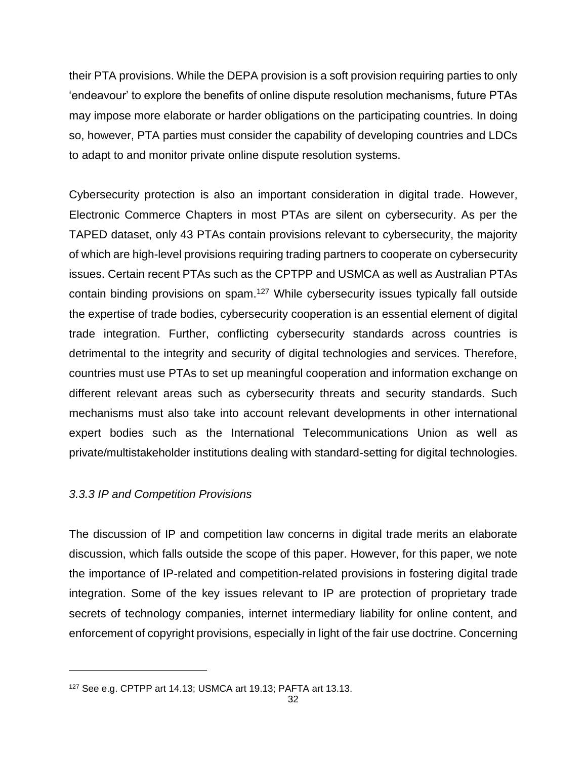their PTA provisions. While the DEPA provision is a soft provision requiring parties to only 'endeavour' to explore the benefits of online dispute resolution mechanisms, future PTAs may impose more elaborate or harder obligations on the participating countries. In doing so, however, PTA parties must consider the capability of developing countries and LDCs to adapt to and monitor private online dispute resolution systems.

Cybersecurity protection is also an important consideration in digital trade. However, Electronic Commerce Chapters in most PTAs are silent on cybersecurity. As per the TAPED dataset, only 43 PTAs contain provisions relevant to cybersecurity, the majority of which are high-level provisions requiring trading partners to cooperate on cybersecurity issues. Certain recent PTAs such as the CPTPP and USMCA as well as Australian PTAs contain binding provisions on spam.[127] While cybersecurity issues typically fall outside the expertise of trade bodies, cybersecurity cooperation is an essential element of digital trade integration. Further, conflicting cybersecurity standards across countries is detrimental to the integrity and security of digital technologies and services. Therefore, countries must use PTAs to set up meaningful cooperation and information exchange on different relevant areas such as cybersecurity threats and security standards. Such mechanisms must also take into account relevant developments in other international expert bodies such as the International Telecommunications Union as well as private/multistakeholder institutions dealing with standard-setting for digital technologies.

### *3.3.3 IP and Competition Provisions*

The discussion of IP and competition law concerns in digital trade merits an elaborate discussion, which falls outside the scope of this paper. However, for this paper, we note the importance of IP-related and competition-related provisions in fostering digital trade integration. Some of the key issues relevant to IP are protection of proprietary trade secrets of technology companies, internet intermediary liability for online content, and enforcement of copyright provisions, especially in light of the fair use doctrine. Concerning

---

[127] See e.g. CPTPP art 14.13; USMCA art 19.13; PAFTA art 13.13.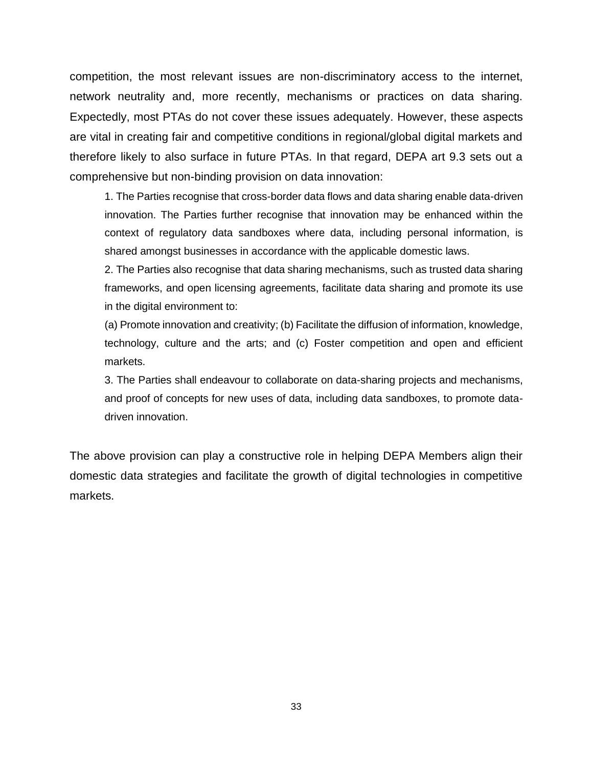competition, the most relevant issues are non-discriminatory access to the internet, network neutrality and, more recently, mechanisms or practices on data sharing. Expectedly, most PTAs do not cover these issues adequately. However, these aspects are vital in creating fair and competitive conditions in regional/global digital markets and therefore likely to also surface in future PTAs. In that regard, DEPA art 9.3 sets out a comprehensive but non-binding provision on data innovation:

> 1. The Parties recognise that cross-border data flows and data sharing enable data-driven innovation. The Parties further recognise that innovation may be enhanced within the context of regulatory data sandboxes where data, including personal information, is shared amongst businesses in accordance with the applicable domestic laws.
>
> 2. The Parties also recognise that data sharing mechanisms, such as trusted data sharing frameworks, and open licensing agreements, facilitate data sharing and promote its use in the digital environment to:
>
> (a) Promote innovation and creativity; (b) Facilitate the diffusion of information, knowledge, technology, culture and the arts; and (c) Foster competition and open and efficient markets.
>
> 3. The Parties shall endeavour to collaborate on data-sharing projects and mechanisms, and proof of concepts for new uses of data, including data sandboxes, to promote data-driven innovation.

The above provision can play a constructive role in helping DEPA Members align their domestic data strategies and facilitate the growth of digital technologies in competitive markets.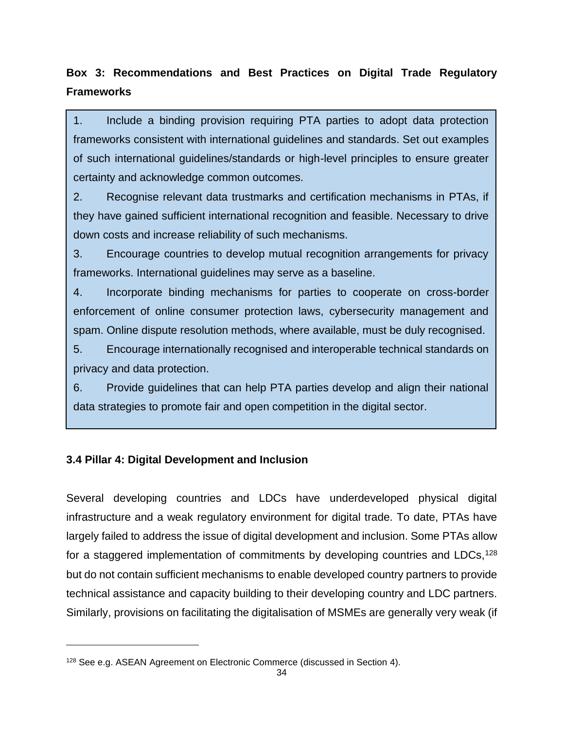**Box 3: Recommendations and Best Practices on Digital Trade Regulatory Frameworks**

1. Include a binding provision requiring PTA parties to adopt data protection frameworks consistent with international guidelines and standards. Set out examples of such international guidelines/standards or high-level principles to ensure greater certainty and acknowledge common outcomes.
2. Recognise relevant data trustmarks and certification mechanisms in PTAs, if they have gained sufficient international recognition and feasible. Necessary to drive down costs and increase reliability of such mechanisms.
3. Encourage countries to develop mutual recognition arrangements for privacy frameworks. International guidelines may serve as a baseline.
4. Incorporate binding mechanisms for parties to cooperate on cross-border enforcement of online consumer protection laws, cybersecurity management and spam. Online dispute resolution methods, where available, must be duly recognised.
5. Encourage internationally recognised and interoperable technical standards on privacy and data protection.
6. Provide guidelines that can help PTA parties develop and align their national data strategies to promote fair and open competition in the digital sector.

### 3.4 Pillar 4: Digital Development and Inclusion

Several developing countries and LDCs have underdeveloped physical digital infrastructure and a weak regulatory environment for digital trade. To date, PTAs have largely failed to address the issue of digital development and inclusion. Some PTAs allow for a staggered implementation of commitments by developing countries and LDCs,[128] but do not contain sufficient mechanisms to enable developed country partners to provide technical assistance and capacity building to their developing country and LDC partners. Similarly, provisions on facilitating the digitalisation of MSMEs are generally very weak (if

[128] See e.g. ASEAN Agreement on Electronic Commerce (discussed in Section 4).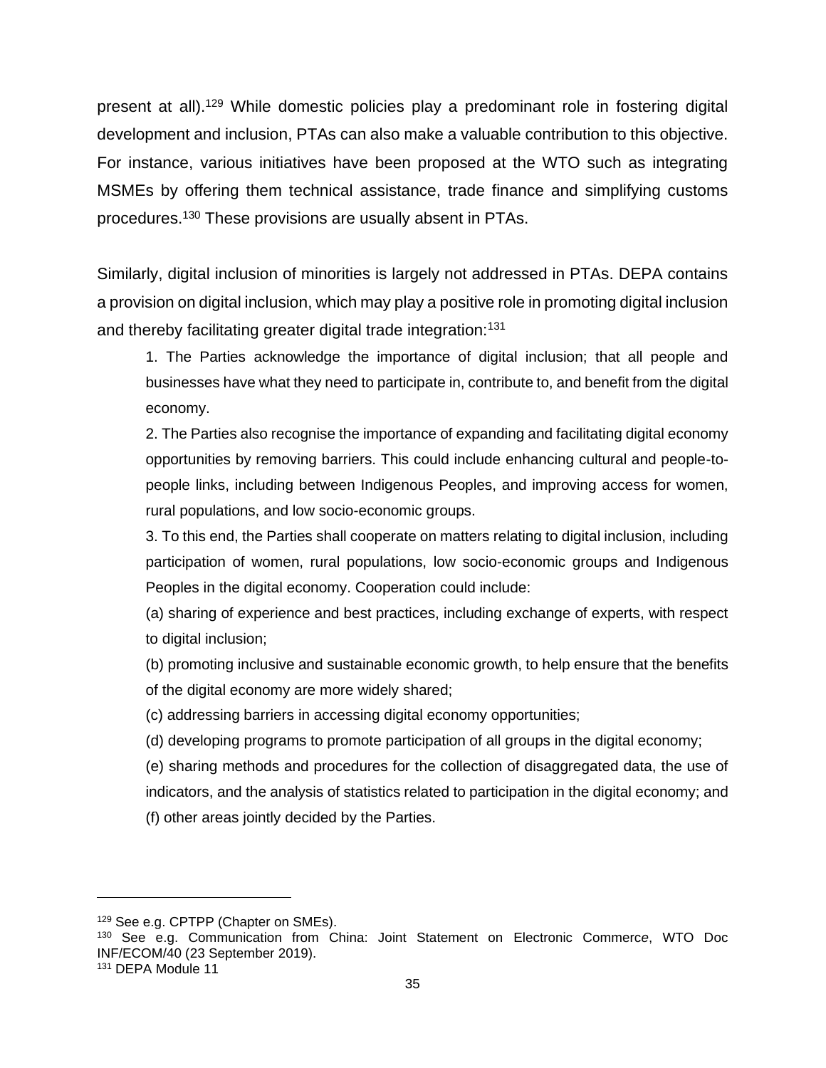present at all).[129] While domestic policies play a predominant role in fostering digital development and inclusion, PTAs can also make a valuable contribution to this objective. For instance, various initiatives have been proposed at the WTO such as integrating MSMEs by offering them technical assistance, trade finance and simplifying customs procedures.[130] These provisions are usually absent in PTAs.

Similarly, digital inclusion of minorities is largely not addressed in PTAs. DEPA contains a provision on digital inclusion, which may play a positive role in promoting digital inclusion and thereby facilitating greater digital trade integration:[131]

> 1. The Parties acknowledge the importance of digital inclusion; that all people and businesses have what they need to participate in, contribute to, and benefit from the digital economy.
>
> 2. The Parties also recognise the importance of expanding and facilitating digital economy opportunities by removing barriers. This could include enhancing cultural and people-to-people links, including between Indigenous Peoples, and improving access for women, rural populations, and low socio-economic groups.
>
> 3. To this end, the Parties shall cooperate on matters relating to digital inclusion, including participation of women, rural populations, low socio-economic groups and Indigenous Peoples in the digital economy. Cooperation could include:
>
> (a) sharing of experience and best practices, including exchange of experts, with respect to digital inclusion;
>
> (b) promoting inclusive and sustainable economic growth, to help ensure that the benefits of the digital economy are more widely shared;
>
> (c) addressing barriers in accessing digital economy opportunities;
>
> (d) developing programs to promote participation of all groups in the digital economy;
>
> (e) sharing methods and procedures for the collection of disaggregated data, the use of indicators, and the analysis of statistics related to participation in the digital economy; and
>
> (f) other areas jointly decided by the Parties.

---

[129] See e.g. CPTPP (Chapter on SMEs).

[130] See e.g. Communication from China: Joint Statement on Electronic Commerce, WTO Doc INF/ECOM/40 (23 September 2019).

[131] DEPA Module 11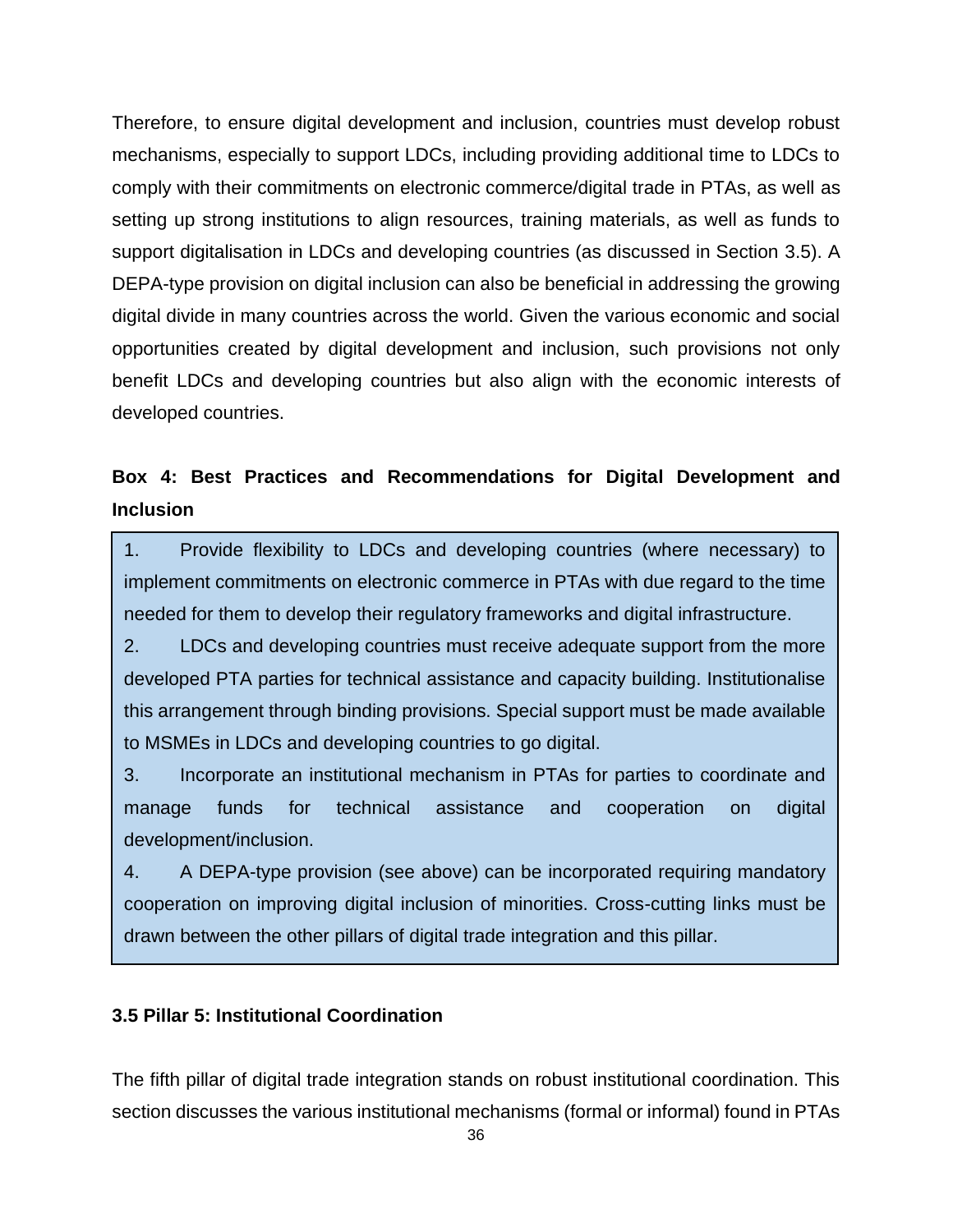Therefore, to ensure digital development and inclusion, countries must develop robust mechanisms, especially to support LDCs, including providing additional time to LDCs to comply with their commitments on electronic commerce/digital trade in PTAs, as well as setting up strong institutions to align resources, training materials, as well as funds to support digitalisation in LDCs and developing countries (as discussed in Section 3.5). A DEPA-type provision on digital inclusion can also be beneficial in addressing the growing digital divide in many countries across the world. Given the various economic and social opportunities created by digital development and inclusion, such provisions not only benefit LDCs and developing countries but also align with the economic interests of developed countries.

**Box 4: Best Practices and Recommendations for Digital Development and Inclusion**

1. Provide flexibility to LDCs and developing countries (where necessary) to implement commitments on electronic commerce in PTAs with due regard to the time needed for them to develop their regulatory frameworks and digital infrastructure.
2. LDCs and developing countries must receive adequate support from the more developed PTA parties for technical assistance and capacity building. Institutionalise this arrangement through binding provisions. Special support must be made available to MSMEs in LDCs and developing countries to go digital.
3. Incorporate an institutional mechanism in PTAs for parties to coordinate and manage funds for technical assistance and cooperation on digital development/inclusion.
4. A DEPA-type provision (see above) can be incorporated requiring mandatory cooperation on improving digital inclusion of minorities. Cross-cutting links must be drawn between the other pillars of digital trade integration and this pillar.

### 3.5 Pillar 5: Institutional Coordination

The fifth pillar of digital trade integration stands on robust institutional coordination. This section discusses the various institutional mechanisms (formal or informal) found in PTAs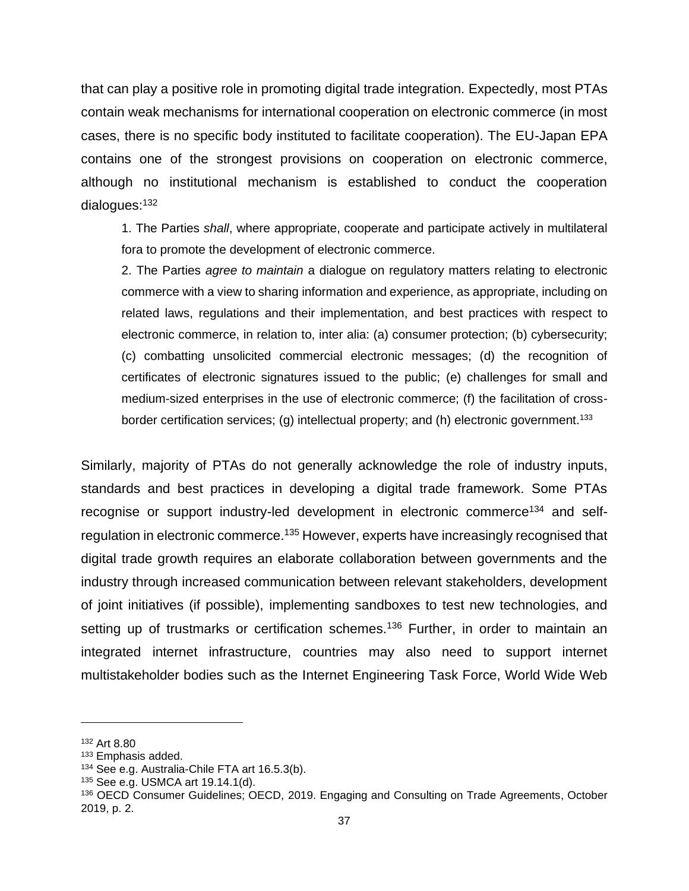that can play a positive role in promoting digital trade integration. Expectedly, most PTAs contain weak mechanisms for international cooperation on electronic commerce (in most cases, there is no specific body instituted to facilitate cooperation). The EU-Japan EPA contains one of the strongest provisions on cooperation on electronic commerce, although no institutional mechanism is established to conduct the cooperation dialogues:[132]

> 1. The Parties *shall*, where appropriate, cooperate and participate actively in multilateral fora to promote the development of electronic commerce.
>
> 2. The Parties *agree to maintain* a dialogue on regulatory matters relating to electronic commerce with a view to sharing information and experience, as appropriate, including on related laws, regulations and their implementation, and best practices with respect to electronic commerce, in relation to, inter alia: (a) consumer protection; (b) cybersecurity; (c) combatting unsolicited commercial electronic messages; (d) the recognition of certificates of electronic signatures issued to the public; (e) challenges for small and medium-sized enterprises in the use of electronic commerce; (f) the facilitation of cross-border certification services; (g) intellectual property; and (h) electronic government.[133]

Similarly, majority of PTAs do not generally acknowledge the role of industry inputs, standards and best practices in developing a digital trade framework. Some PTAs recognise or support industry-led development in electronic commerce[134] and self-regulation in electronic commerce.[135] However, experts have increasingly recognised that digital trade growth requires an elaborate collaboration between governments and the industry through increased communication between relevant stakeholders, development of joint initiatives (if possible), implementing sandboxes to test new technologies, and setting up of trustmarks or certification schemes.[136] Further, in order to maintain an integrated internet infrastructure, countries may also need to support internet multistakeholder bodies such as the Internet Engineering Task Force, World Wide Web

---

[132] Art 8.80

[133] Emphasis added.

[134] See e.g. Australia-Chile FTA art 16.5.3(b).

[135] See e.g. USMCA art 19.14.1(d).

[136] OECD Consumer Guidelines; OECD, 2019. Engaging and Consulting on Trade Agreements, October 2019, p. 2.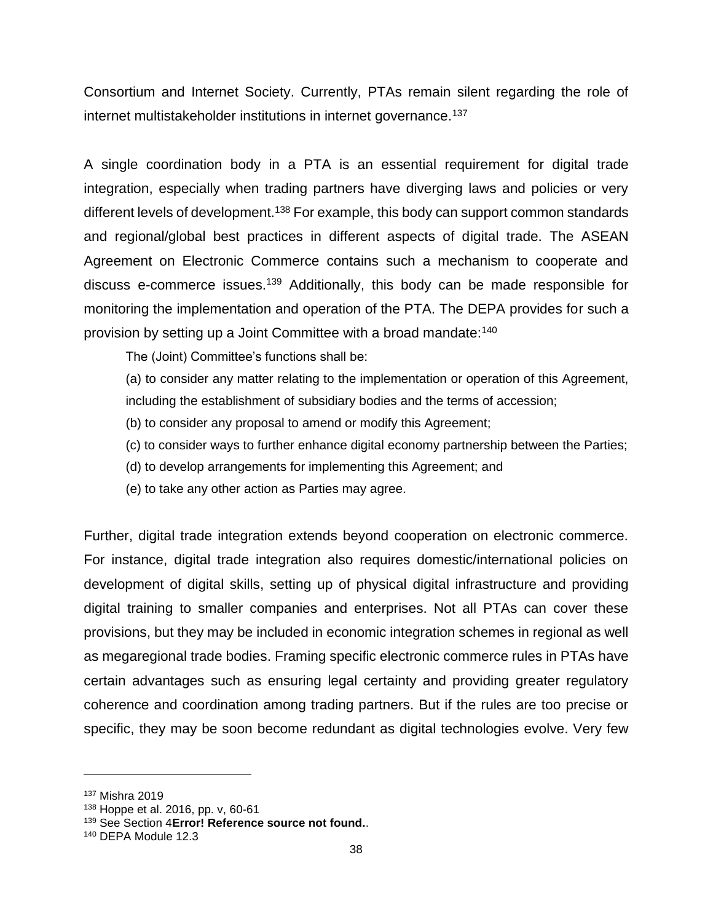Consortium and Internet Society. Currently, PTAs remain silent regarding the role of internet multistakeholder institutions in internet governance.[137]

A single coordination body in a PTA is an essential requirement for digital trade integration, especially when trading partners have diverging laws and policies or very different levels of development.[138] For example, this body can support common standards and regional/global best practices in different aspects of digital trade. The ASEAN Agreement on Electronic Commerce contains such a mechanism to cooperate and discuss e-commerce issues.[139] Additionally, this body can be made responsible for monitoring the implementation and operation of the PTA. The DEPA provides for such a provision by setting up a Joint Committee with a broad mandate:[140]

> The (Joint) Committee's functions shall be:
>
> (a) to consider any matter relating to the implementation or operation of this Agreement, including the establishment of subsidiary bodies and the terms of accession;
>
> (b) to consider any proposal to amend or modify this Agreement;
>
> (c) to consider ways to further enhance digital economy partnership between the Parties;
>
> (d) to develop arrangements for implementing this Agreement; and
>
> (e) to take any other action as Parties may agree.

Further, digital trade integration extends beyond cooperation on electronic commerce. For instance, digital trade integration also requires domestic/international policies on development of digital skills, setting up of physical digital infrastructure and providing digital training to smaller companies and enterprises. Not all PTAs can cover these provisions, but they may be included in economic integration schemes in regional as well as megaregional trade bodies. Framing specific electronic commerce rules in PTAs have certain advantages such as ensuring legal certainty and providing greater regulatory coherence and coordination among trading partners. But if the rules are too precise or specific, they may be soon become redundant as digital technologies evolve. Very few

---

[137] Mishra 2019

[138] Hoppe et al. 2016, pp. v, 60-61

[139] See Section 4**Error! Reference source not found.**.

[140] DEPA Module 12.3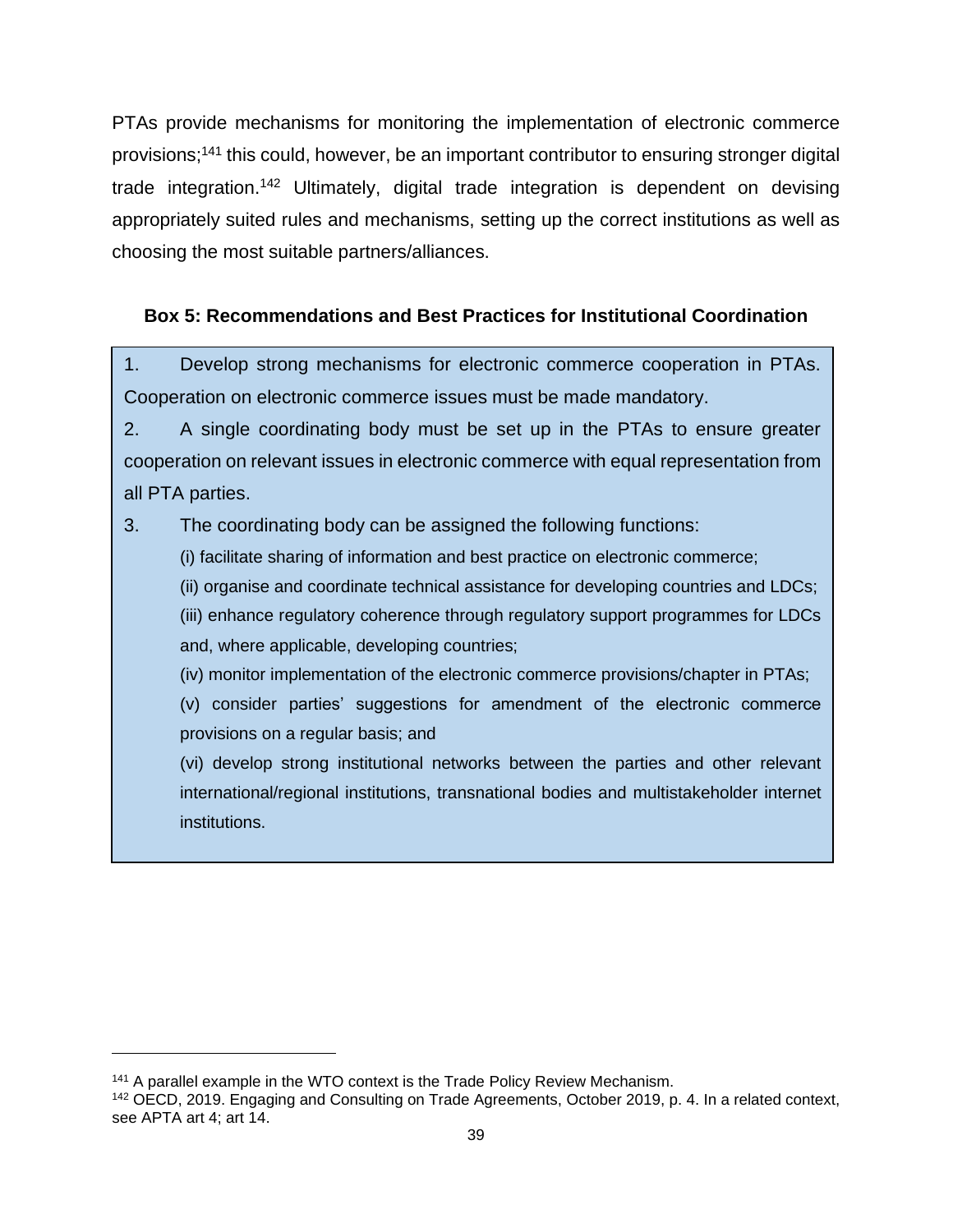PTAs provide mechanisms for monitoring the implementation of electronic commerce provisions;[141] this could, however, be an important contributor to ensuring stronger digital trade integration.[142] Ultimately, digital trade integration is dependent on devising appropriately suited rules and mechanisms, setting up the correct institutions as well as choosing the most suitable partners/alliances.

**Box 5: Recommendations and Best Practices for Institutional Coordination**

1. Develop strong mechanisms for electronic commerce cooperation in PTAs. Cooperation on electronic commerce issues must be made mandatory.
2. A single coordinating body must be set up in the PTAs to ensure greater cooperation on relevant issues in electronic commerce with equal representation from all PTA parties.
3. The coordinating body can be assigned the following functions:
   (i) facilitate sharing of information and best practice on electronic commerce;
   (ii) organise and coordinate technical assistance for developing countries and LDCs;
   (iii) enhance regulatory coherence through regulatory support programmes for LDCs and, where applicable, developing countries;
   (iv) monitor implementation of the electronic commerce provisions/chapter in PTAs;
   (v) consider parties' suggestions for amendment of the electronic commerce provisions on a regular basis; and
   (vi) develop strong institutional networks between the parties and other relevant international/regional institutions, transnational bodies and multistakeholder internet institutions.

---

[141] A parallel example in the WTO context is the Trade Policy Review Mechanism.

[142] OECD, 2019. Engaging and Consulting on Trade Agreements, October 2019, p. 4. In a related context, see APTA art 4; art 14.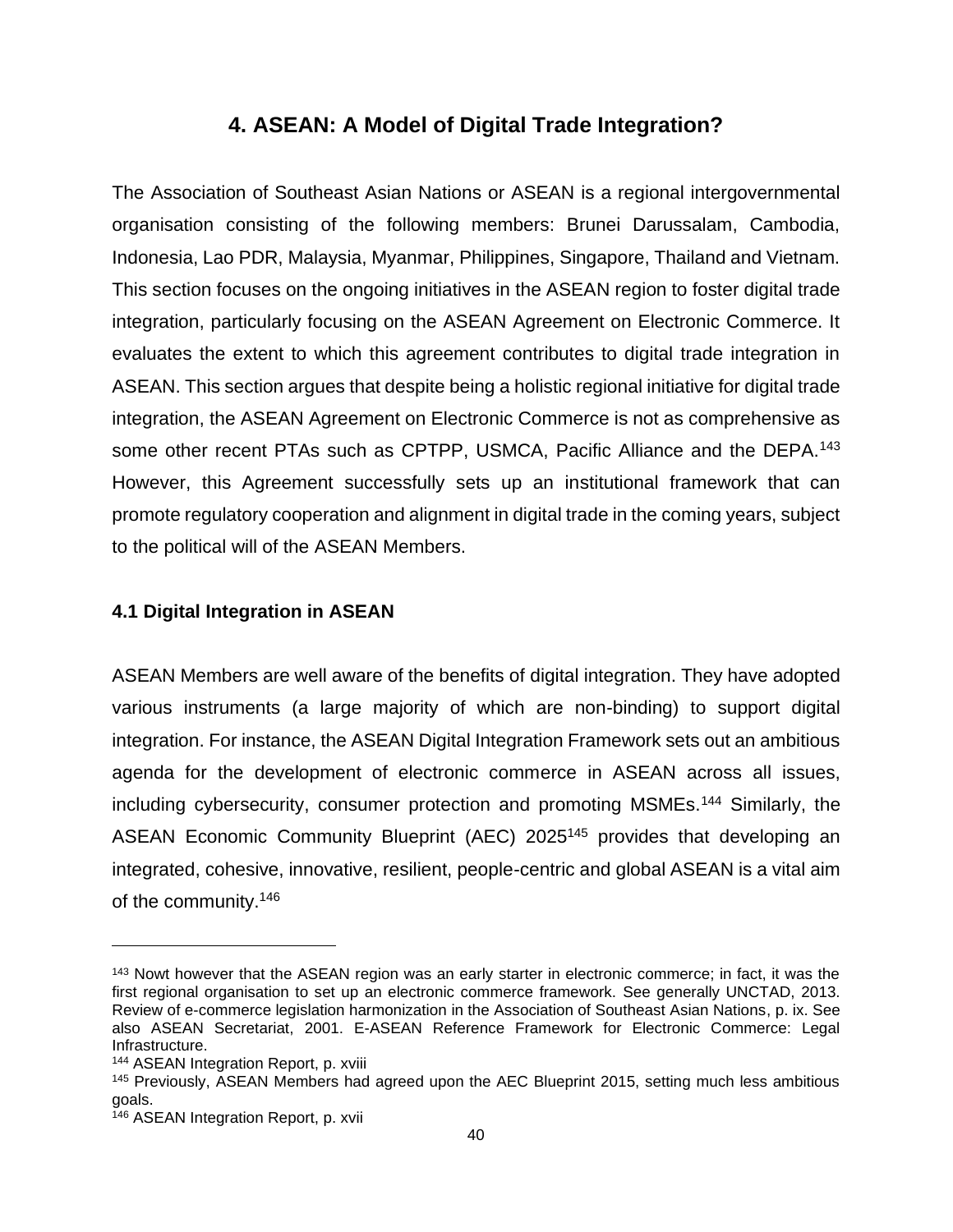## 4. ASEAN: A Model of Digital Trade Integration?

The Association of Southeast Asian Nations or ASEAN is a regional intergovernmental organisation consisting of the following members: Brunei Darussalam, Cambodia, Indonesia, Lao PDR, Malaysia, Myanmar, Philippines, Singapore, Thailand and Vietnam. This section focuses on the ongoing initiatives in the ASEAN region to foster digital trade integration, particularly focusing on the ASEAN Agreement on Electronic Commerce. It evaluates the extent to which this agreement contributes to digital trade integration in ASEAN. This section argues that despite being a holistic regional initiative for digital trade integration, the ASEAN Agreement on Electronic Commerce is not as comprehensive as some other recent PTAs such as CPTPP, USMCA, Pacific Alliance and the DEPA.[143] However, this Agreement successfully sets up an institutional framework that can promote regulatory cooperation and alignment in digital trade in the coming years, subject to the political will of the ASEAN Members.

### 4.1 Digital Integration in ASEAN

ASEAN Members are well aware of the benefits of digital integration. They have adopted various instruments (a large majority of which are non-binding) to support digital integration. For instance, the ASEAN Digital Integration Framework sets out an ambitious agenda for the development of electronic commerce in ASEAN across all issues, including cybersecurity, consumer protection and promoting MSMEs.[144] Similarly, the ASEAN Economic Community Blueprint (AEC) 2025[145] provides that developing an integrated, cohesive, innovative, resilient, people-centric and global ASEAN is a vital aim of the community.[146]

---

[143] Nowt however that the ASEAN region was an early starter in electronic commerce; in fact, it was the first regional organisation to set up an electronic commerce framework. See generally UNCTAD, 2013. Review of e-commerce legislation harmonization in the Association of Southeast Asian Nations, p. ix. See also ASEAN Secretariat, 2001. E-ASEAN Reference Framework for Electronic Commerce: Legal Infrastructure.

[144] ASEAN Integration Report, p. xviii

[145] Previously, ASEAN Members had agreed upon the AEC Blueprint 2015, setting much less ambitious goals.

[146] ASEAN Integration Report, p. xvii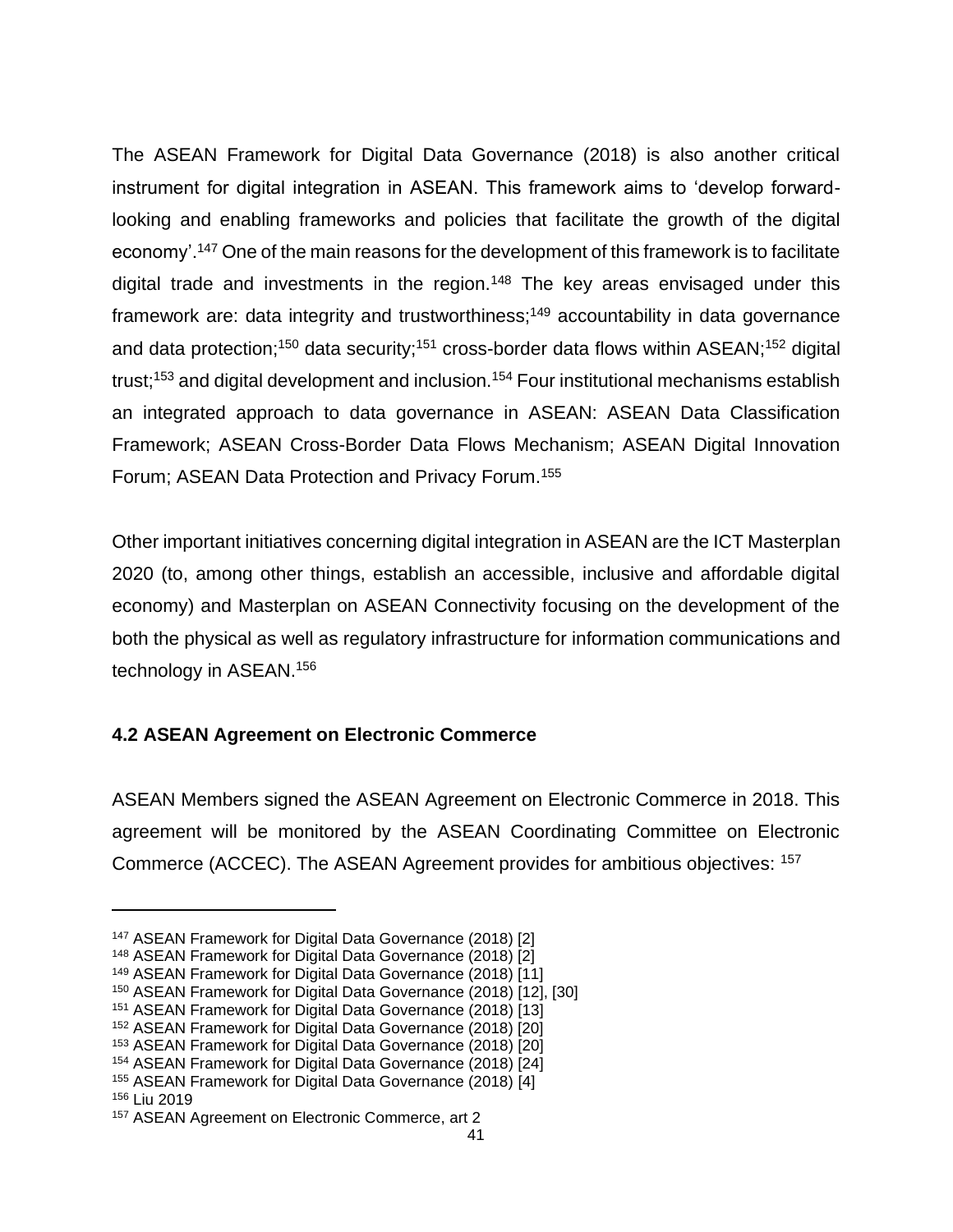The ASEAN Framework for Digital Data Governance (2018) is also another critical instrument for digital integration in ASEAN. This framework aims to 'develop forward-looking and enabling frameworks and policies that facilitate the growth of the digital economy'.[147] One of the main reasons for the development of this framework is to facilitate digital trade and investments in the region.[148] The key areas envisaged under this framework are: data integrity and trustworthiness;[149] accountability in data governance and data protection;[150] data security;[151] cross-border data flows within ASEAN;[152] digital trust;[153] and digital development and inclusion.[154] Four institutional mechanisms establish an integrated approach to data governance in ASEAN: ASEAN Data Classification Framework; ASEAN Cross-Border Data Flows Mechanism; ASEAN Digital Innovation Forum; ASEAN Data Protection and Privacy Forum.[155]

Other important initiatives concerning digital integration in ASEAN are the ICT Masterplan 2020 (to, among other things, establish an accessible, inclusive and affordable digital economy) and Masterplan on ASEAN Connectivity focusing on the development of the both the physical as well as regulatory infrastructure for information communications and technology in ASEAN.[156]

### 4.2 ASEAN Agreement on Electronic Commerce

ASEAN Members signed the ASEAN Agreement on Electronic Commerce in 2018. This agreement will be monitored by the ASEAN Coordinating Committee on Electronic Commerce (ACCEC). The ASEAN Agreement provides for ambitious objectives: [157]

---

[147] ASEAN Framework for Digital Data Governance (2018) [2]
[148] ASEAN Framework for Digital Data Governance (2018) [2]
[149] ASEAN Framework for Digital Data Governance (2018) [11]
[150] ASEAN Framework for Digital Data Governance (2018) [12], [30]
[151] ASEAN Framework for Digital Data Governance (2018) [13]
[152] ASEAN Framework for Digital Data Governance (2018) [20]
[153] ASEAN Framework for Digital Data Governance (2018) [20]
[154] ASEAN Framework for Digital Data Governance (2018) [24]
[155] ASEAN Framework for Digital Data Governance (2018) [4]
[156] Liu 2019
[157] ASEAN Agreement on Electronic Commerce, art 2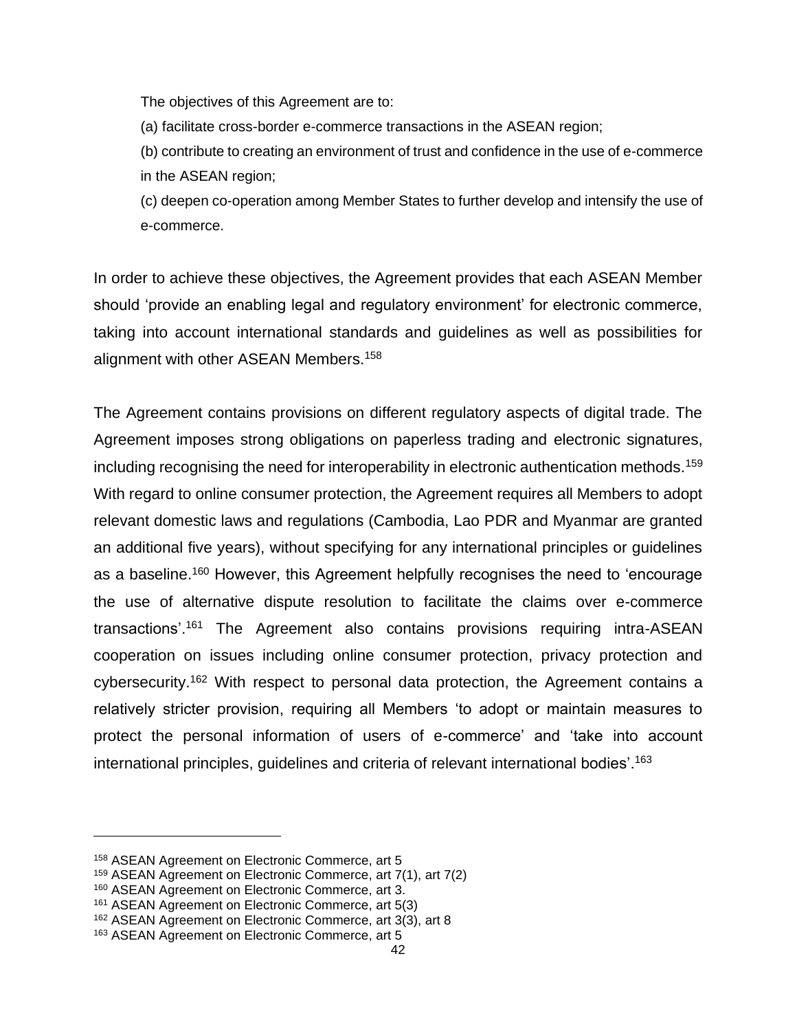> The objectives of this Agreement are to:
>
> (a) facilitate cross-border e-commerce transactions in the ASEAN region;
>
> (b) contribute to creating an environment of trust and confidence in the use of e-commerce in the ASEAN region;
>
> (c) deepen co-operation among Member States to further develop and intensify the use of e-commerce.

In order to achieve these objectives, the Agreement provides that each ASEAN Member should 'provide an enabling legal and regulatory environment' for electronic commerce, taking into account international standards and guidelines as well as possibilities for alignment with other ASEAN Members.[158]

The Agreement contains provisions on different regulatory aspects of digital trade. The Agreement imposes strong obligations on paperless trading and electronic signatures, including recognising the need for interoperability in electronic authentication methods.[159] With regard to online consumer protection, the Agreement requires all Members to adopt relevant domestic laws and regulations (Cambodia, Lao PDR and Myanmar are granted an additional five years), without specifying for any international principles or guidelines as a baseline.[160] However, this Agreement helpfully recognises the need to 'encourage the use of alternative dispute resolution to facilitate the claims over e-commerce transactions'.[161] The Agreement also contains provisions requiring intra-ASEAN cooperation on issues including online consumer protection, privacy protection and cybersecurity.[162] With respect to personal data protection, the Agreement contains a relatively stricter provision, requiring all Members 'to adopt or maintain measures to protect the personal information of users of e-commerce' and 'take into account international principles, guidelines and criteria of relevant international bodies'.[163]

---

[158] ASEAN Agreement on Electronic Commerce, art 5
[159] ASEAN Agreement on Electronic Commerce, art 7(1), art 7(2)
[160] ASEAN Agreement on Electronic Commerce, art 3.
[161] ASEAN Agreement on Electronic Commerce, art 5(3)
[162] ASEAN Agreement on Electronic Commerce, art 3(3), art 8
[163] ASEAN Agreement on Electronic Commerce, art 5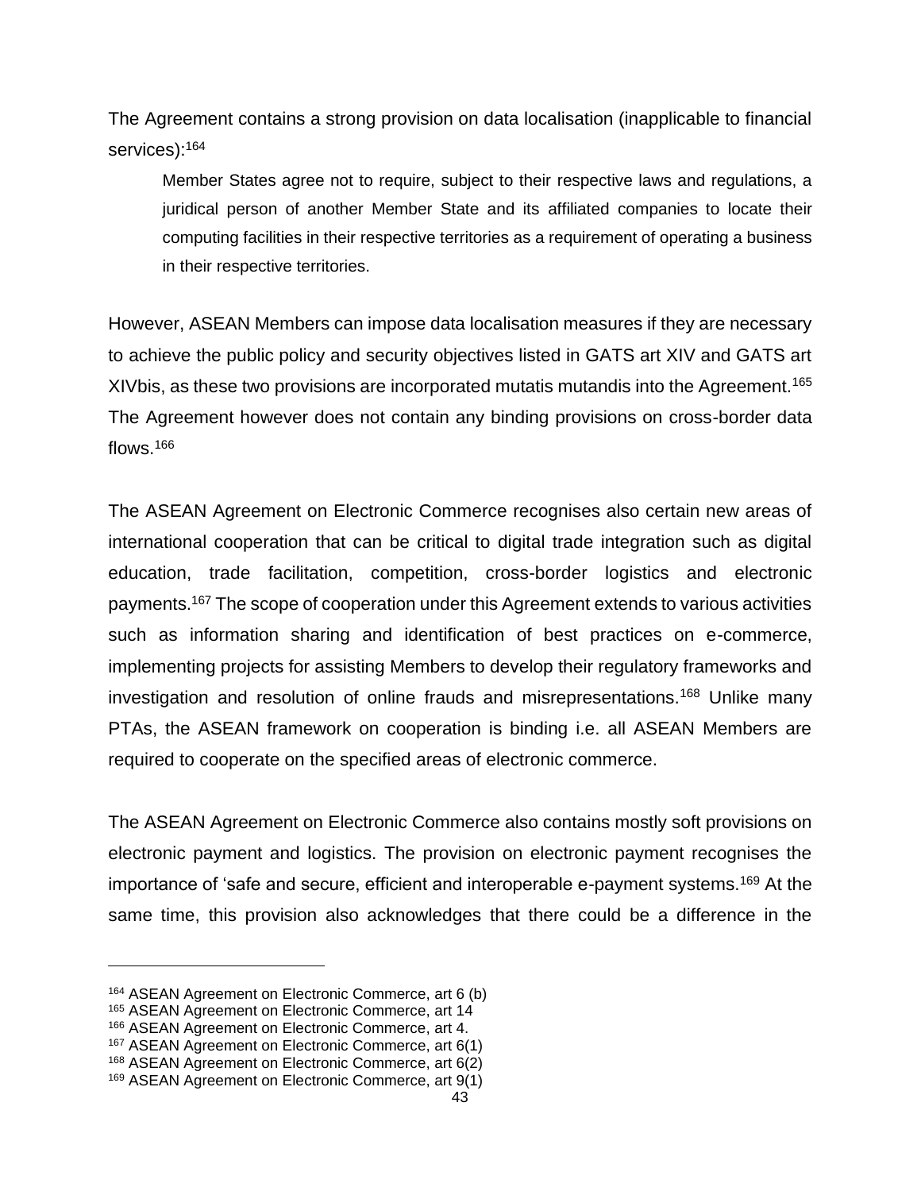The Agreement contains a strong provision on data localisation (inapplicable to financial services):[164]

> Member States agree not to require, subject to their respective laws and regulations, a juridical person of another Member State and its affiliated companies to locate their computing facilities in their respective territories as a requirement of operating a business in their respective territories.

However, ASEAN Members can impose data localisation measures if they are necessary to achieve the public policy and security objectives listed in GATS art XIV and GATS art XIVbis, as these two provisions are incorporated mutatis mutandis into the Agreement.[165] The Agreement however does not contain any binding provisions on cross-border data flows.[166]

The ASEAN Agreement on Electronic Commerce recognises also certain new areas of international cooperation that can be critical to digital trade integration such as digital education, trade facilitation, competition, cross-border logistics and electronic payments.[167] The scope of cooperation under this Agreement extends to various activities such as information sharing and identification of best practices on e-commerce, implementing projects for assisting Members to develop their regulatory frameworks and investigation and resolution of online frauds and misrepresentations.[168] Unlike many PTAs, the ASEAN framework on cooperation is binding i.e. all ASEAN Members are required to cooperate on the specified areas of electronic commerce.

The ASEAN Agreement on Electronic Commerce also contains mostly soft provisions on electronic payment and logistics. The provision on electronic payment recognises the importance of 'safe and secure, efficient and interoperable e-payment systems.[169] At the same time, this provision also acknowledges that there could be a difference in the

---

[164] ASEAN Agreement on Electronic Commerce, art 6 (b)
[165] ASEAN Agreement on Electronic Commerce, art 14
[166] ASEAN Agreement on Electronic Commerce, art 4.
[167] ASEAN Agreement on Electronic Commerce, art 6(1)
[168] ASEAN Agreement on Electronic Commerce, art 6(2)
[169] ASEAN Agreement on Electronic Commerce, art 9(1)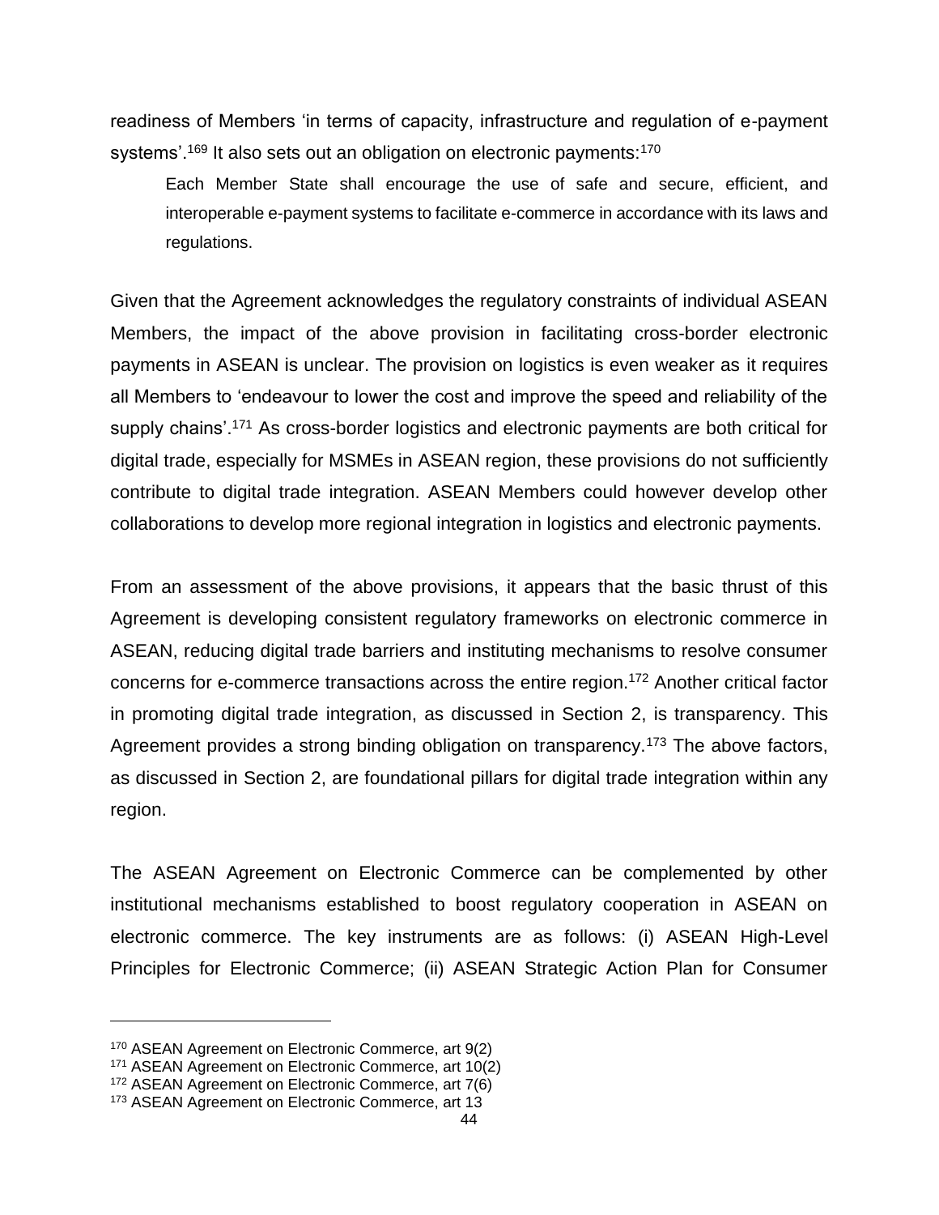readiness of Members 'in terms of capacity, infrastructure and regulation of e-payment systems'.[169] It also sets out an obligation on electronic payments:[170]

> Each Member State shall encourage the use of safe and secure, efficient, and interoperable e-payment systems to facilitate e-commerce in accordance with its laws and regulations.

Given that the Agreement acknowledges the regulatory constraints of individual ASEAN Members, the impact of the above provision in facilitating cross-border electronic payments in ASEAN is unclear. The provision on logistics is even weaker as it requires all Members to 'endeavour to lower the cost and improve the speed and reliability of the supply chains'.[171] As cross-border logistics and electronic payments are both critical for digital trade, especially for MSMEs in ASEAN region, these provisions do not sufficiently contribute to digital trade integration. ASEAN Members could however develop other collaborations to develop more regional integration in logistics and electronic payments.

From an assessment of the above provisions, it appears that the basic thrust of this Agreement is developing consistent regulatory frameworks on electronic commerce in ASEAN, reducing digital trade barriers and instituting mechanisms to resolve consumer concerns for e-commerce transactions across the entire region.[172] Another critical factor in promoting digital trade integration, as discussed in Section 2, is transparency. This Agreement provides a strong binding obligation on transparency.[173] The above factors, as discussed in Section 2, are foundational pillars for digital trade integration within any region.

The ASEAN Agreement on Electronic Commerce can be complemented by other institutional mechanisms established to boost regulatory cooperation in ASEAN on electronic commerce. The key instruments are as follows: (i) ASEAN High-Level Principles for Electronic Commerce; (ii) ASEAN Strategic Action Plan for Consumer

---

[170] ASEAN Agreement on Electronic Commerce, art 9(2)

[171] ASEAN Agreement on Electronic Commerce, art 10(2)

[172] ASEAN Agreement on Electronic Commerce, art 7(6)

[173] ASEAN Agreement on Electronic Commerce, art 13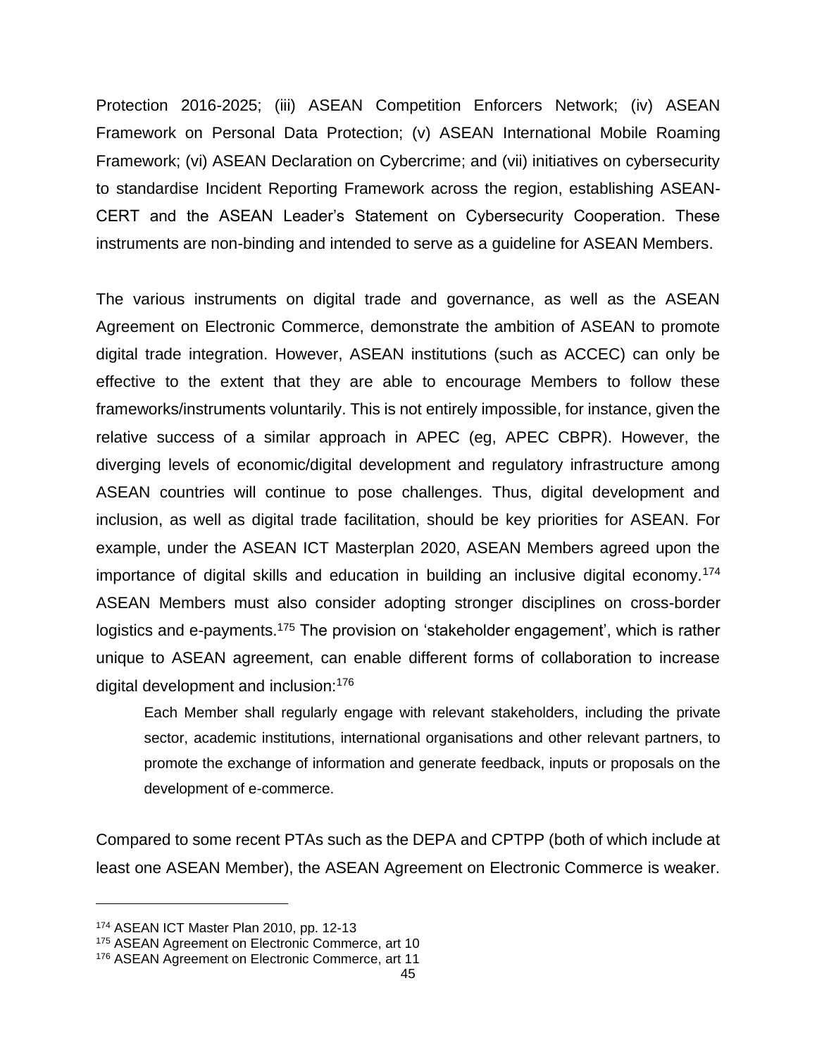Protection 2016-2025; (iii) ASEAN Competition Enforcers Network; (iv) ASEAN Framework on Personal Data Protection; (v) ASEAN International Mobile Roaming Framework; (vi) ASEAN Declaration on Cybercrime; and (vii) initiatives on cybersecurity to standardise Incident Reporting Framework across the region, establishing ASEAN-CERT and the ASEAN Leader's Statement on Cybersecurity Cooperation. These instruments are non-binding and intended to serve as a guideline for ASEAN Members.

The various instruments on digital trade and governance, as well as the ASEAN Agreement on Electronic Commerce, demonstrate the ambition of ASEAN to promote digital trade integration. However, ASEAN institutions (such as ACCEC) can only be effective to the extent that they are able to encourage Members to follow these frameworks/instruments voluntarily. This is not entirely impossible, for instance, given the relative success of a similar approach in APEC (eg, APEC CBPR). However, the diverging levels of economic/digital development and regulatory infrastructure among ASEAN countries will continue to pose challenges. Thus, digital development and inclusion, as well as digital trade facilitation, should be key priorities for ASEAN. For example, under the ASEAN ICT Masterplan 2020, ASEAN Members agreed upon the importance of digital skills and education in building an inclusive digital economy.[174] ASEAN Members must also consider adopting stronger disciplines on cross-border logistics and e-payments.[175] The provision on 'stakeholder engagement', which is rather unique to ASEAN agreement, can enable different forms of collaboration to increase digital development and inclusion:[176]

> Each Member shall regularly engage with relevant stakeholders, including the private sector, academic institutions, international organisations and other relevant partners, to promote the exchange of information and generate feedback, inputs or proposals on the development of e-commerce.

Compared to some recent PTAs such as the DEPA and CPTPP (both of which include at least one ASEAN Member), the ASEAN Agreement on Electronic Commerce is weaker.

---

[174] ASEAN ICT Master Plan 2010, pp. 12-13

[175] ASEAN Agreement on Electronic Commerce, art 10

[176] ASEAN Agreement on Electronic Commerce, art 11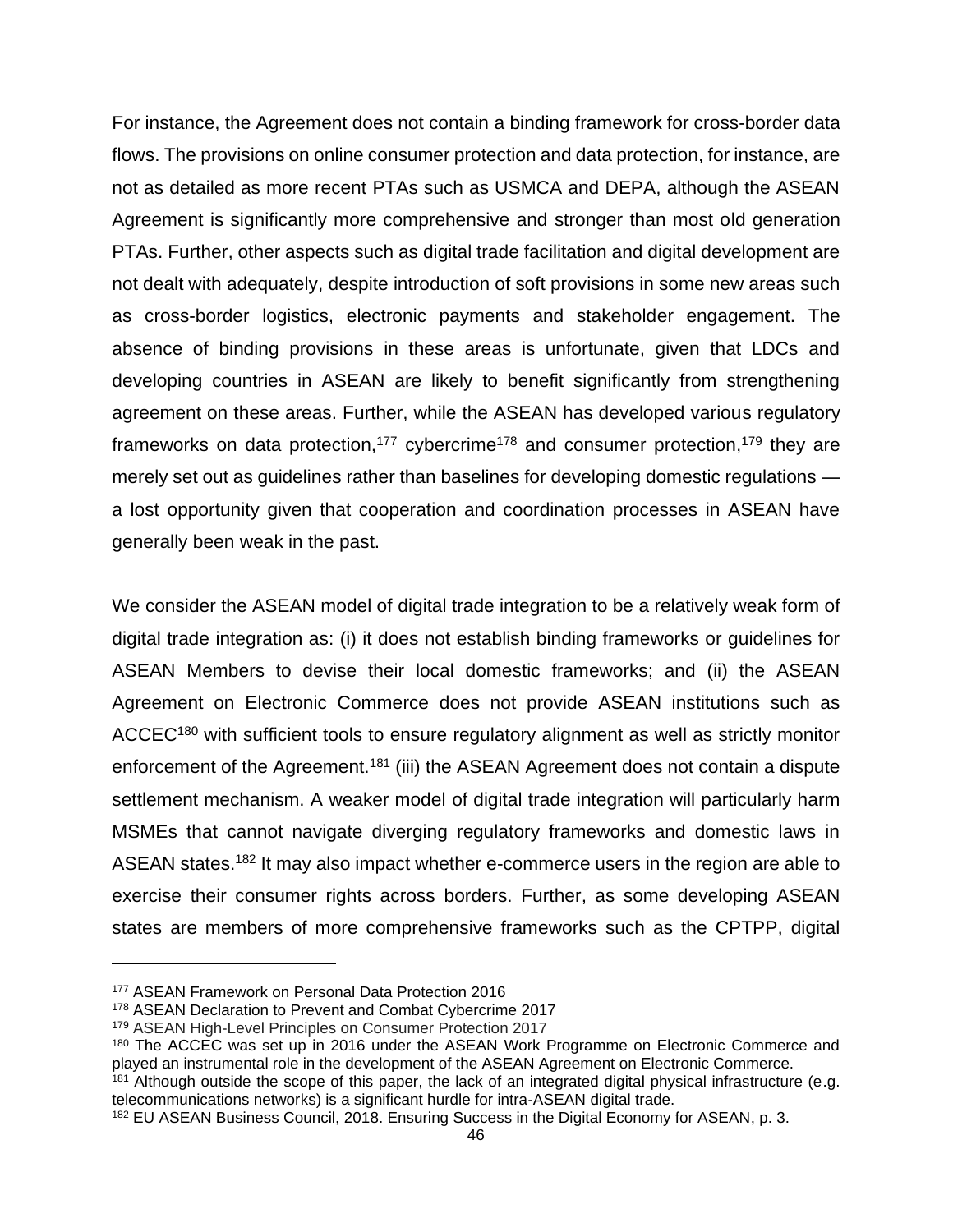For instance, the Agreement does not contain a binding framework for cross-border data flows. The provisions on online consumer protection and data protection, for instance, are not as detailed as more recent PTAs such as USMCA and DEPA, although the ASEAN Agreement is significantly more comprehensive and stronger than most old generation PTAs. Further, other aspects such as digital trade facilitation and digital development are not dealt with adequately, despite introduction of soft provisions in some new areas such as cross-border logistics, electronic payments and stakeholder engagement. The absence of binding provisions in these areas is unfortunate, given that LDCs and developing countries in ASEAN are likely to benefit significantly from strengthening agreement on these areas. Further, while the ASEAN has developed various regulatory frameworks on data protection,[177] cybercrime[178] and consumer protection,[179] they are merely set out as guidelines rather than baselines for developing domestic regulations — a lost opportunity given that cooperation and coordination processes in ASEAN have generally been weak in the past.

We consider the ASEAN model of digital trade integration to be a relatively weak form of digital trade integration as: (i) it does not establish binding frameworks or guidelines for ASEAN Members to devise their local domestic frameworks; and (ii) the ASEAN Agreement on Electronic Commerce does not provide ASEAN institutions such as ACCEC[180] with sufficient tools to ensure regulatory alignment as well as strictly monitor enforcement of the Agreement.[181] (iii) the ASEAN Agreement does not contain a dispute settlement mechanism. A weaker model of digital trade integration will particularly harm MSMEs that cannot navigate diverging regulatory frameworks and domestic laws in ASEAN states.[182] It may also impact whether e-commerce users in the region are able to exercise their consumer rights across borders. Further, as some developing ASEAN states are members of more comprehensive frameworks such as the CPTPP, digital

---

[177] ASEAN Framework on Personal Data Protection 2016

[178] ASEAN Declaration to Prevent and Combat Cybercrime 2017

[179] ASEAN High-Level Principles on Consumer Protection 2017

[180] The ACCEC was set up in 2016 under the ASEAN Work Programme on Electronic Commerce and played an instrumental role in the development of the ASEAN Agreement on Electronic Commerce.

[181] Although outside the scope of this paper, the lack of an integrated digital physical infrastructure (e.g. telecommunications networks) is a significant hurdle for intra-ASEAN digital trade.

[182] EU ASEAN Business Council, 2018. Ensuring Success in the Digital Economy for ASEAN, p. 3.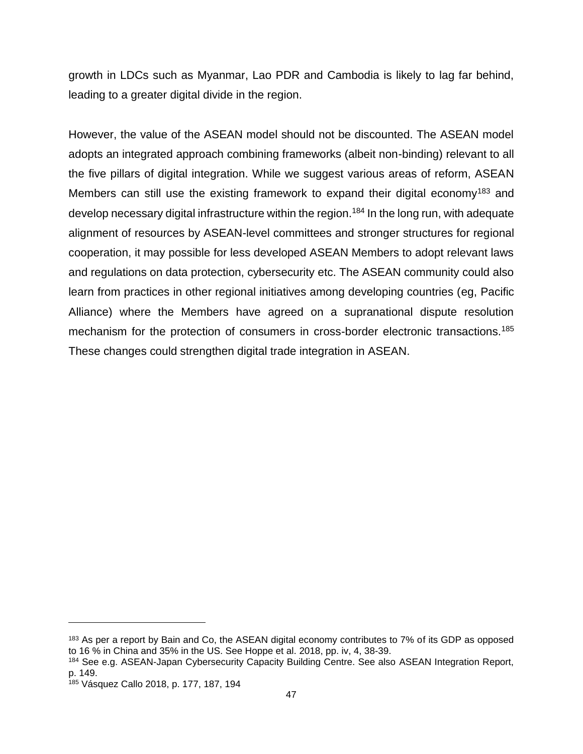growth in LDCs such as Myanmar, Lao PDR and Cambodia is likely to lag far behind, leading to a greater digital divide in the region.

However, the value of the ASEAN model should not be discounted. The ASEAN model adopts an integrated approach combining frameworks (albeit non-binding) relevant to all the five pillars of digital integration. While we suggest various areas of reform, ASEAN Members can still use the existing framework to expand their digital economy[183] and develop necessary digital infrastructure within the region.[184] In the long run, with adequate alignment of resources by ASEAN-level committees and stronger structures for regional cooperation, it may possible for less developed ASEAN Members to adopt relevant laws and regulations on data protection, cybersecurity etc. The ASEAN community could also learn from practices in other regional initiatives among developing countries (eg, Pacific Alliance) where the Members have agreed on a supranational dispute resolution mechanism for the protection of consumers in cross-border electronic transactions.[185] These changes could strengthen digital trade integration in ASEAN.

---

[183] As per a report by Bain and Co, the ASEAN digital economy contributes to 7% of its GDP as opposed to 16 % in China and 35% in the US. See Hoppe et al. 2018, pp. iv, 4, 38-39.

[184] See e.g. ASEAN-Japan Cybersecurity Capacity Building Centre. See also ASEAN Integration Report, p. 149.

[185] Vásquez Callo 2018, p. 177, 187, 194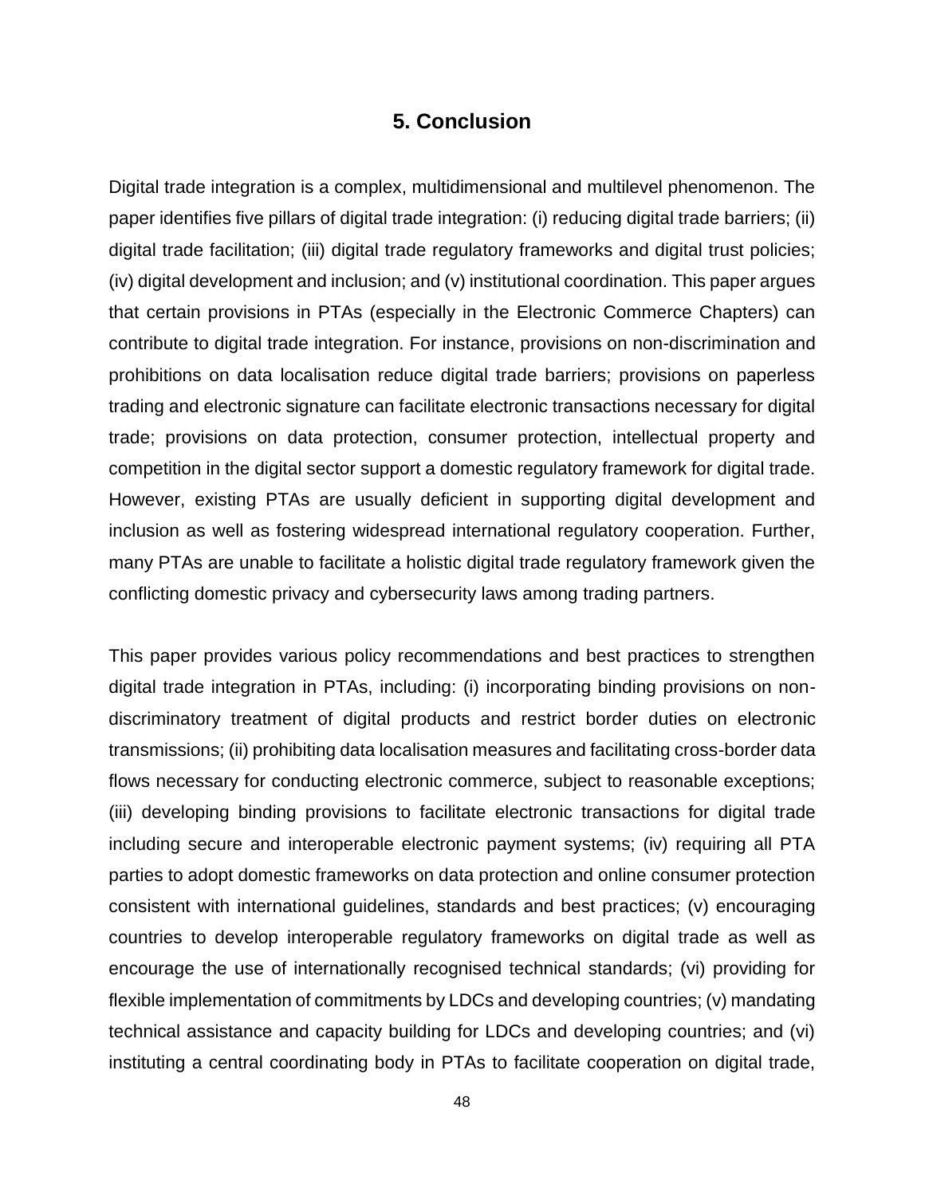## 5. Conclusion

Digital trade integration is a complex, multidimensional and multilevel phenomenon. The paper identifies five pillars of digital trade integration: (i) reducing digital trade barriers; (ii) digital trade facilitation; (iii) digital trade regulatory frameworks and digital trust policies; (iv) digital development and inclusion; and (v) institutional coordination. This paper argues that certain provisions in PTAs (especially in the Electronic Commerce Chapters) can contribute to digital trade integration. For instance, provisions on non-discrimination and prohibitions on data localisation reduce digital trade barriers; provisions on paperless trading and electronic signature can facilitate electronic transactions necessary for digital trade; provisions on data protection, consumer protection, intellectual property and competition in the digital sector support a domestic regulatory framework for digital trade. However, existing PTAs are usually deficient in supporting digital development and inclusion as well as fostering widespread international regulatory cooperation. Further, many PTAs are unable to facilitate a holistic digital trade regulatory framework given the conflicting domestic privacy and cybersecurity laws among trading partners.

This paper provides various policy recommendations and best practices to strengthen digital trade integration in PTAs, including: (i) incorporating binding provisions on non-discriminatory treatment of digital products and restrict border duties on electronic transmissions; (ii) prohibiting data localisation measures and facilitating cross-border data flows necessary for conducting electronic commerce, subject to reasonable exceptions; (iii) developing binding provisions to facilitate electronic transactions for digital trade including secure and interoperable electronic payment systems; (iv) requiring all PTA parties to adopt domestic frameworks on data protection and online consumer protection consistent with international guidelines, standards and best practices; (v) encouraging countries to develop interoperable regulatory frameworks on digital trade as well as encourage the use of internationally recognised technical standards; (vi) providing for flexible implementation of commitments by LDCs and developing countries; (v) mandating technical assistance and capacity building for LDCs and developing countries; and (vi) instituting a central coordinating body in PTAs to facilitate cooperation on digital trade,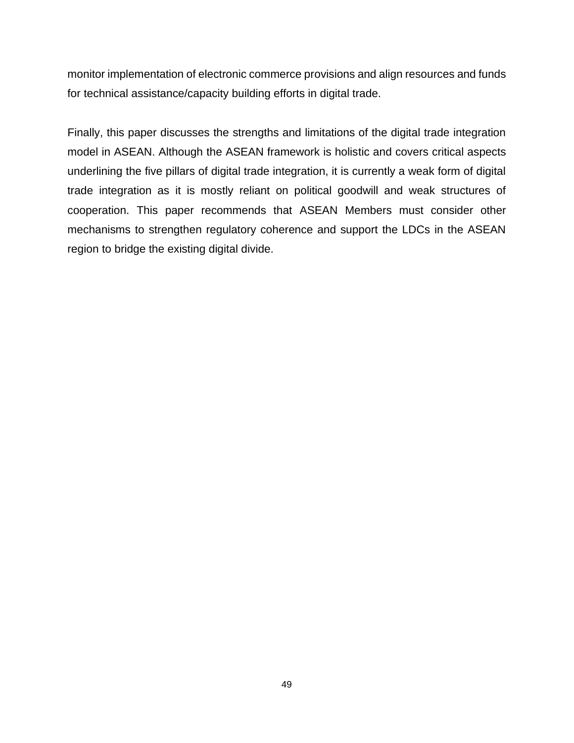monitor implementation of electronic commerce provisions and align resources and funds for technical assistance/capacity building efforts in digital trade.

Finally, this paper discusses the strengths and limitations of the digital trade integration model in ASEAN. Although the ASEAN framework is holistic and covers critical aspects underlining the five pillars of digital trade integration, it is currently a weak form of digital trade integration as it is mostly reliant on political goodwill and weak structures of cooperation. This paper recommends that ASEAN Members must consider other mechanisms to strengthen regulatory coherence and support the LDCs in the ASEAN region to bridge the existing digital divide.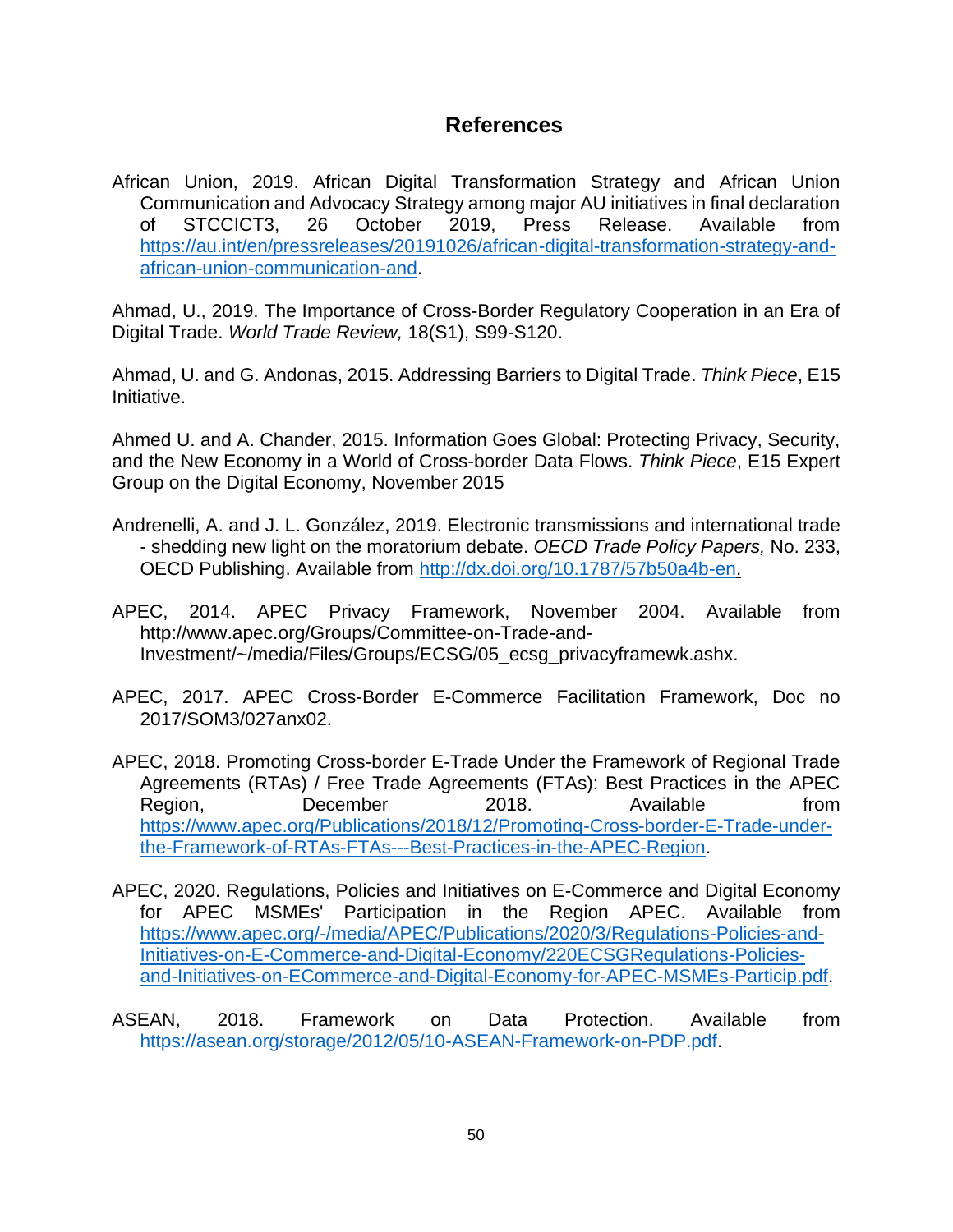# References

African Union, 2019. African Digital Transformation Strategy and African Union Communication and Advocacy Strategy among major AU initiatives in final declaration of STCCICT3, 26 October 2019, Press Release. Available from https://au.int/en/pressreleases/20191026/african-digital-transformation-strategy-and-african-union-communication-and.

Ahmad, U., 2019. The Importance of Cross-Border Regulatory Cooperation in an Era of Digital Trade. *World Trade Review,* 18(S1), S99-S120.

Ahmad, U. and G. Andonas, 2015. Addressing Barriers to Digital Trade. *Think Piece*, E15 Initiative.

Ahmed U. and A. Chander, 2015. Information Goes Global: Protecting Privacy, Security, and the New Economy in a World of Cross-border Data Flows. *Think Piece*, E15 Expert Group on the Digital Economy, November 2015

Andrenelli, A. and J. L. González, 2019. Electronic transmissions and international trade - shedding new light on the moratorium debate. *OECD Trade Policy Papers,* No. 233, OECD Publishing. Available from http://dx.doi.org/10.1787/57b50a4b-en.

APEC, 2014. APEC Privacy Framework, November 2004. Available from http://www.apec.org/Groups/Committee-on-Trade-and-Investment/~/media/Files/Groups/ECSG/05_ecsg_privacyframewk.ashx.

APEC, 2017. APEC Cross-Border E-Commerce Facilitation Framework, Doc no 2017/SOM3/027anx02.

APEC, 2018. Promoting Cross-border E-Trade Under the Framework of Regional Trade Agreements (RTAs) / Free Trade Agreements (FTAs): Best Practices in the APEC Region, December 2018. Available from https://www.apec.org/Publications/2018/12/Promoting-Cross-border-E-Trade-under-the-Framework-of-RTAs-FTAs---Best-Practices-in-the-APEC-Region.

APEC, 2020. Regulations, Policies and Initiatives on E-Commerce and Digital Economy for APEC MSMEs' Participation in the Region APEC. Available from https://www.apec.org/-/media/APEC/Publications/2020/3/Regulations-Policies-and-Initiatives-on-E-Commerce-and-Digital-Economy/220ECSGRegulations-Policies-and-Initiatives-on-ECommerce-and-Digital-Economy-for-APEC-MSMEs-Particip.pdf.

ASEAN, 2018. Framework on Data Protection. Available from https://asean.org/storage/2012/05/10-ASEAN-Framework-on-PDP.pdf.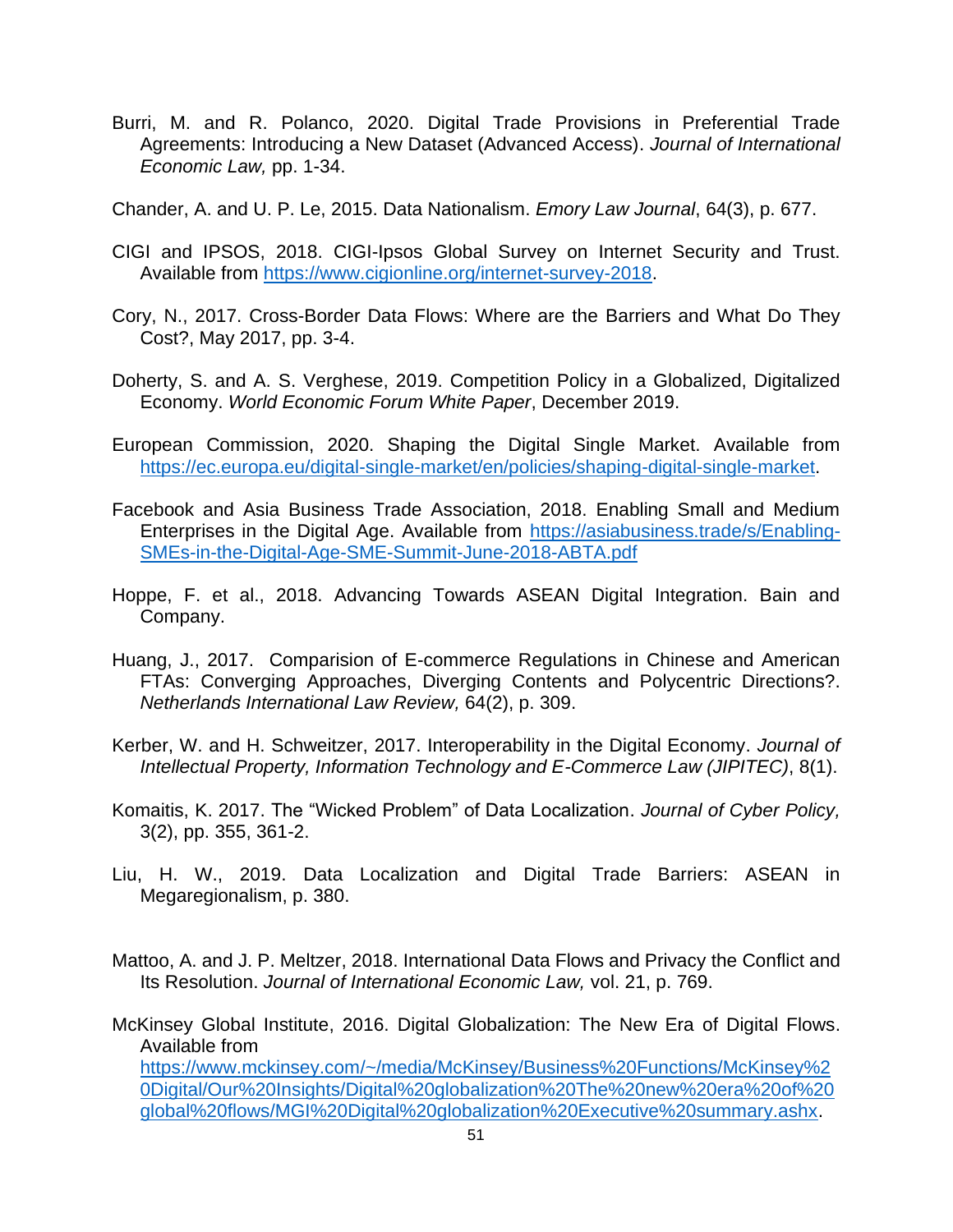Burri, M. and R. Polanco, 2020. Digital Trade Provisions in Preferential Trade Agreements: Introducing a New Dataset (Advanced Access). *Journal of International Economic Law,* pp. 1-34.

Chander, A. and U. P. Le, 2015. Data Nationalism. *Emory Law Journal*, 64(3), p. 677.

CIGI and IPSOS, 2018. CIGI-Ipsos Global Survey on Internet Security and Trust. Available from https://www.cigionline.org/internet-survey-2018.

Cory, N., 2017. Cross-Border Data Flows: Where are the Barriers and What Do They Cost?, May 2017, pp. 3-4.

Doherty, S. and A. S. Verghese, 2019. Competition Policy in a Globalized, Digitalized Economy. *World Economic Forum White Paper*, December 2019.

European Commission, 2020. Shaping the Digital Single Market. Available from https://ec.europa.eu/digital-single-market/en/policies/shaping-digital-single-market.

Facebook and Asia Business Trade Association, 2018. Enabling Small and Medium Enterprises in the Digital Age. Available from https://asiabusiness.trade/s/Enabling-SMEs-in-the-Digital-Age-SME-Summit-June-2018-ABTA.pdf

Hoppe, F. et al., 2018. Advancing Towards ASEAN Digital Integration. Bain and Company.

Huang, J., 2017. Comparision of E-commerce Regulations in Chinese and American FTAs: Converging Approaches, Diverging Contents and Polycentric Directions?. *Netherlands International Law Review,* 64(2), p. 309.

Kerber, W. and H. Schweitzer, 2017. Interoperability in the Digital Economy. *Journal of Intellectual Property, Information Technology and E-Commerce Law (JIPITEC)*, 8(1).

Komaitis, K. 2017. The "Wicked Problem" of Data Localization. *Journal of Cyber Policy,* 3(2), pp. 355, 361-2.

Liu, H. W., 2019. Data Localization and Digital Trade Barriers: ASEAN in Megaregionalism, p. 380.

Mattoo, A. and J. P. Meltzer, 2018. International Data Flows and Privacy the Conflict and Its Resolution. *Journal of International Economic Law,* vol. 21, p. 769.

McKinsey Global Institute, 2016. Digital Globalization: The New Era of Digital Flows. Available from https://www.mckinsey.com/~/media/McKinsey/Business%20Functions/McKinsey%20Digital/Our%20Insights/Digital%20globalization%20The%20new%20era%20of%20global%20flows/MGI%20Digital%20globalization%20Executive%20summary.ashx.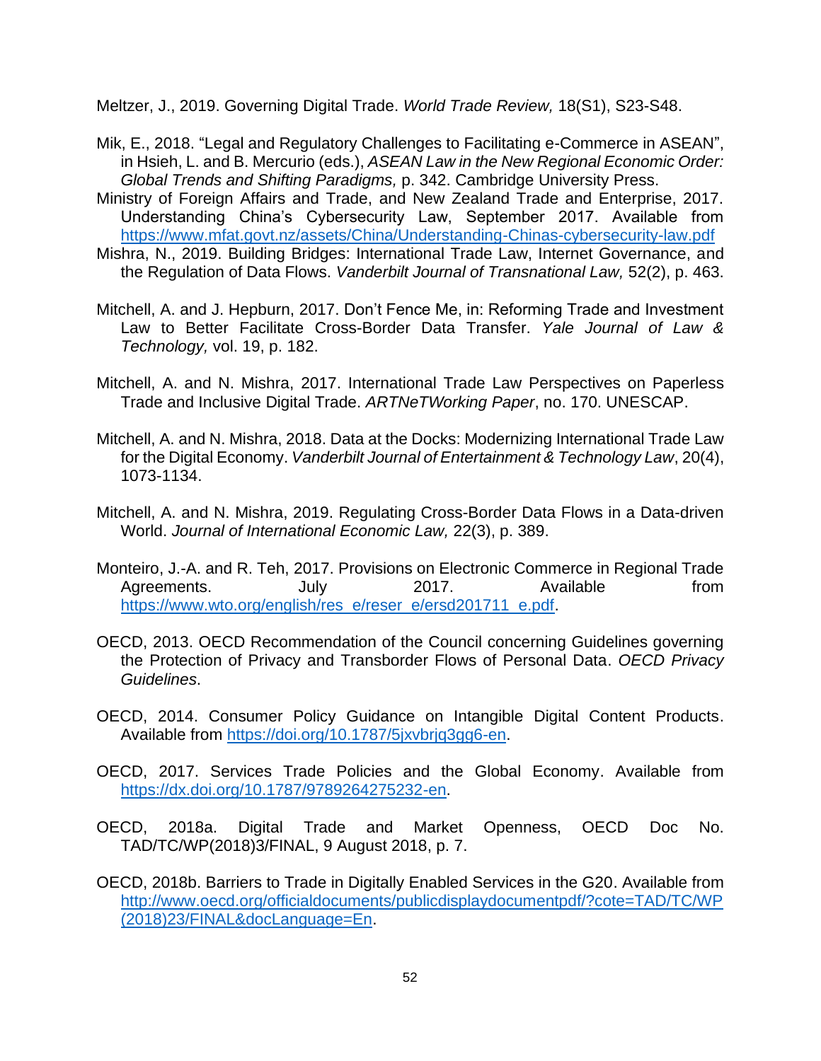Meltzer, J., 2019. Governing Digital Trade. *World Trade Review,* 18(S1), S23-S48.

Mik, E., 2018. "Legal and Regulatory Challenges to Facilitating e-Commerce in ASEAN", in Hsieh, L. and B. Mercurio (eds.), *ASEAN Law in the New Regional Economic Order: Global Trends and Shifting Paradigms,* p. 342. Cambridge University Press.

Ministry of Foreign Affairs and Trade, and New Zealand Trade and Enterprise, 2017. Understanding China's Cybersecurity Law, September 2017. Available from https://www.mfat.govt.nz/assets/China/Understanding-Chinas-cybersecurity-law.pdf

Mishra, N., 2019. Building Bridges: International Trade Law, Internet Governance, and the Regulation of Data Flows. *Vanderbilt Journal of Transnational Law,* 52(2), p. 463.

Mitchell, A. and J. Hepburn, 2017. Don't Fence Me, in: Reforming Trade and Investment Law to Better Facilitate Cross-Border Data Transfer. *Yale Journal of Law & Technology,* vol. 19, p. 182.

Mitchell, A. and N. Mishra, 2017. International Trade Law Perspectives on Paperless Trade and Inclusive Digital Trade. *ARTNeTWorking Paper*, no. 170. UNESCAP.

Mitchell, A. and N. Mishra, 2018. Data at the Docks: Modernizing International Trade Law for the Digital Economy. *Vanderbilt Journal of Entertainment & Technology Law*, 20(4), 1073-1134.

Mitchell, A. and N. Mishra, 2019. Regulating Cross-Border Data Flows in a Data-driven World. *Journal of International Economic Law,* 22(3), p. 389.

Monteiro, J.-A. and R. Teh, 2017. Provisions on Electronic Commerce in Regional Trade Agreements. July 2017. Available from https://www.wto.org/english/res_e/reser_e/ersd201711_e.pdf.

OECD, 2013. OECD Recommendation of the Council concerning Guidelines governing the Protection of Privacy and Transborder Flows of Personal Data. *OECD Privacy Guidelines*.

OECD, 2014. Consumer Policy Guidance on Intangible Digital Content Products. Available from https://doi.org/10.1787/5jxvbrjq3gg6-en.

OECD, 2017. Services Trade Policies and the Global Economy. Available from https://dx.doi.org/10.1787/9789264275232-en.

OECD, 2018a. Digital Trade and Market Openness, OECD Doc No. TAD/TC/WP(2018)3/FINAL, 9 August 2018, p. 7.

OECD, 2018b. Barriers to Trade in Digitally Enabled Services in the G20. Available from http://www.oecd.org/officialdocuments/publicdisplaydocumentpdf/?cote=TAD/TC/WP(2018)23/FINAL&docLanguage=En.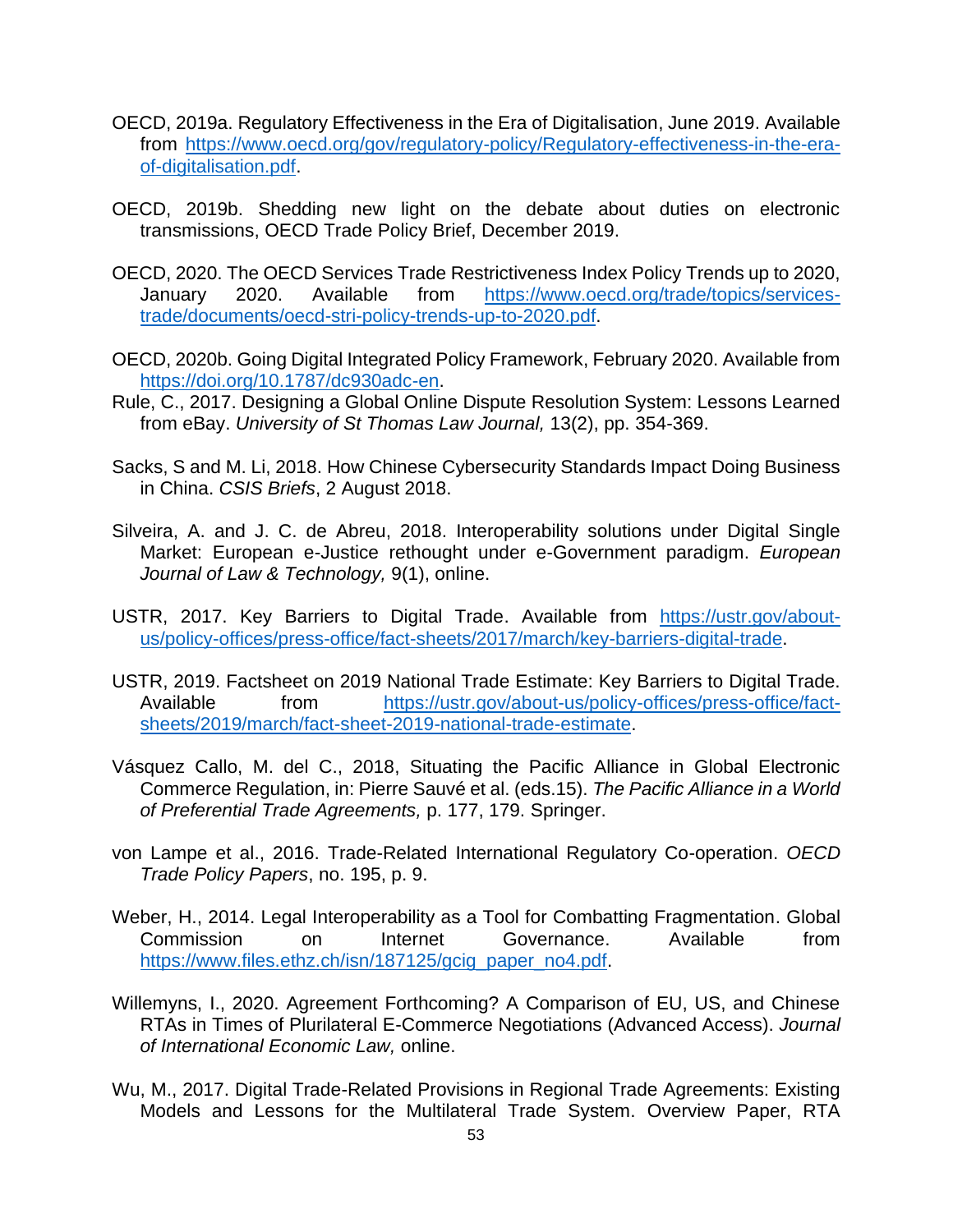OECD, 2019a. Regulatory Effectiveness in the Era of Digitalisation, June 2019. Available from https://www.oecd.org/gov/regulatory-policy/Regulatory-effectiveness-in-the-era-of-digitalisation.pdf.

OECD, 2019b. Shedding new light on the debate about duties on electronic transmissions, OECD Trade Policy Brief, December 2019.

OECD, 2020. The OECD Services Trade Restrictiveness Index Policy Trends up to 2020, January 2020. Available from https://www.oecd.org/trade/topics/services-trade/documents/oecd-stri-policy-trends-up-to-2020.pdf.

OECD, 2020b. Going Digital Integrated Policy Framework, February 2020. Available from https://doi.org/10.1787/dc930adc-en.

Rule, C., 2017. Designing a Global Online Dispute Resolution System: Lessons Learned from eBay. *University of St Thomas Law Journal,* 13(2), pp. 354-369.

Sacks, S and M. Li, 2018. How Chinese Cybersecurity Standards Impact Doing Business in China. *CSIS Briefs*, 2 August 2018.

Silveira, A. and J. C. de Abreu, 2018. Interoperability solutions under Digital Single Market: European e-Justice rethought under e-Government paradigm. *European Journal of Law & Technology,* 9(1), online.

USTR, 2017. Key Barriers to Digital Trade. Available from https://ustr.gov/about-us/policy-offices/press-office/fact-sheets/2017/march/key-barriers-digital-trade.

USTR, 2019. Factsheet on 2019 National Trade Estimate: Key Barriers to Digital Trade. Available from https://ustr.gov/about-us/policy-offices/press-office/fact-sheets/2019/march/fact-sheet-2019-national-trade-estimate.

Vásquez Callo, M. del C., 2018, Situating the Pacific Alliance in Global Electronic Commerce Regulation, in: Pierre Sauvé et al. (eds.15). *The Pacific Alliance in a World of Preferential Trade Agreements,* p. 177, 179. Springer.

von Lampe et al., 2016. Trade-Related International Regulatory Co-operation. *OECD Trade Policy Papers*, no. 195, p. 9.

Weber, H., 2014. Legal Interoperability as a Tool for Combatting Fragmentation. Global Commission on Internet Governance. Available from https://www.files.ethz.ch/isn/187125/gcig_paper_no4.pdf.

Willemyns, I., 2020. Agreement Forthcoming? A Comparison of EU, US, and Chinese RTAs in Times of Plurilateral E-Commerce Negotiations (Advanced Access). *Journal of International Economic Law,* online.

Wu, M., 2017. Digital Trade-Related Provisions in Regional Trade Agreements: Existing Models and Lessons for the Multilateral Trade System. Overview Paper, RTA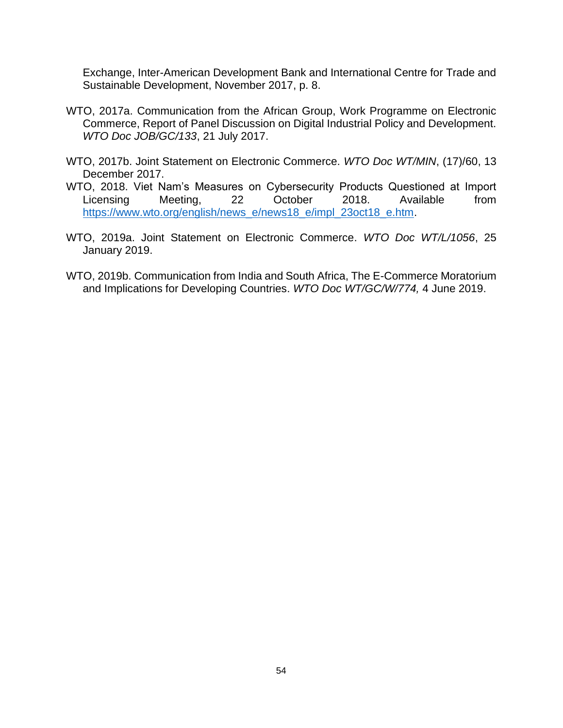Exchange, Inter-American Development Bank and International Centre for Trade and Sustainable Development, November 2017, p. 8.

WTO, 2017a. Communication from the African Group, Work Programme on Electronic Commerce, Report of Panel Discussion on Digital Industrial Policy and Development. *WTO Doc JOB/GC/133*, 21 July 2017.

WTO, 2017b. Joint Statement on Electronic Commerce. *WTO Doc WT/MIN*, (17)/60, 13 December 2017.

WTO, 2018. Viet Nam's Measures on Cybersecurity Products Questioned at Import Licensing Meeting, 22 October 2018. Available from https://www.wto.org/english/news_e/news18_e/impl_23oct18_e.htm.

WTO, 2019a. Joint Statement on Electronic Commerce. *WTO Doc WT/L/1056*, 25 January 2019.

WTO, 2019b. Communication from India and South Africa, The E-Commerce Moratorium and Implications for Developing Countries. *WTO Doc WT/GC/W/774,* 4 June 2019.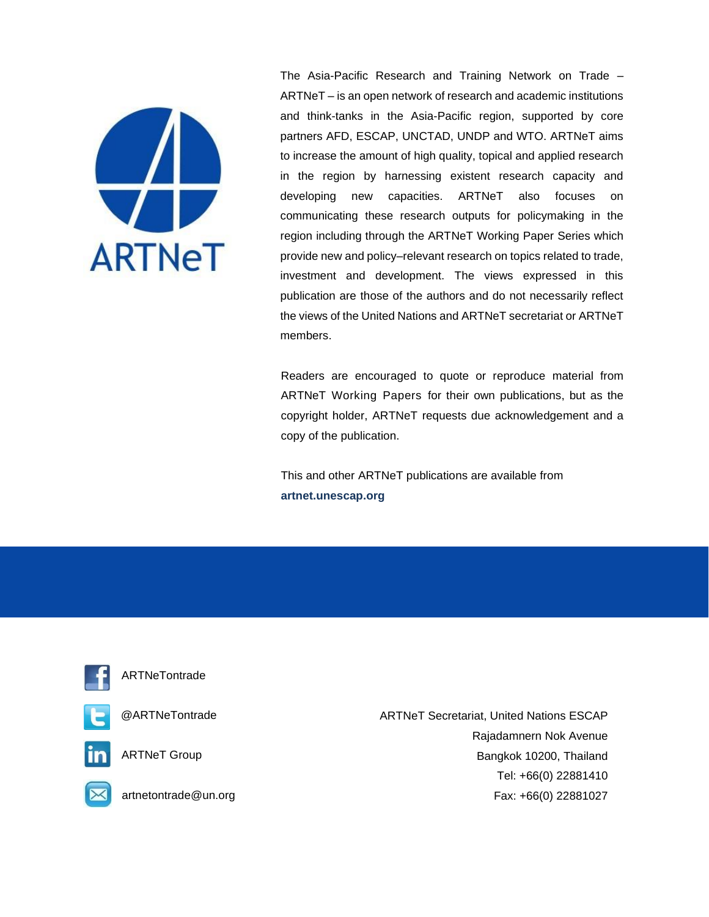ARTNeT

The Asia-Pacific Research and Training Network on Trade – ARTNeT – is an open network of research and academic institutions and think-tanks in the Asia-Pacific region, supported by core partners AFD, ESCAP, UNCTAD, UNDP and WTO. ARTNeT aims to increase the amount of high quality, topical and applied research in the region by harnessing existent research capacity and developing new capacities. ARTNeT also focuses on communicating these research outputs for policymaking in the region including through the ARTNeT Working Paper Series which provide new and policy–relevant research on topics related to trade, investment and development. The views expressed in this publication are those of the authors and do not necessarily reflect the views of the United Nations and ARTNeT secretariat or ARTNeT members.

Readers are encouraged to quote or reproduce material from ARTNeT Working Papers for their own publications, but as the copyright holder, ARTNeT requests due acknowledgement and a copy of the publication.

This and other ARTNeT publications are available from **artnet.unescap.org**

ARTNeTontrade

@ARTNeTontrade

ARTNeT Group

artnetontrade@un.org

ARTNeT Secretariat, United Nations ESCAP
Rajadamnern Nok Avenue
Bangkok 10200, Thailand
Tel: +66(0) 22881410
Fax: +66(0) 22881027